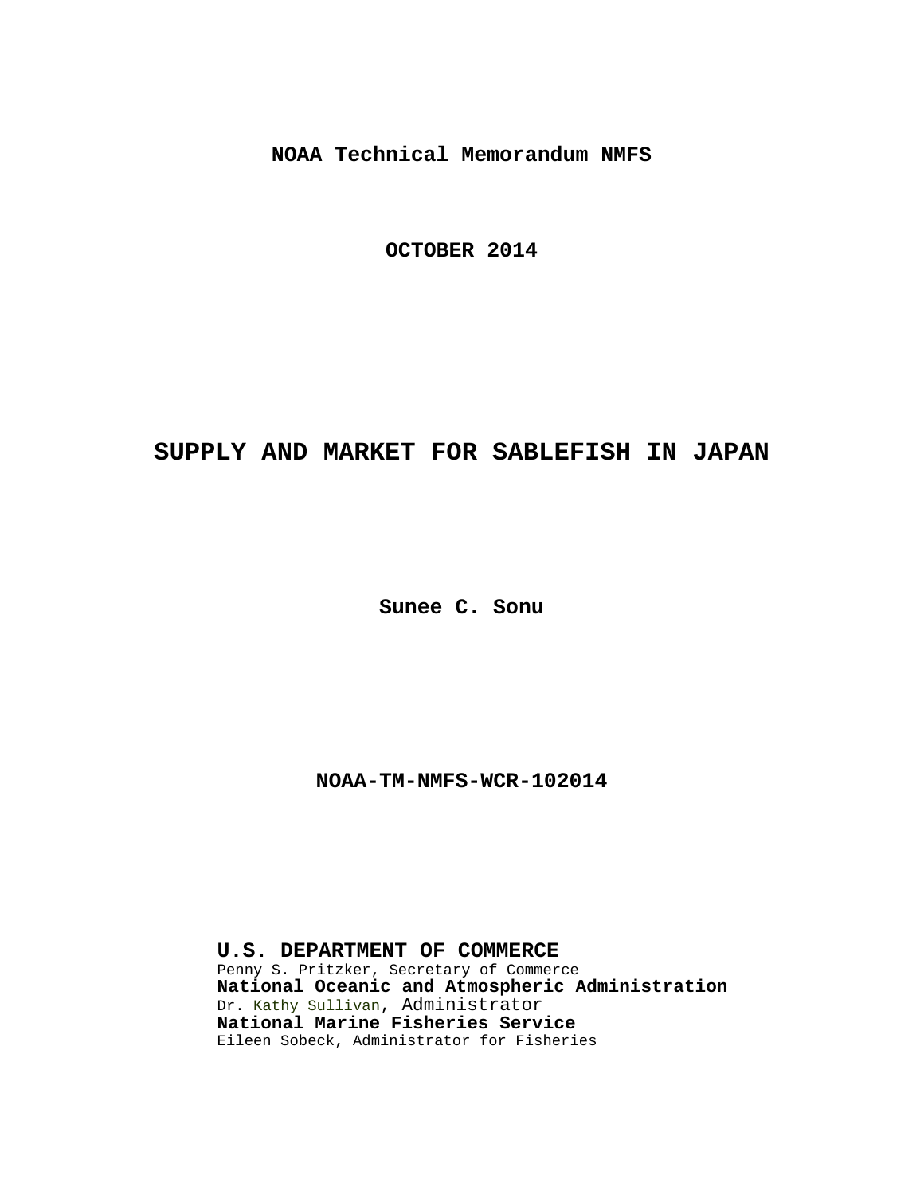**NOAA Technical Memorandum NMFS**

**OCTOBER 2014**

# SUPPLY AND MARKET FOR SABLEFISH IN JAPAN

**Sunee C. Sonu**

**NOAA-TM-NMFS-WCR-102014**

**U.S. DEPARTMENT OF COMMERCE**
Penny S. Pritzker, Secretary of Commerce
**National Oceanic and Atmospheric Administration**
Dr. Kathy Sullivan, Administrator
**National Marine Fisheries Service**
Eileen Sobeck, Administrator for Fisheries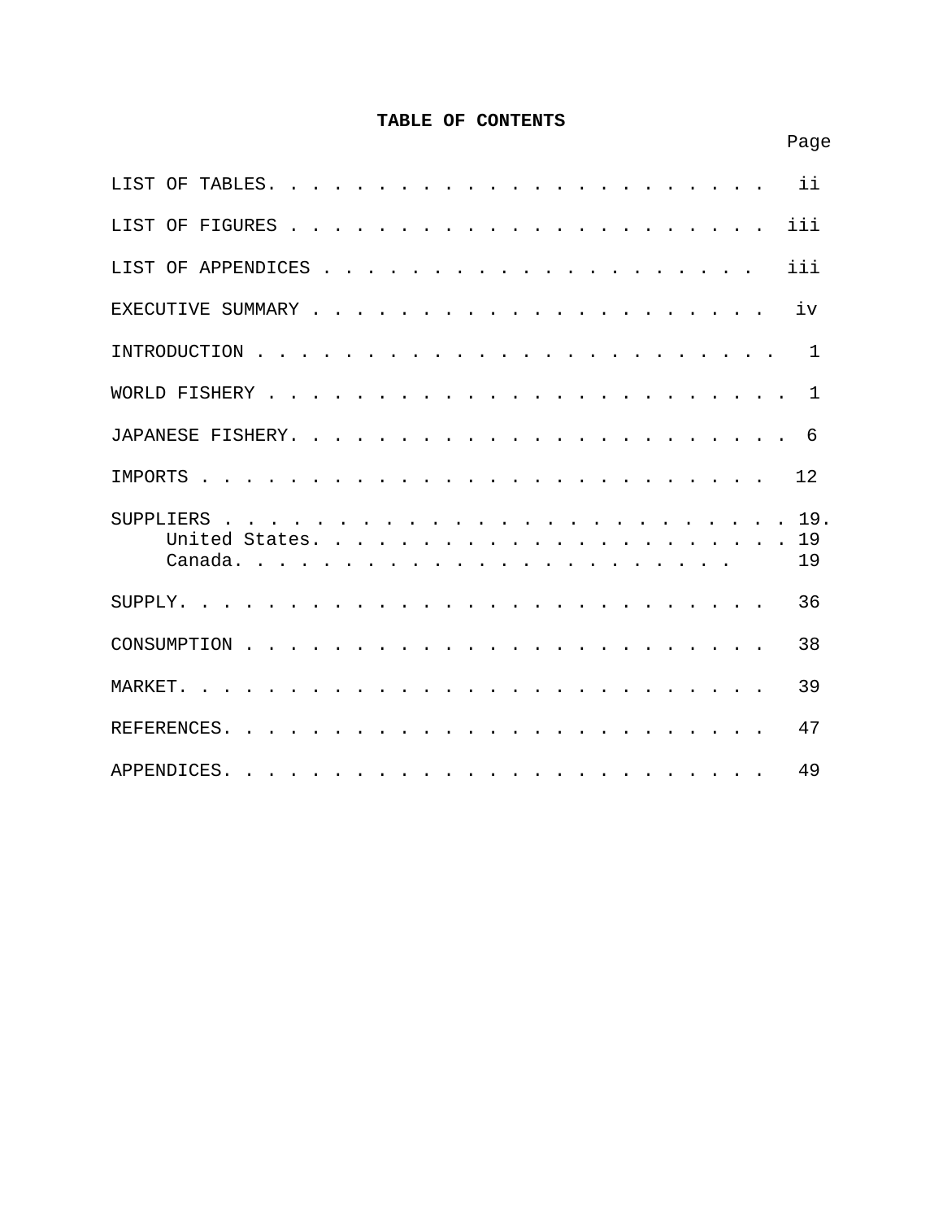# TABLE OF CONTENTS

| | Page |
|---|---|
| LIST OF TABLES | ii |
| LIST OF FIGURES | iii |
| LIST OF APPENDICES | iii |
| EXECUTIVE SUMMARY | iv |
| INTRODUCTION | 1 |
| WORLD FISHERY | 1 |
| JAPANESE FISHERY | 6 |
| IMPORTS | 12 |
| SUPPLIERS | 19 |
| United States | 19 |
| Canada | 19 |
| SUPPLY | 36 |
| CONSUMPTION | 38 |
| MARKET | 39 |
| REFERENCES | 47 |
| APPENDICES | 49 |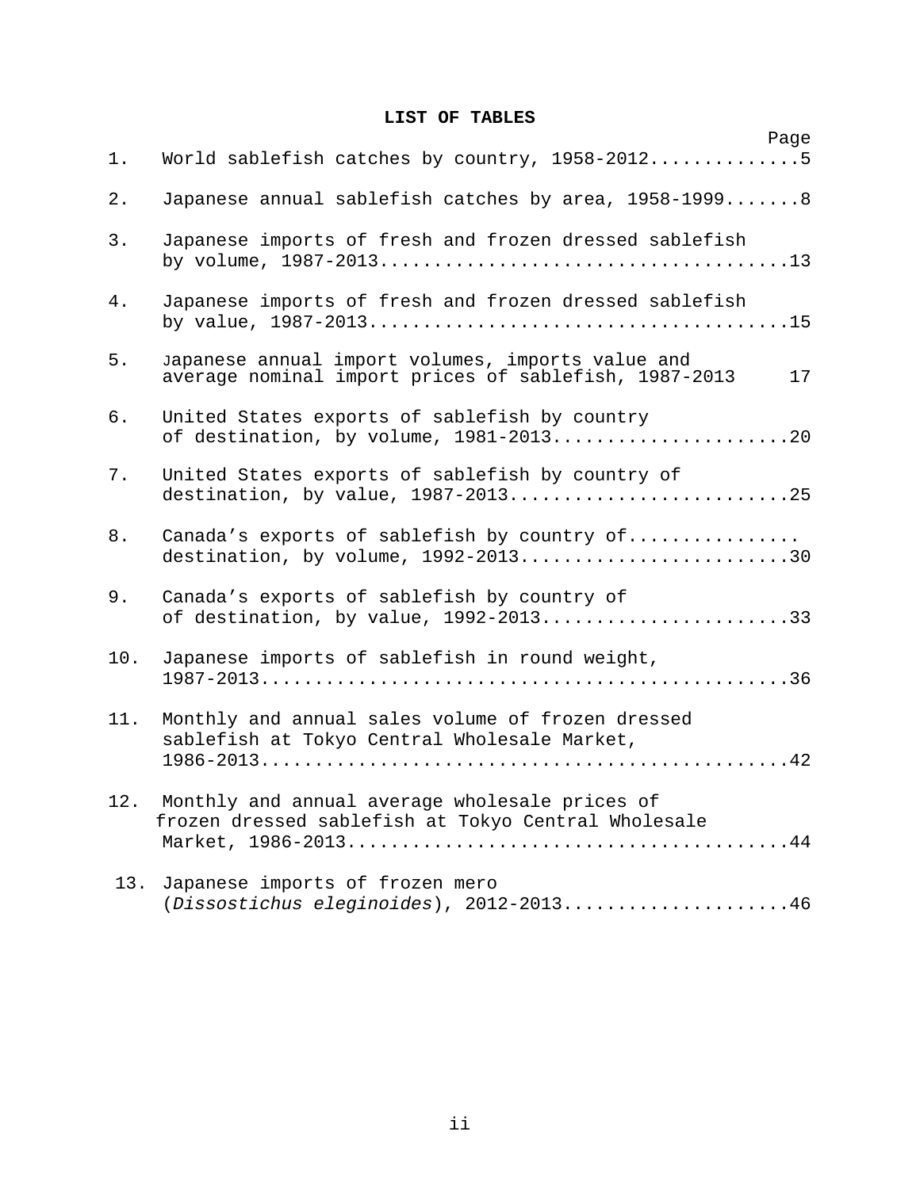# LIST OF TABLES

| | | Page |
|---|---|---|
| 1. | World sablefish catches by country, 1958-2012 | 5 |
| 2. | Japanese annual sablefish catches by area, 1958-1999 | 8 |
| 3. | Japanese imports of fresh and frozen dressed sablefish by volume, 1987-2013 | 13 |
| 4. | Japanese imports of fresh and frozen dressed sablefish by value, 1987-2013 | 15 |
| 5. | Japanese annual import volumes, imports value and average nominal import prices of sablefish, 1987-2013 | 17 |
| 6. | United States exports of sablefish by country of destination, by volume, 1981-2013 | 20 |
| 7. | United States exports of sablefish by country of destination, by value, 1987-2013 | 25 |
| 8. | Canada's exports of sablefish by country of destination, by volume, 1992-2013 | 30 |
| 9. | Canada's exports of sablefish by country of of destination, by value, 1992-2013 | 33 |
| 10. | Japanese imports of sablefish in round weight, 1987-2013 | 36 |
| 11. | Monthly and annual sales volume of frozen dressed sablefish at Tokyo Central Wholesale Market, 1986-2013 | 42 |
| 12. | Monthly and annual average wholesale prices of frozen dressed sablefish at Tokyo Central Wholesale Market, 1986-2013 | 44 |
| 13. | Japanese imports of frozen mero (*Dissostichus eleginoides*), 2012-2013 | 46 |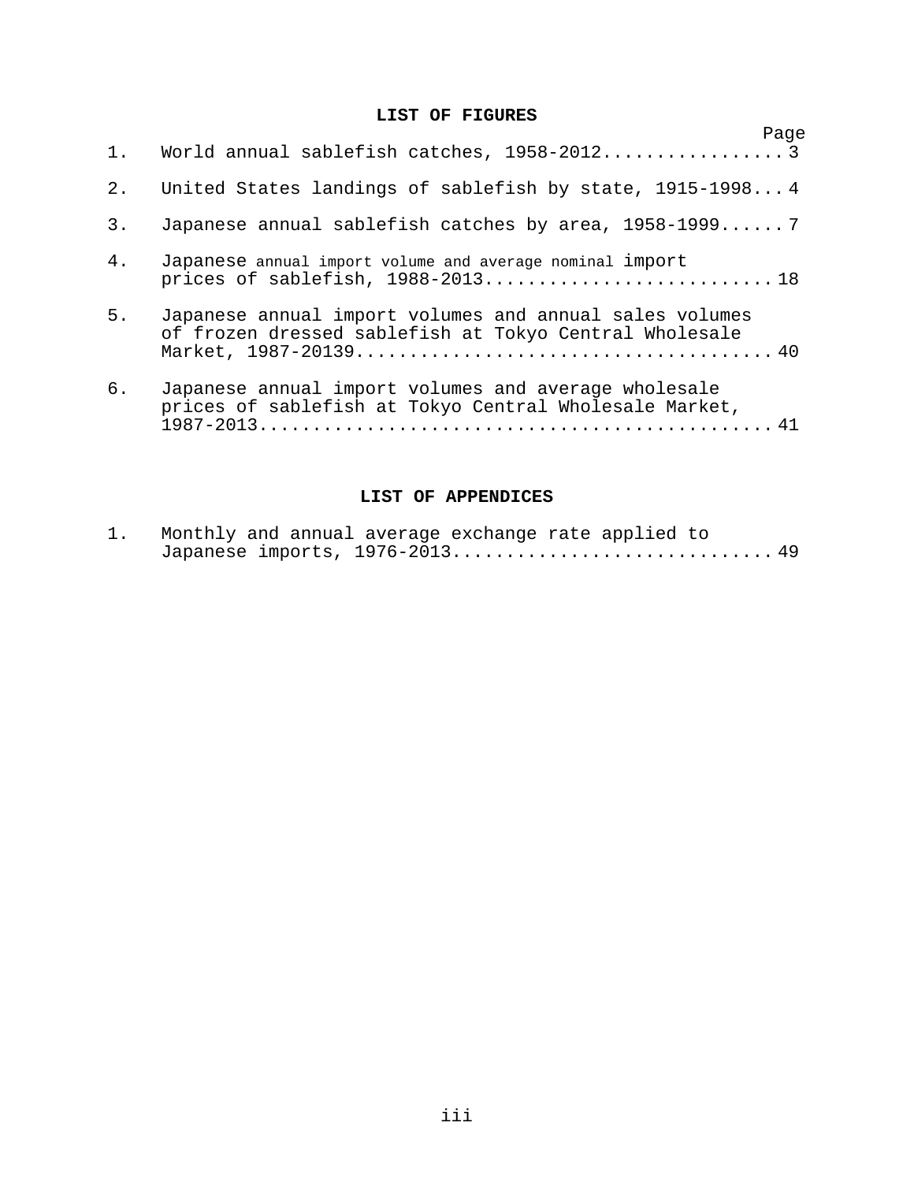## LIST OF FIGURES

| | | Page |
|---|---|---|
| 1. | World annual sablefish catches, 1958-2012 | 3 |
| 2. | United States landings of sablefish by state, 1915-1998 | 4 |
| 3. | Japanese annual sablefish catches by area, 1958-1999 | 7 |
| 4. | Japanese annual import volume and average nominal import prices of sablefish, 1988-2013 | 18 |
| 5. | Japanese annual import volumes and annual sales volumes of frozen dressed sablefish at Tokyo Central Wholesale Market, 1987-20139 | 40 |
| 6. | Japanese annual import volumes and average wholesale prices of sablefish at Tokyo Central Wholesale Market, 1987-2013 | 41 |

## LIST OF APPENDICES

| | | |
|---|---|---|
| 1. | Monthly and annual average exchange rate applied to Japanese imports, 1976-2013 | 49 |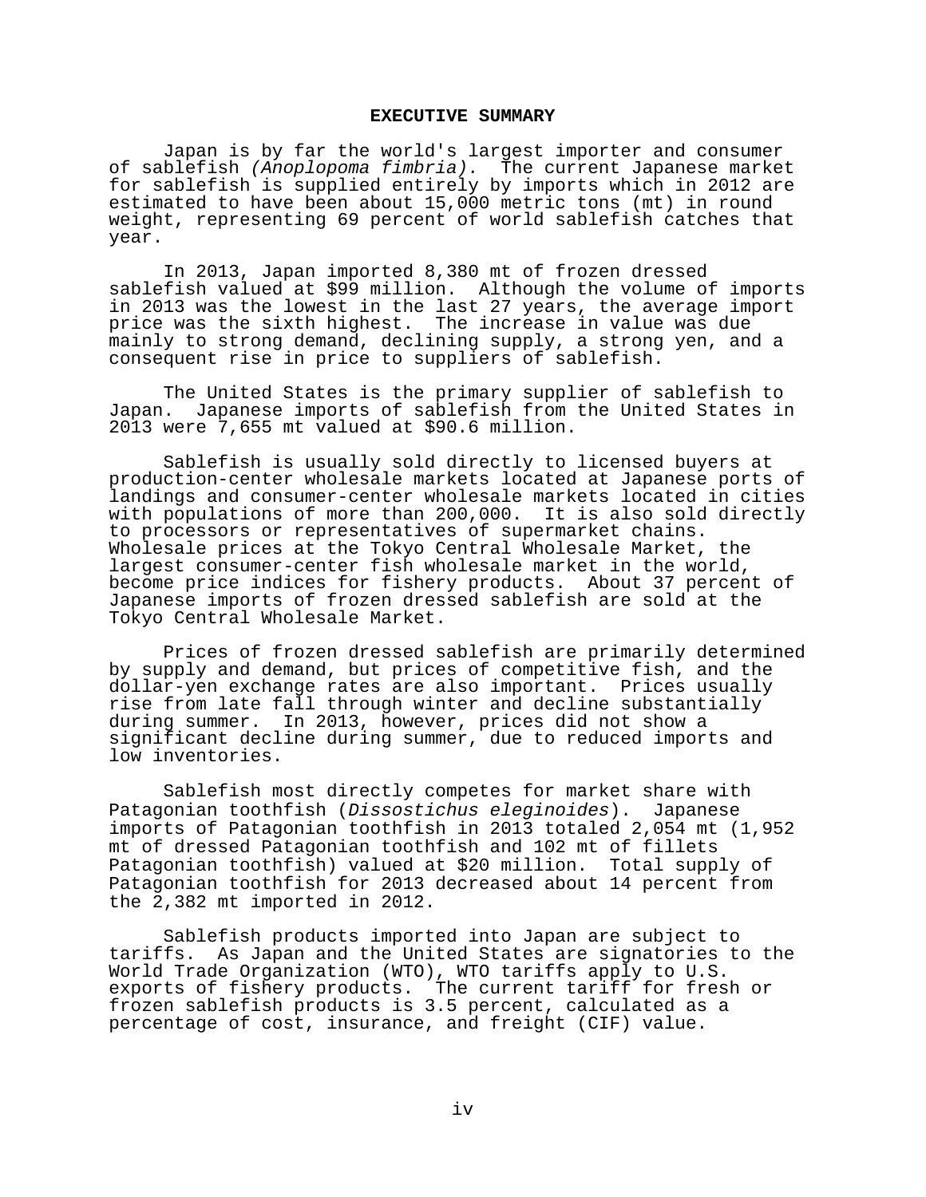# EXECUTIVE SUMMARY

Japan is by far the world's largest importer and consumer of sablefish *(Anoplopoma fimbria).* The current Japanese market for sablefish is supplied entirely by imports which in 2012 are estimated to have been about 15,000 metric tons (mt) in round weight, representing 69 percent of world sablefish catches that year.

In 2013, Japan imported 8,380 mt of frozen dressed sablefish valued at $99 million. Although the volume of imports in 2013 was the lowest in the last 27 years, the average import price was the sixth highest. The increase in value was due mainly to strong demand, declining supply, a strong yen, and a consequent rise in price to suppliers of sablefish.

The United States is the primary supplier of sablefish to Japan. Japanese imports of sablefish from the United States in 2013 were 7,655 mt valued at $90.6 million.

Sablefish is usually sold directly to licensed buyers at production-center wholesale markets located at Japanese ports of landings and consumer-center wholesale markets located in cities with populations of more than 200,000. It is also sold directly to processors or representatives of supermarket chains. Wholesale prices at the Tokyo Central Wholesale Market, the largest consumer-center fish wholesale market in the world, become price indices for fishery products. About 37 percent of Japanese imports of frozen dressed sablefish are sold at the Tokyo Central Wholesale Market.

Prices of frozen dressed sablefish are primarily determined by supply and demand, but prices of competitive fish, and the dollar-yen exchange rates are also important. Prices usually rise from late fall through winter and decline substantially during summer. In 2013, however, prices did not show a significant decline during summer, due to reduced imports and low inventories.

Sablefish most directly competes for market share with Patagonian toothfish (*Dissostichus eleginoides*). Japanese imports of Patagonian toothfish in 2013 totaled 2,054 mt (1,952 mt of dressed Patagonian toothfish and 102 mt of fillets Patagonian toothfish) valued at $20 million. Total supply of Patagonian toothfish for 2013 decreased about 14 percent from the 2,382 mt imported in 2012.

Sablefish products imported into Japan are subject to tariffs. As Japan and the United States are signatories to the World Trade Organization (WTO), WTO tariffs apply to U.S. exports of fishery products. The current tariff for fresh or frozen sablefish products is 3.5 percent, calculated as a percentage of cost, insurance, and freight (CIF) value.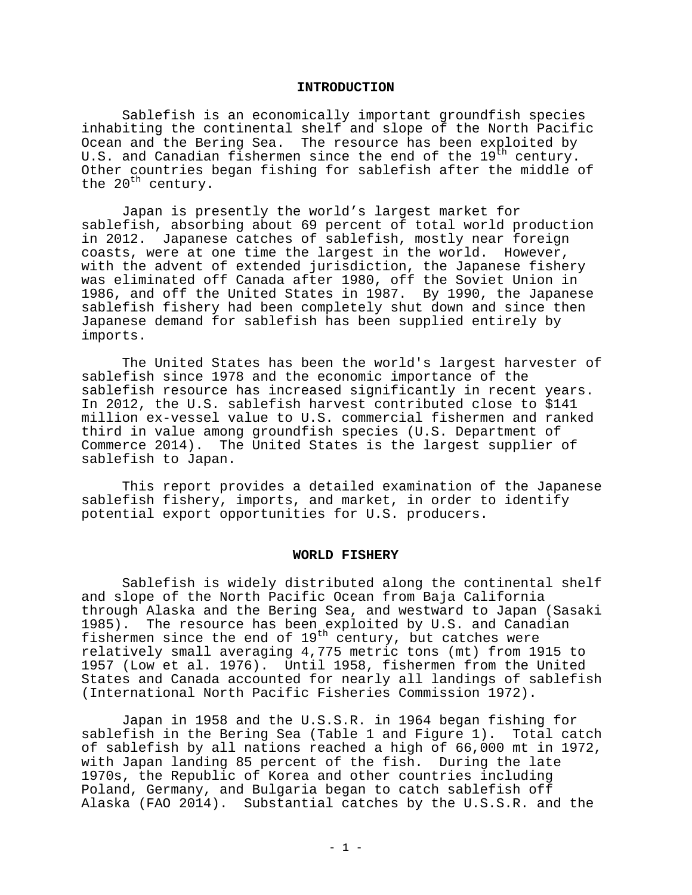## INTRODUCTION

Sablefish is an economically important groundfish species inhabiting the continental shelf and slope of the North Pacific Ocean and the Bering Sea. The resource has been exploited by U.S. and Canadian fishermen since the end of the 19th century. Other countries began fishing for sablefish after the middle of the 20th century.

Japan is presently the world's largest market for sablefish, absorbing about 69 percent of total world production in 2012. Japanese catches of sablefish, mostly near foreign coasts, were at one time the largest in the world. However, with the advent of extended jurisdiction, the Japanese fishery was eliminated off Canada after 1980, off the Soviet Union in 1986, and off the United States in 1987. By 1990, the Japanese sablefish fishery had been completely shut down and since then Japanese demand for sablefish has been supplied entirely by imports.

The United States has been the world's largest harvester of sablefish since 1978 and the economic importance of the sablefish resource has increased significantly in recent years. In 2012, the U.S. sablefish harvest contributed close to $141 million ex-vessel value to U.S. commercial fishermen and ranked third in value among groundfish species (U.S. Department of Commerce 2014). The United States is the largest supplier of sablefish to Japan.

This report provides a detailed examination of the Japanese sablefish fishery, imports, and market, in order to identify potential export opportunities for U.S. producers.

## WORLD FISHERY

Sablefish is widely distributed along the continental shelf and slope of the North Pacific Ocean from Baja California through Alaska and the Bering Sea, and westward to Japan (Sasaki 1985). The resource has been exploited by U.S. and Canadian fishermen since the end of 19th century, but catches were relatively small averaging 4,775 metric tons (mt) from 1915 to 1957 (Low et al. 1976). Until 1958, fishermen from the United States and Canada accounted for nearly all landings of sablefish (International North Pacific Fisheries Commission 1972).

Japan in 1958 and the U.S.S.R. in 1964 began fishing for sablefish in the Bering Sea (Table 1 and Figure 1). Total catch of sablefish by all nations reached a high of 66,000 mt in 1972, with Japan landing 85 percent of the fish. During the late 1970s, the Republic of Korea and other countries including Poland, Germany, and Bulgaria began to catch sablefish off Alaska (FAO 2014). Substantial catches by the U.S.S.R. and the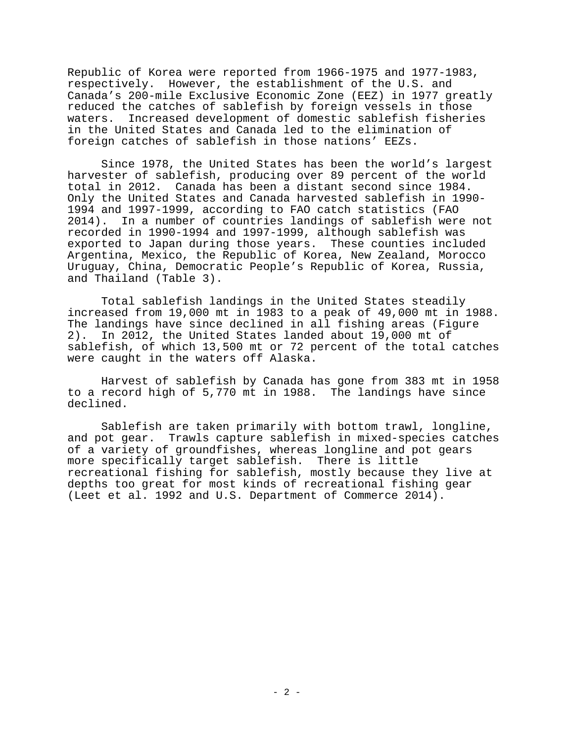Republic of Korea were reported from 1966-1975 and 1977-1983, respectively. However, the establishment of the U.S. and Canada's 200-mile Exclusive Economic Zone (EEZ) in 1977 greatly reduced the catches of sablefish by foreign vessels in those waters. Increased development of domestic sablefish fisheries in the United States and Canada led to the elimination of foreign catches of sablefish in those nations' EEZs.

Since 1978, the United States has been the world's largest harvester of sablefish, producing over 89 percent of the world total in 2012. Canada has been a distant second since 1984. Only the United States and Canada harvested sablefish in 1990-1994 and 1997-1999, according to FAO catch statistics (FAO 2014). In a number of countries landings of sablefish were not recorded in 1990-1994 and 1997-1999, although sablefish was exported to Japan during those years. These counties included Argentina, Mexico, the Republic of Korea, New Zealand, Morocco Uruguay, China, Democratic People's Republic of Korea, Russia, and Thailand (Table 3).

Total sablefish landings in the United States steadily increased from 19,000 mt in 1983 to a peak of 49,000 mt in 1988. The landings have since declined in all fishing areas (Figure 2). In 2012, the United States landed about 19,000 mt of sablefish, of which 13,500 mt or 72 percent of the total catches were caught in the waters off Alaska.

Harvest of sablefish by Canada has gone from 383 mt in 1958 to a record high of 5,770 mt in 1988. The landings have since declined.

Sablefish are taken primarily with bottom trawl, longline, and pot gear. Trawls capture sablefish in mixed-species catches of a variety of groundfishes, whereas longline and pot gears more specifically target sablefish. There is little recreational fishing for sablefish, mostly because they live at depths too great for most kinds of recreational fishing gear (Leet et al. 1992 and U.S. Department of Commerce 2014).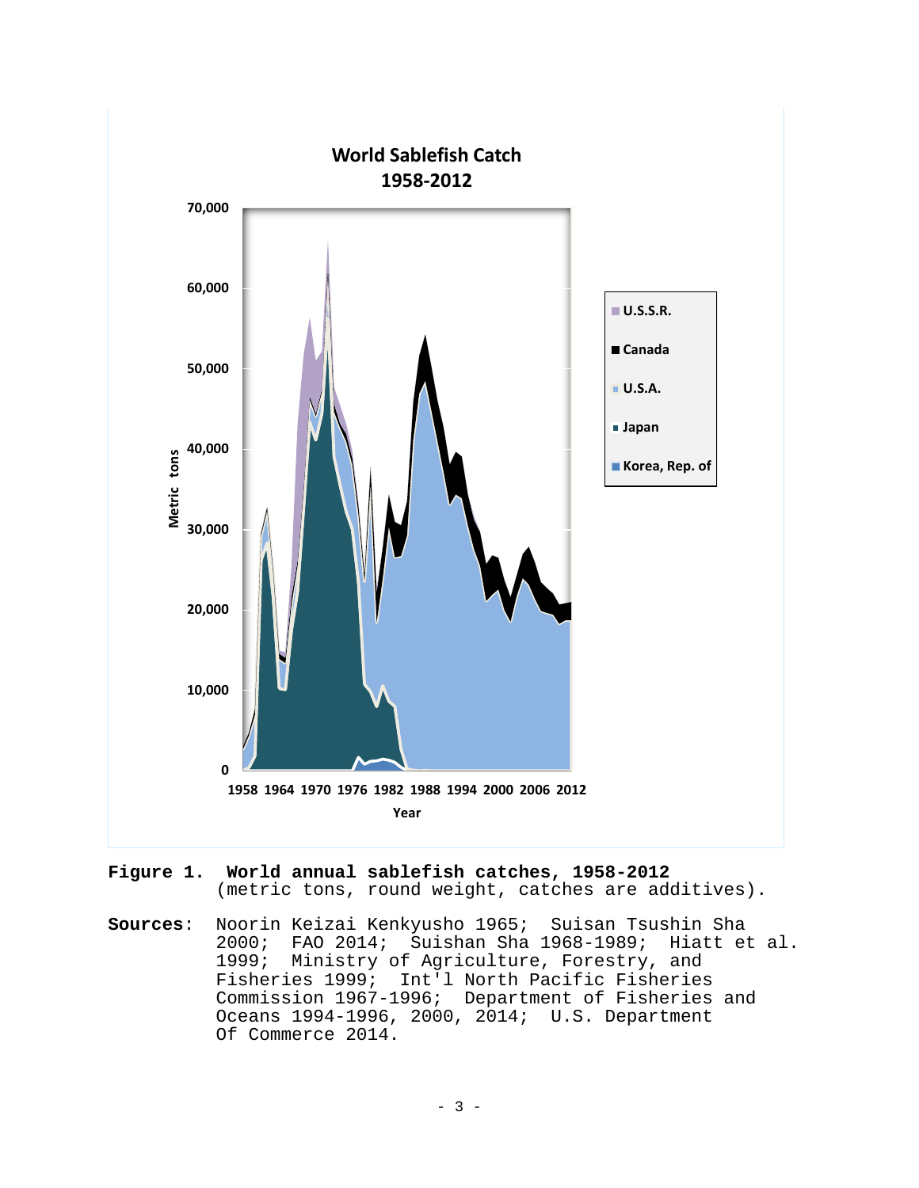**Figure 1. World annual sablefish catches, 1958-2012** (metric tons, round weight, catches are additives).

**Sources:** Noorin Keizai Kenkyusho 1965; Suisan Tsushin Sha 2000; FAO 2014; Suishan Sha 1968-1989; Hiatt et al. 1999; Ministry of Agriculture, Forestry, and Fisheries 1999; Int'l North Pacific Fisheries Commission 1967-1996; Department of Fisheries and Oceans 1994-1996, 2000, 2014; U.S. Department Of Commerce 2014.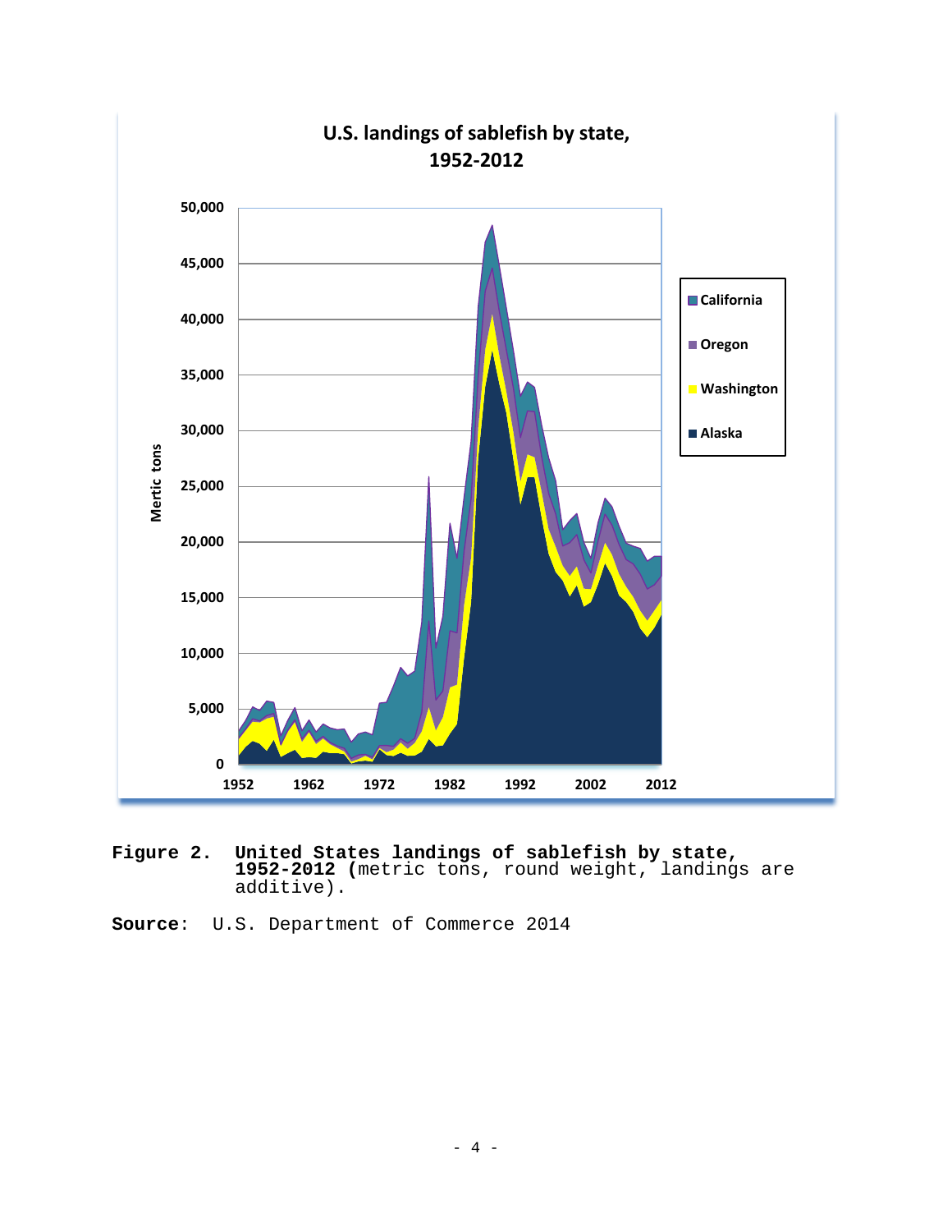**Figure 2. United States landings of sablefish by state, 1952-2012** (metric tons, round weight, landings are additive).

**Source**: U.S. Department of Commerce 2014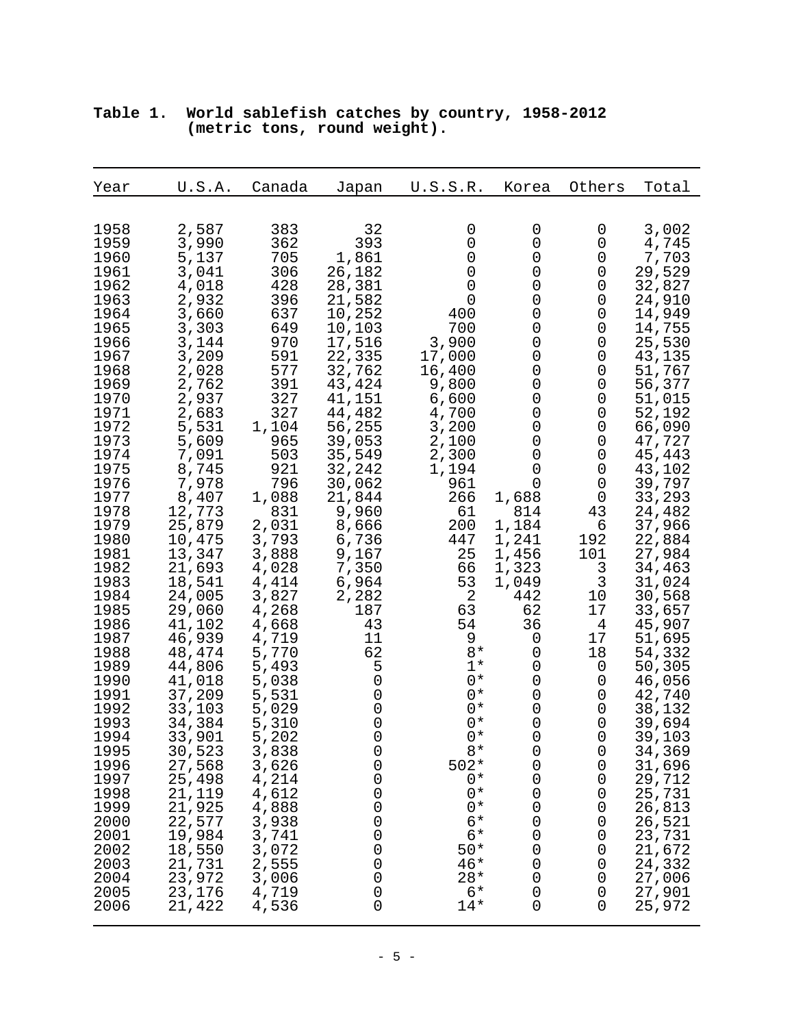**Table 1. World sablefish catches by country, 1958-2012 (metric tons, round weight).**

| Year | U.S.A. | Canada | Japan | U.S.S.R. | Korea | Others | Total |
|---|---|---|---|---|---|---|---|
| 1958 | 2,587 | 383 | 32 | 0 | 0 | 0 | 3,002 |
| 1959 | 3,990 | 362 | 393 | 0 | 0 | 0 | 4,745 |
| 1960 | 5,137 | 705 | 1,861 | 0 | 0 | 0 | 7,703 |
| 1961 | 3,041 | 306 | 26,182 | 0 | 0 | 0 | 29,529 |
| 1962 | 4,018 | 428 | 28,381 | 0 | 0 | 0 | 32,827 |
| 1963 | 2,932 | 396 | 21,582 | 0 | 0 | 0 | 24,910 |
| 1964 | 3,660 | 637 | 10,252 | 400 | 0 | 0 | 14,949 |
| 1965 | 3,303 | 649 | 10,103 | 700 | 0 | 0 | 14,755 |
| 1966 | 3,144 | 970 | 17,516 | 3,900 | 0 | 0 | 25,530 |
| 1967 | 3,209 | 591 | 22,335 | 17,000 | 0 | 0 | 43,135 |
| 1968 | 2,028 | 577 | 32,762 | 16,400 | 0 | 0 | 51,767 |
| 1969 | 2,762 | 391 | 43,424 | 9,800 | 0 | 0 | 56,377 |
| 1970 | 2,937 | 327 | 41,151 | 6,600 | 0 | 0 | 51,015 |
| 1971 | 2,683 | 327 | 44,482 | 4,700 | 0 | 0 | 52,192 |
| 1972 | 5,531 | 1,104 | 56,255 | 3,200 | 0 | 0 | 66,090 |
| 1973 | 5,609 | 965 | 39,053 | 2,100 | 0 | 0 | 47,727 |
| 1974 | 7,091 | 503 | 35,549 | 2,300 | 0 | 0 | 45,443 |
| 1975 | 8,745 | 921 | 32,242 | 1,194 | 0 | 0 | 43,102 |
| 1976 | 7,978 | 796 | 30,062 | 961 | 0 | 0 | 39,797 |
| 1977 | 8,407 | 1,088 | 21,844 | 266 | 1,688 | 0 | 33,293 |
| 1978 | 12,773 | 831 | 9,960 | 61 | 814 | 43 | 24,482 |
| 1979 | 25,879 | 2,031 | 8,666 | 200 | 1,184 | 6 | 37,966 |
| 1980 | 10,475 | 3,793 | 6,736 | 447 | 1,241 | 192 | 22,884 |
| 1981 | 13,347 | 3,888 | 9,167 | 25 | 1,456 | 101 | 27,984 |
| 1982 | 21,693 | 4,028 | 7,350 | 66 | 1,323 | 3 | 34,463 |
| 1983 | 18,541 | 4,414 | 6,964 | 53 | 1,049 | 3 | 31,024 |
| 1984 | 24,005 | 3,827 | 2,282 | 2 | 442 | 10 | 30,568 |
| 1985 | 29,060 | 4,268 | 187 | 63 | 62 | 17 | 33,657 |
| 1986 | 41,102 | 4,668 | 43 | 54 | 36 | 4 | 45,907 |
| 1987 | 46,939 | 4,719 | 11 | 9 | 0 | 17 | 51,695 |
| 1988 | 48,474 | 5,770 | 62 | 8* | 0 | 18 | 54,332 |
| 1989 | 44,806 | 5,493 | 5 | 1* | 0 | 0 | 50,305 |
| 1990 | 41,018 | 5,038 | 0 | 0* | 0 | 0 | 46,056 |
| 1991 | 37,209 | 5,531 | 0 | 0* | 0 | 0 | 42,740 |
| 1992 | 33,103 | 5,029 | 0 | 0* | 0 | 0 | 38,132 |
| 1993 | 34,384 | 5,310 | 0 | 0* | 0 | 0 | 39,694 |
| 1994 | 33,901 | 5,202 | 0 | 0* | 0 | 0 | 39,103 |
| 1995 | 30,523 | 3,838 | 0 | 8* | 0 | 0 | 34,369 |
| 1996 | 27,568 | 3,626 | 0 | 502* | 0 | 0 | 31,696 |
| 1997 | 25,498 | 4,214 | 0 | 0* | 0 | 0 | 29,712 |
| 1998 | 21,119 | 4,612 | 0 | 0* | 0 | 0 | 25,731 |
| 1999 | 21,925 | 4,888 | 0 | 0* | 0 | 0 | 26,813 |
| 2000 | 22,577 | 3,938 | 0 | 6* | 0 | 0 | 26,521 |
| 2001 | 19,984 | 3,741 | 0 | 6* | 0 | 0 | 23,731 |
| 2002 | 18,550 | 3,072 | 0 | 50* | 0 | 0 | 21,672 |
| 2003 | 21,731 | 2,555 | 0 | 46* | 0 | 0 | 24,332 |
| 2004 | 23,972 | 3,006 | 0 | 28* | 0 | 0 | 27,006 |
| 2005 | 23,176 | 4,719 | 0 | 6* | 0 | 0 | 27,901 |
| 2006 | 21,422 | 4,536 | 0 | 14* | 0 | 0 | 25,972 |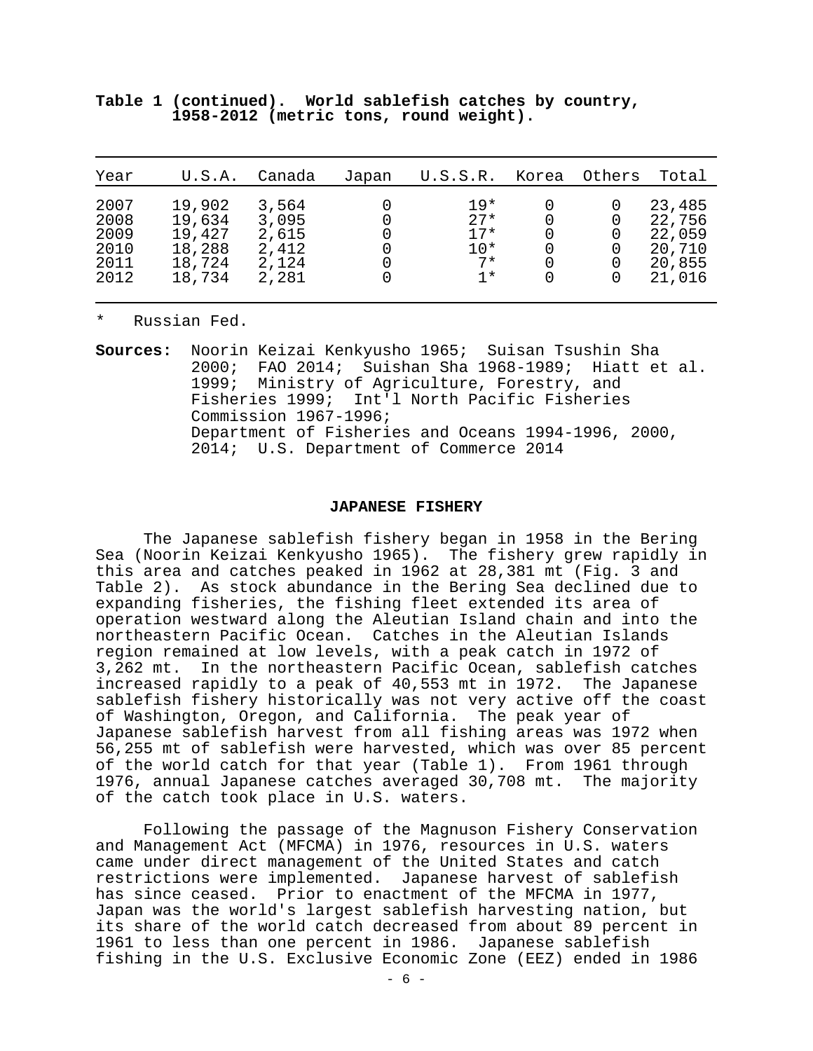**Table 1 (continued). World sablefish catches by country, 1958-2012 (metric tons, round weight).**

| Year | U.S.A. | Canada | Japan | U.S.S.R. | Korea | Others | Total |
|---|---|---|---|---|---|---|---|
| 2007 | 19,902 | 3,564 | 0 | 19* | 0 | 0 | 23,485 |
| 2008 | 19,634 | 3,095 | 0 | 27* | 0 | 0 | 22,756 |
| 2009 | 19,427 | 2,615 | 0 | 17* | 0 | 0 | 22,059 |
| 2010 | 18,288 | 2,412 | 0 | 10* | 0 | 0 | 20,710 |
| 2011 | 18,724 | 2,124 | 0 | 7* | 0 | 0 | 20,855 |
| 2012 | 18,734 | 2,281 | 0 | 1* | 0 | 0 | 21,016 |

\* Russian Fed.

**Sources:** Noorin Keizai Kenkyusho 1965; Suisan Tsushin Sha 2000; FAO 2014; Suishan Sha 1968-1989; Hiatt et al. 1999; Ministry of Agriculture, Forestry, and Fisheries 1999; Int'l North Pacific Fisheries Commission 1967-1996; Department of Fisheries and Oceans 1994-1996, 2000, 2014; U.S. Department of Commerce 2014

## JAPANESE FISHERY

The Japanese sablefish fishery began in 1958 in the Bering Sea (Noorin Keizai Kenkyusho 1965). The fishery grew rapidly in this area and catches peaked in 1962 at 28,381 mt (Fig. 3 and Table 2). As stock abundance in the Bering Sea declined due to expanding fisheries, the fishing fleet extended its area of operation westward along the Aleutian Island chain and into the northeastern Pacific Ocean. Catches in the Aleutian Islands region remained at low levels, with a peak catch in 1972 of 3,262 mt. In the northeastern Pacific Ocean, sablefish catches increased rapidly to a peak of 40,553 mt in 1972. The Japanese sablefish fishery historically was not very active off the coast of Washington, Oregon, and California. The peak year of Japanese sablefish harvest from all fishing areas was 1972 when 56,255 mt of sablefish were harvested, which was over 85 percent of the world catch for that year (Table 1). From 1961 through 1976, annual Japanese catches averaged 30,708 mt. The majority of the catch took place in U.S. waters.

Following the passage of the Magnuson Fishery Conservation and Management Act (MFCMA) in 1976, resources in U.S. waters came under direct management of the United States and catch restrictions were implemented. Japanese harvest of sablefish has since ceased. Prior to enactment of the MFCMA in 1977, Japan was the world's largest sablefish harvesting nation, but its share of the world catch decreased from about 89 percent in 1961 to less than one percent in 1986. Japanese sablefish fishing in the U.S. Exclusive Economic Zone (EEZ) ended in 1986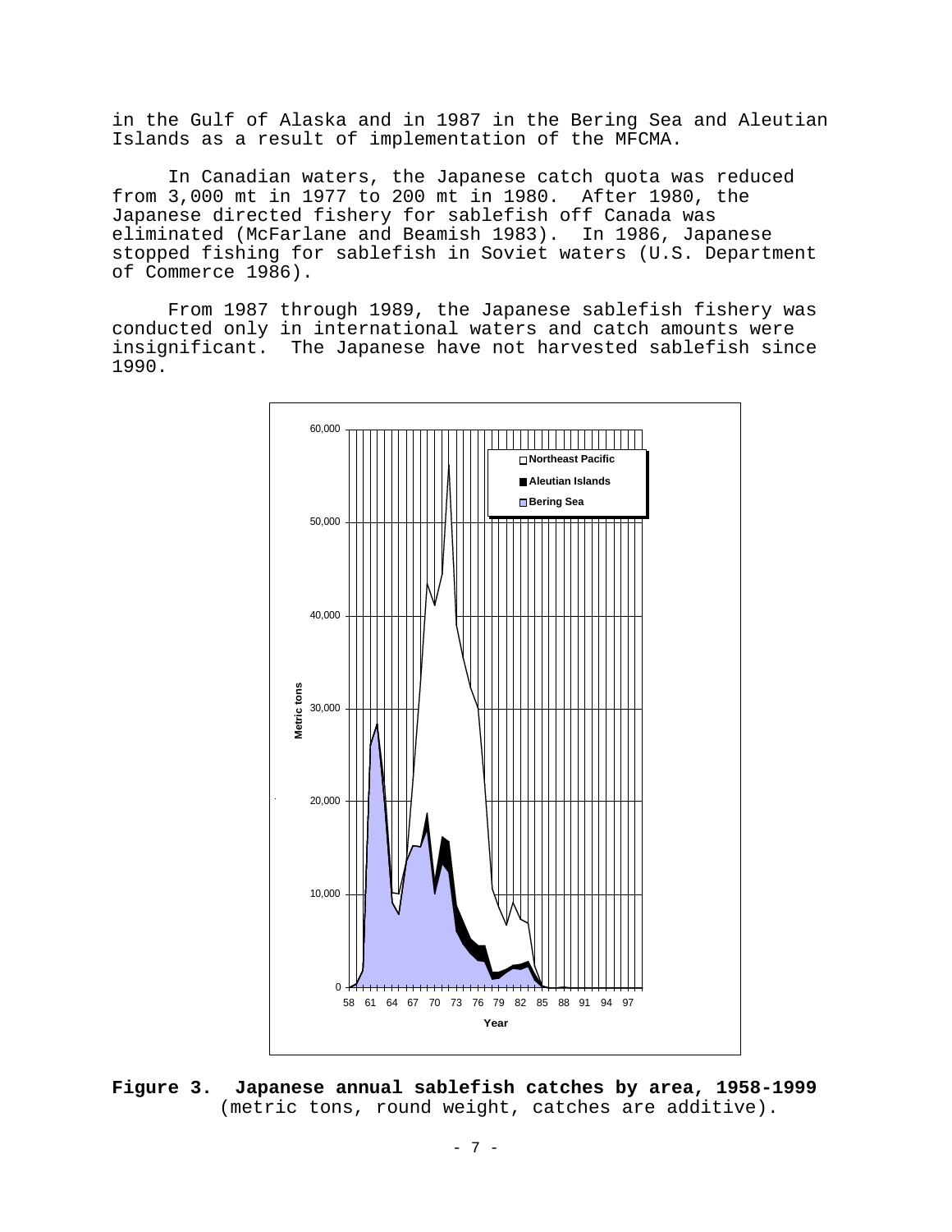in the Gulf of Alaska and in 1987 in the Bering Sea and Aleutian Islands as a result of implementation of the MFCMA.

In Canadian waters, the Japanese catch quota was reduced from 3,000 mt in 1977 to 200 mt in 1980. After 1980, the Japanese directed fishery for sablefish off Canada was eliminated (McFarlane and Beamish 1983). In 1986, Japanese stopped fishing for sablefish in Soviet waters (U.S. Department of Commerce 1986).

From 1987 through 1989, the Japanese sablefish fishery was conducted only in international waters and catch amounts were insignificant. The Japanese have not harvested sablefish since 1990.

**Figure 3. Japanese annual sablefish catches by area, 1958-1999** (metric tons, round weight, catches are additive).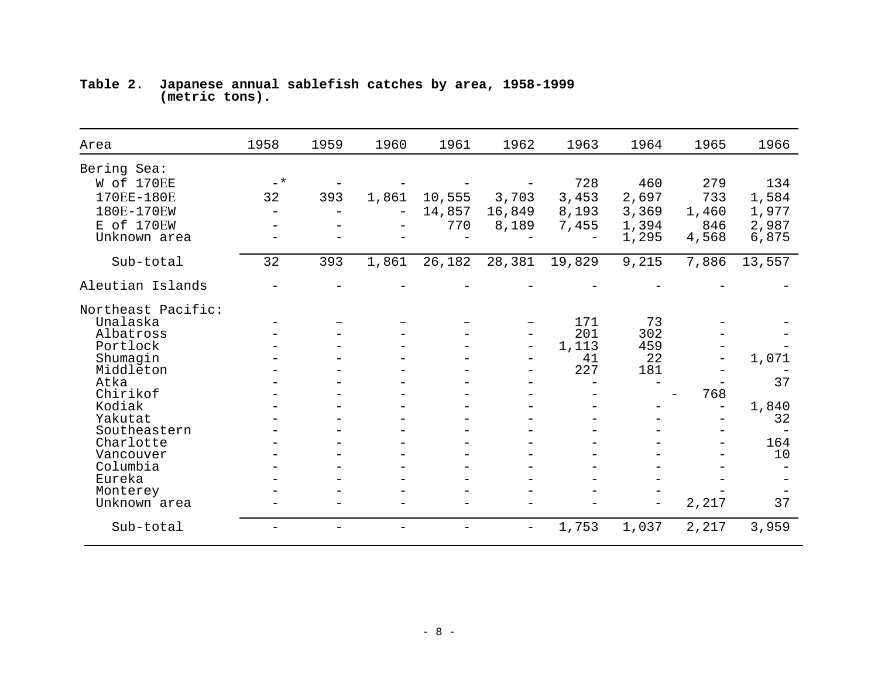**Table 2. Japanese annual sablefish catches by area, 1958-1999 (metric tons).**

| Area | 1958 | 1959 | 1960 | 1961 | 1962 | 1963 | 1964 | 1965 | 1966 |
|---|---|---|---|---|---|---|---|---|---|
| Bering Sea: | | | | | | | | | |
| W of 170EE | -* | - | - | - | - | 728 | 460 | 279 | 134 |
| 170EE-180E | 32 | 393 | 1,861 | 10,555 | 3,703 | 3,453 | 2,697 | 733 | 1,584 |
| 180E-170EW | - | - | - | 14,857 | 16,849 | 8,193 | 3,369 | 1,460 | 1,977 |
| E of 170EW | - | - | - | 770 | 8,189 | 7,455 | 1,394 | 846 | 2,987 |
| Unknown area | - | - | - | - | - | - | 1,295 | 4,568 | 6,875 |
| Sub-total | 32 | 393 | 1,861 | 26,182 | 28,381 | 19,829 | 9,215 | 7,886 | 13,557 |
| Aleutian Islands | - | - | - | - | - | - | - | - | - |
| Northeast Pacific: | | | | | | | | | |
| Unalaska | - | – | – | – | – | 171 | 73 | - | - |
| Albatross | - | - | - | - | - | 201 | 302 | - | - |
| Portlock | - | - | - | - | - | 1,113 | 459 | - | - |
| Shumagin | - | - | - | - | - | 41 | 22 | - | 1,071 |
| Middleton | - | - | - | - | - | 227 | 181 | - | - |
| Atka | - | - | - | - | - | - | - | - | 37 |
| Chirikof | - | - | - | - | - | - | - | | 768 |
| Kodiak | - | - | - | - | - | - | - | - | 1,840 |
| Yakutat | - | - | - | - | - | - | - | - | 32 |
| Southeastern | - | - | - | - | - | - | - | - | - |
| Charlotte | - | - | - | - | - | - | - | - | 164 |
| Vancouver | - | - | - | - | - | - | - | - | 10 |
| Columbia | - | - | - | - | - | - | - | - | - |
| Eureka | - | - | - | - | - | - | - | - | - |
| Monterey | - | - | - | - | - | - | - | - | - |
| Unknown area | - | - | - | - | - | - | - | 2,217 | 37 |
| Sub-total | - | - | - | - | - | 1,753 | 1,037 | 2,217 | 3,959 |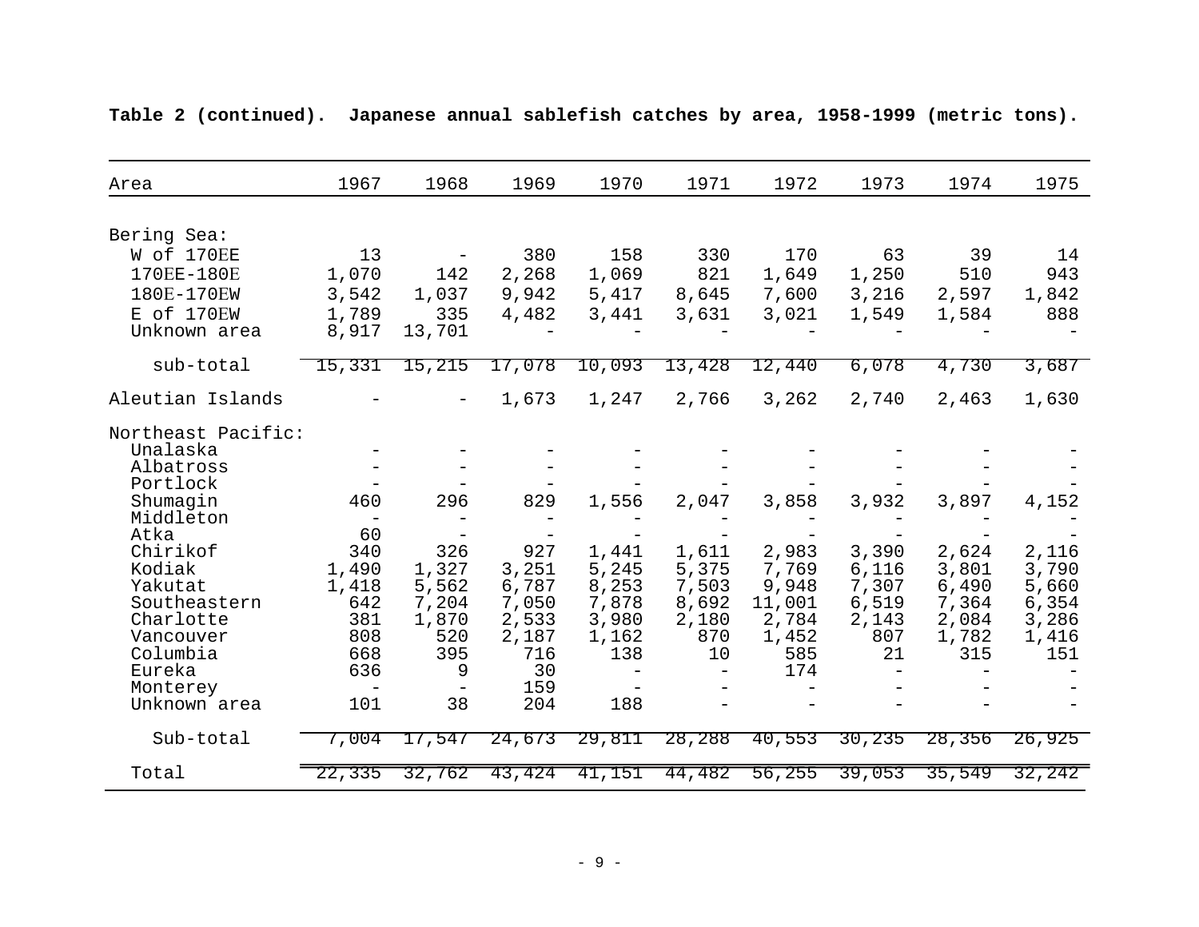**Table 2 (continued). Japanese annual sablefish catches by area, 1958-1999 (metric tons).**

| Area | 1967 | 1968 | 1969 | 1970 | 1971 | 1972 | 1973 | 1974 | 1975 |
|---|---|---|---|---|---|---|---|---|---|
| Bering Sea: | | | | | | | | | |
| W of 170EE | 13 | - | 380 | 158 | 330 | 170 | 63 | 39 | 14 |
| 170EE-180E | 1,070 | 142 | 2,268 | 1,069 | 821 | 1,649 | 1,250 | 510 | 943 |
| 180E-170EW | 3,542 | 1,037 | 9,942 | 5,417 | 8,645 | 7,600 | 3,216 | 2,597 | 1,842 |
| E of 170EW | 1,789 | 335 | 4,482 | 3,441 | 3,631 | 3,021 | 1,549 | 1,584 | 888 |
| Unknown area | 8,917 | 13,701 | - | - | - | - | - | - | - |
| sub-total | 15,331 | 15,215 | 17,078 | 10,093 | 13,428 | 12,440 | 6,078 | 4,730 | 3,687 |
| Aleutian Islands | - | - | 1,673 | 1,247 | 2,766 | 3,262 | 2,740 | 2,463 | 1,630 |
| Northeast Pacific: | | | | | | | | | |
| Unalaska | - | - | - | - | - | - | - | - | - |
| Albatross | - | - | - | - | - | - | - | - | - |
| Portlock | - | - | - | - | - | - | - | - | - |
| Shumagin | 460 | 296 | 829 | 1,556 | 2,047 | 3,858 | 3,932 | 3,897 | 4,152 |
| Middleton | - | - | - | - | - | - | - | - | - |
| Atka | 60 | - | - | - | - | - | - | - | - |
| Chirikof | 340 | 326 | 927 | 1,441 | 1,611 | 2,983 | 3,390 | 2,624 | 2,116 |
| Kodiak | 1,490 | 1,327 | 3,251 | 5,245 | 5,375 | 7,769 | 6,116 | 3,801 | 3,790 |
| Yakutat | 1,418 | 5,562 | 6,787 | 8,253 | 7,503 | 9,948 | 7,307 | 6,490 | 5,660 |
| Southeastern | 642 | 7,204 | 7,050 | 7,878 | 8,692 | 11,001 | 6,519 | 7,364 | 6,354 |
| Charlotte | 381 | 1,870 | 2,533 | 3,980 | 2,180 | 2,784 | 2,143 | 2,084 | 3,286 |
| Vancouver | 808 | 520 | 2,187 | 1,162 | 870 | 1,452 | 807 | 1,782 | 1,416 |
| Columbia | 668 | 395 | 716 | 138 | 10 | 585 | 21 | 315 | 151 |
| Eureka | 636 | 9 | 30 | - | - | 174 | - | - | - |
| Monterey | - | - | 159 | - | - | - | - | - | - |
| Unknown area | 101 | 38 | 204 | 188 | - | - | - | - | - |
| Sub-total | 7,004 | 17,547 | 24,673 | 29,811 | 28,288 | 40,553 | 30,235 | 28,356 | 26,925 |
| Total | 22,335 | 32,762 | 43,424 | 41,151 | 44,482 | 56,255 | 39,053 | 35,549 | 32,242 |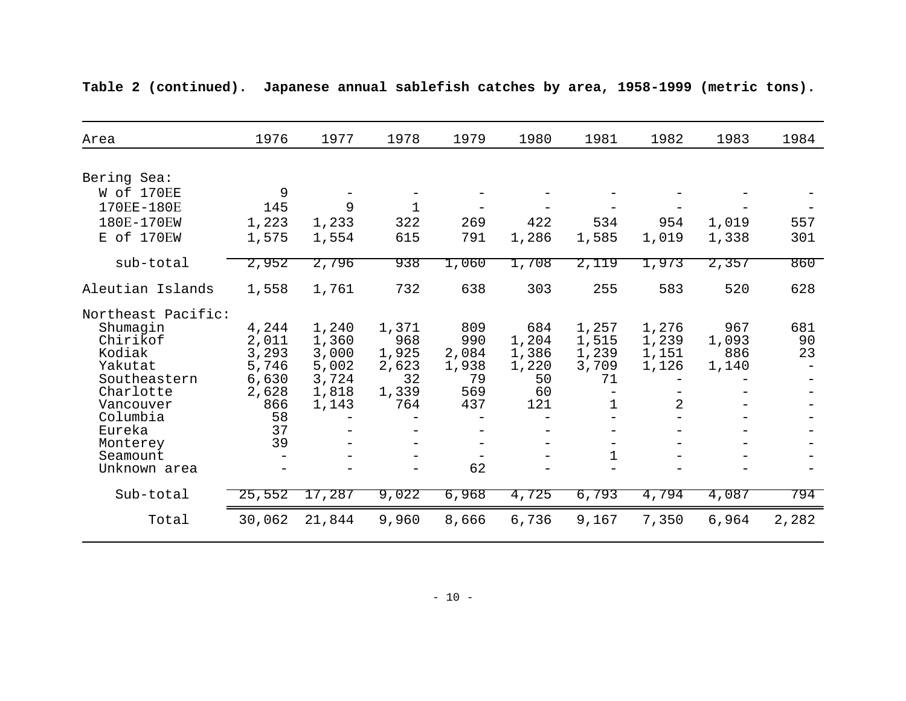**Table 2 (continued). Japanese annual sablefish catches by area, 1958-1999 (metric tons).**

| Area | 1976 | 1977 | 1978 | 1979 | 1980 | 1981 | 1982 | 1983 | 1984 |
|---|---|---|---|---|---|---|---|---|---|
| Bering Sea: | | | | | | | | | |
| W of 170EE | 9 | - | - | - | - | - | - | - | - |
| 170EE-180E | 145 | 9 | 1 | - | - | - | - | - | - |
| 180E-170EW | 1,223 | 1,233 | 322 | 269 | 422 | 534 | 954 | 1,019 | 557 |
| E of 170EW | 1,575 | 1,554 | 615 | 791 | 1,286 | 1,585 | 1,019 | 1,338 | 301 |
| sub-total | 2,952 | 2,796 | 938 | 1,060 | 1,708 | 2,119 | 1,973 | 2,357 | 860 |
| Aleutian Islands | 1,558 | 1,761 | 732 | 638 | 303 | 255 | 583 | 520 | 628 |
| Northeast Pacific: | | | | | | | | | |
| Shumagin | 4,244 | 1,240 | 1,371 | 809 | 684 | 1,257 | 1,276 | 967 | 681 |
| Chirikof | 2,011 | 1,360 | 968 | 990 | 1,204 | 1,515 | 1,239 | 1,093 | 90 |
| Kodiak | 3,293 | 3,000 | 1,925 | 2,084 | 1,386 | 1,239 | 1,151 | 886 | 23 |
| Yakutat | 5,746 | 5,002 | 2,623 | 1,938 | 1,220 | 3,709 | 1,126 | 1,140 | - |
| Southeastern | 6,630 | 3,724 | 32 | 79 | 50 | 71 | - | - | - |
| Charlotte | 2,628 | 1,818 | 1,339 | 569 | 60 | - | - | - | - |
| Vancouver | 866 | 1,143 | 764 | 437 | 121 | 1 | 2 | - | - |
| Columbia | 58 | - | - | - | - | - | - | - | - |
| Eureka | 37 | - | - | - | - | - | - | - | - |
| Monterey | 39 | - | - | - | - | - | - | - | - |
| Seamount | - | - | - | - | - | 1 | - | - | - |
| Unknown area | - | - | - | 62 | - | - | - | - | - |
| Sub-total | 25,552 | 17,287 | 9,022 | 6,968 | 4,725 | 6,793 | 4,794 | 4,087 | 794 |
| Total | 30,062 | 21,844 | 9,960 | 8,666 | 6,736 | 9,167 | 7,350 | 6,964 | 2,282 |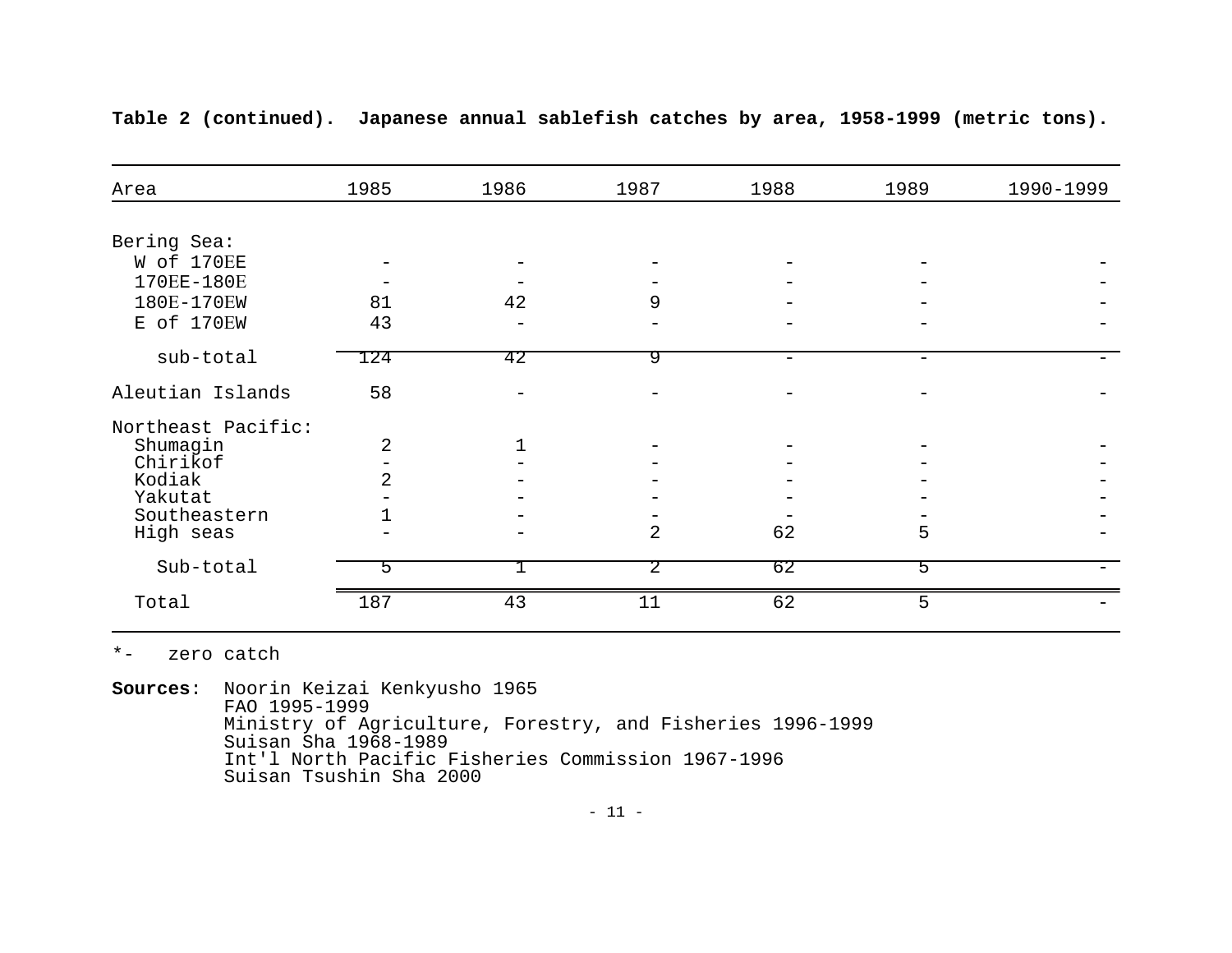**Table 2 (continued). Japanese annual sablefish catches by area, 1958-1999 (metric tons).**

| Area | 1985 | 1986 | 1987 | 1988 | 1989 | 1990-1999 |
|---|---|---|---|---|---|---|
| Bering Sea: | | | | | | |
| W of 170EE | - | - | - | - | - | - |
| 170EE-180E | - | - | - | - | - | - |
| 180E-170EW | 81 | 42 | 9 | - | - | - |
| E of 170EW | 43 | - | - | - | - | - |
| sub-total | 124 | 42 | 9 | - | - | - |
| Aleutian Islands | 58 | - | - | - | - | - |
| Northeast Pacific: | | | | | | |
| Shumagin | 2 | 1 | - | - | - | - |
| Chirikof | - | - | - | - | - | - |
| Kodiak | 2 | - | - | - | - | - |
| Yakutat | - | - | - | - | - | - |
| Southeastern | 1 | - | - | - | - | - |
| High seas | - | - | 2 | 62 | 5 | - |
| Sub-total | 5 | 1 | 2 | 62 | 5 | - |
| Total | 187 | 43 | 11 | 62 | 5 | - |

*- zero catch

**Sources**: Noorin Keizai Kenkyusho 1965
FAO 1995-1999
Ministry of Agriculture, Forestry, and Fisheries 1996-1999
Suisan Sha 1968-1989
Int'l North Pacific Fisheries Commission 1967-1996
Suisan Tsushin Sha 2000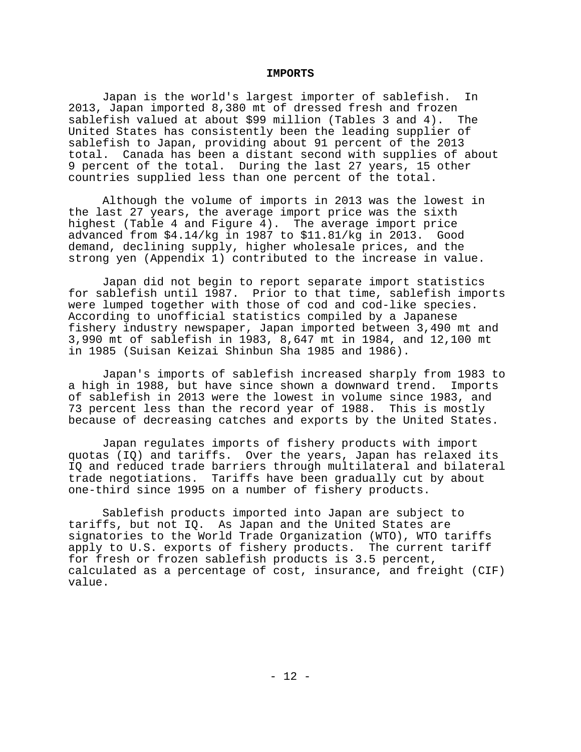## IMPORTS

Japan is the world's largest importer of sablefish. In 2013, Japan imported 8,380 mt of dressed fresh and frozen sablefish valued at about $99 million (Tables 3 and 4). The United States has consistently been the leading supplier of sablefish to Japan, providing about 91 percent of the 2013 total. Canada has been a distant second with supplies of about 9 percent of the total. During the last 27 years, 15 other countries supplied less than one percent of the total.

Although the volume of imports in 2013 was the lowest in the last 27 years, the average import price was the sixth highest (Table 4 and Figure 4). The average import price advanced from $4.14/kg in 1987 to $11.81/kg in 2013. Good demand, declining supply, higher wholesale prices, and the strong yen (Appendix 1) contributed to the increase in value.

Japan did not begin to report separate import statistics for sablefish until 1987. Prior to that time, sablefish imports were lumped together with those of cod and cod-like species. According to unofficial statistics compiled by a Japanese fishery industry newspaper, Japan imported between 3,490 mt and 3,990 mt of sablefish in 1983, 8,647 mt in 1984, and 12,100 mt in 1985 (Suisan Keizai Shinbun Sha 1985 and 1986).

Japan's imports of sablefish increased sharply from 1983 to a high in 1988, but have since shown a downward trend. Imports of sablefish in 2013 were the lowest in volume since 1983, and 73 percent less than the record year of 1988. This is mostly because of decreasing catches and exports by the United States.

Japan regulates imports of fishery products with import quotas (IQ) and tariffs. Over the years, Japan has relaxed its IQ and reduced trade barriers through multilateral and bilateral trade negotiations. Tariffs have been gradually cut by about one-third since 1995 on a number of fishery products.

Sablefish products imported into Japan are subject to tariffs, but not IQ. As Japan and the United States are signatories to the World Trade Organization (WTO), WTO tariffs apply to U.S. exports of fishery products. The current tariff for fresh or frozen sablefish products is 3.5 percent, calculated as a percentage of cost, insurance, and freight (CIF) value.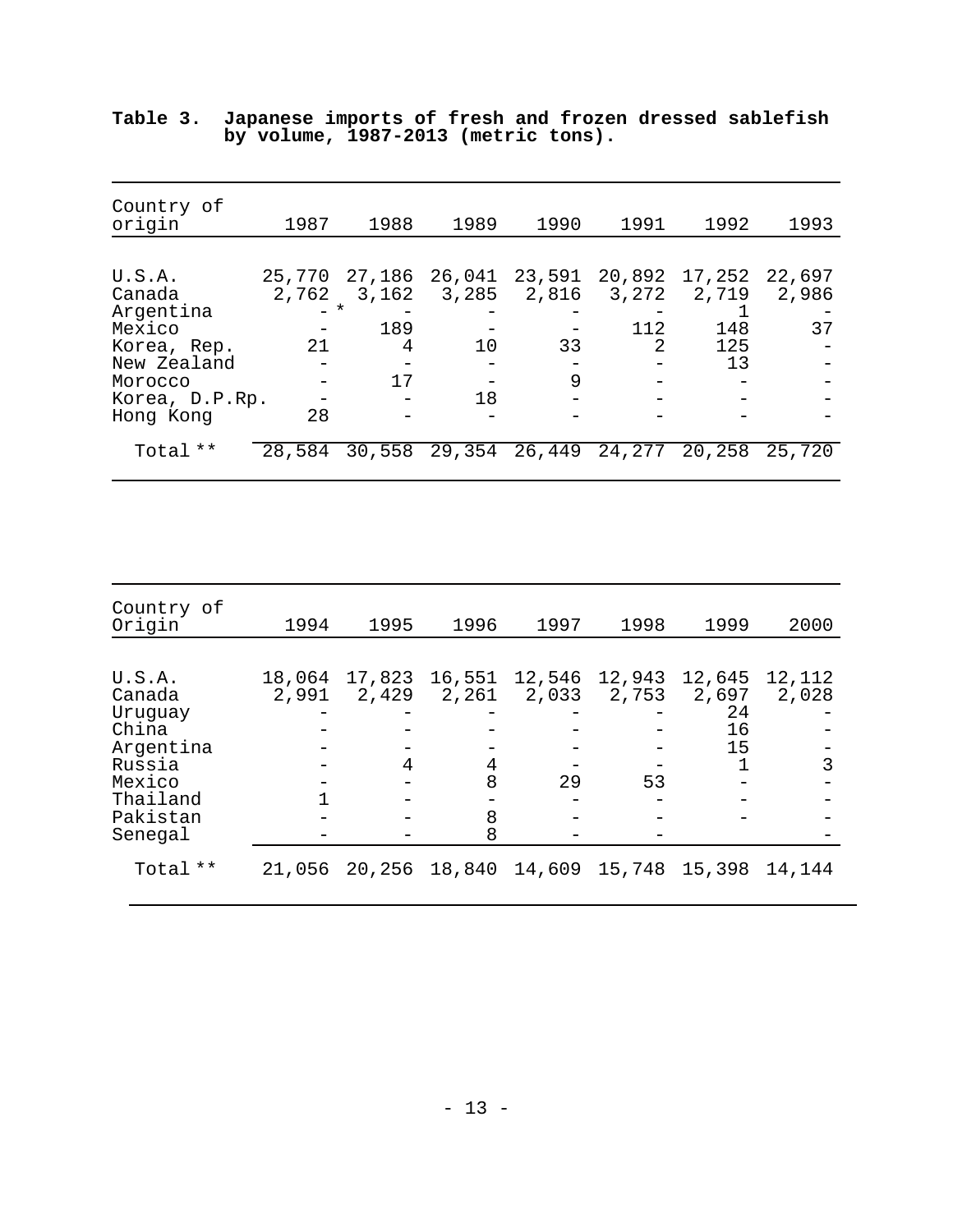**Table 3. Japanese imports of fresh and frozen dressed sablefish by volume, 1987-2013 (metric tons).**

| Country of origin | 1987 | 1988 | 1989 | 1990 | 1991 | 1992 | 1993 |
|---|---|---|---|---|---|---|---|
| U.S.A. | 25,770 | 27,186 | 26,041 | 23,591 | 20,892 | 17,252 | 22,697 |
| Canada | 2,762 | 3,162 | 3,285 | 2,816 | 3,272 | 2,719 | 2,986 |
| Argentina | - * | - | - | - | - | 1 | - |
| Mexico | - | 189 | - | - | 112 | 148 | 37 |
| Korea, Rep. | 21 | 4 | 10 | 33 | 2 | 125 | - |
| New Zealand | - | - | - | - | - | 13 | - |
| Morocco | - | 17 | - | 9 | - | - | - |
| Korea, D.P.Rp. | - | - | 18 | - | - | - | - |
| Hong Kong | 28 | - | - | - | - | - | - |
| Total ** | 28,584 | 30,558 | 29,354 | 26,449 | 24,277 | 20,258 | 25,720 |

| Country of Origin | 1994 | 1995 | 1996 | 1997 | 1998 | 1999 | 2000 |
|---|---|---|---|---|---|---|---|
| U.S.A. | 18,064 | 17,823 | 16,551 | 12,546 | 12,943 | 12,645 | 12,112 |
| Canada | 2,991 | 2,429 | 2,261 | 2,033 | 2,753 | 2,697 | 2,028 |
| Uruguay | - | - | - | - | - | 24 | - |
| China | - | - | - | - | - | 16 | - |
| Argentina | - | - | - | - | - | 15 | - |
| Russia | - | 4 | 4 | - | - | 1 | 3 |
| Mexico | - | - | 8 | 29 | 53 | - | - |
| Thailand | 1 | - | - | - | - | - | - |
| Pakistan | - | - | 8 | - | - | - | - |
| Senegal | - | - | 8 | - | - | | - |
| Total ** | 21,056 | 20,256 | 18,840 | 14,609 | 15,748 | 15,398 | 14,144 |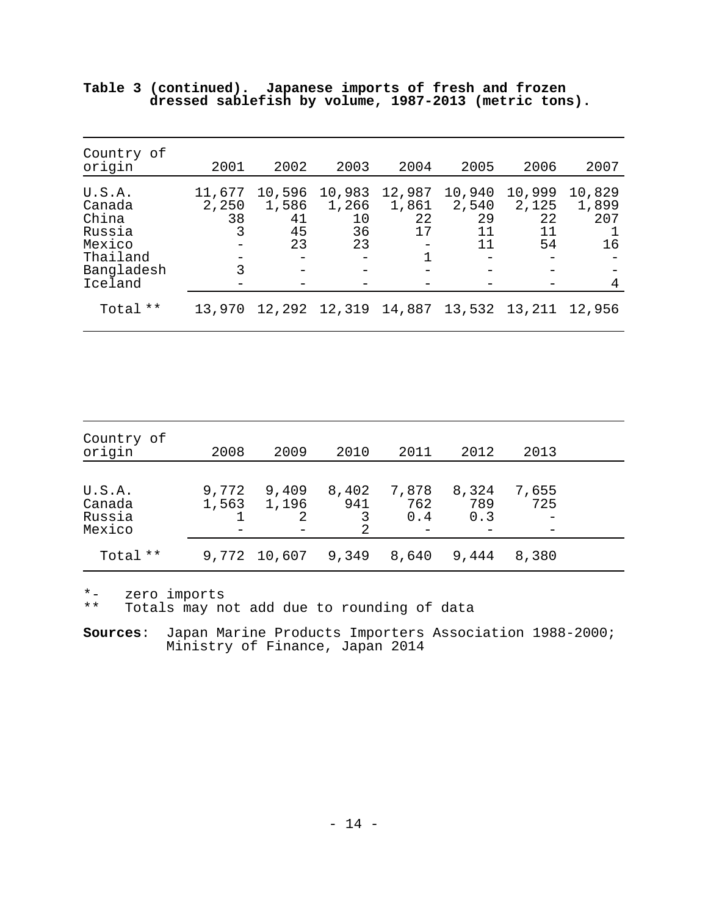**Table 3 (continued). Japanese imports of fresh and frozen dressed sablefish by volume, 1987-2013 (metric tons).**

| Country of origin | 2001 | 2002 | 2003 | 2004 | 2005 | 2006 | 2007 |
|---|---|---|---|---|---|---|---|
| U.S.A. | 11,677 | 10,596 | 10,983 | 12,987 | 10,940 | 10,999 | 10,829 |
| Canada | 2,250 | 1,586 | 1,266 | 1,861 | 2,540 | 2,125 | 1,899 |
| China | 38 | 41 | 10 | 22 | 29 | 22 | 207 |
| Russia | 3 | 45 | 36 | 17 | 11 | 11 | 1 |
| Mexico | - | 23 | 23 | - | 11 | 54 | 16 |
| Thailand | - | - | - | 1 | - | - | - |
| Bangladesh | 3 | - | - | - | - | - | - |
| Iceland | - | - | - | - | - | - | 4 |
| Total ** | 13,970 | 12,292 | 12,319 | 14,887 | 13,532 | 13,211 | 12,956 |

| Country of origin | 2008 | 2009 | 2010 | 2011 | 2012 | 2013 |
|---|---|---|---|---|---|---|
| U.S.A. | 9,772 | 9,409 | 8,402 | 7,878 | 8,324 | 7,655 |
| Canada | 1,563 | 1,196 | 941 | 762 | 789 | 725 |
| Russia | 1 | 2 | 3 | 0.4 | 0.3 | - |
| Mexico | - | - | 2 | - | - | - |
| Total ** | 9,772 | 10,607 | 9,349 | 8,640 | 9,444 | 8,380 |

*- zero imports
** Totals may not add due to rounding of data

**Sources**: Japan Marine Products Importers Association 1988-2000; Ministry of Finance, Japan 2014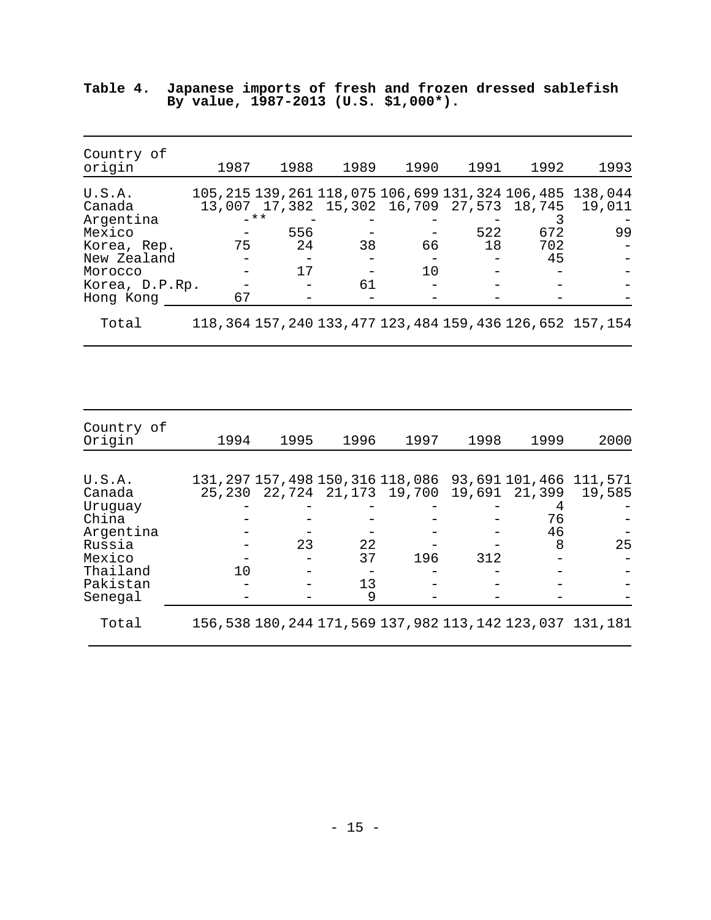**Table 4. Japanese imports of fresh and frozen dressed sablefish By value, 1987-2013 (U.S. $1,000*).**

| Country of origin | 1987 | 1988 | 1989 | 1990 | 1991 | 1992 | 1993 |
|---|---|---|---|---|---|---|---|
| U.S.A. | 105,215 | 139,261 | 118,075 | 106,699 | 131,324 | 106,485 | 138,044 |
| Canada | 13,007 | 17,382 | 15,302 | 16,709 | 27,573 | 18,745 | 19,011 |
| Argentina | -** | - | - | - | - | 3 | - |
| Mexico | - | 556 | - | - | 522 | 672 | 99 |
| Korea, Rep. | 75 | 24 | 38 | 66 | 18 | 702 | - |
| New Zealand | - | - | - | - | - | 45 | - |
| Morocco | - | 17 | - | 10 | - | - | - |
| Korea, D.P.Rp. | - | - | 61 | - | - | - | - |
| Hong Kong | 67 | - | - | - | - | - | - |
| Total | 118,364 | 157,240 | 133,477 | 123,484 | 159,436 | 126,652 | 157,154 |

| Country of Origin | 1994 | 1995 | 1996 | 1997 | 1998 | 1999 | 2000 |
|---|---|---|---|---|---|---|---|
| U.S.A. | 131,297 | 157,498 | 150,316 | 118,086 | 93,691 | 101,466 | 111,571 |
| Canada | 25,230 | 22,724 | 21,173 | 19,700 | 19,691 | 21,399 | 19,585 |
| Uruguay | - | - | - | - | - | 4 | - |
| China | - | - | - | - | - | 76 | - |
| Argentina | - | - | - | - | - | 46 | - |
| Russia | - | 23 | 22 | - | - | 8 | 25 |
| Mexico | - | - | 37 | 196 | 312 | - | - |
| Thailand | 10 | - | - | - | - | - | - |
| Pakistan | - | - | 13 | - | - | - | - |
| Senegal | - | - | 9 | - | - | - | - |
| Total | 156,538 | 180,244 | 171,569 | 137,982 | 113,142 | 123,037 | 131,181 |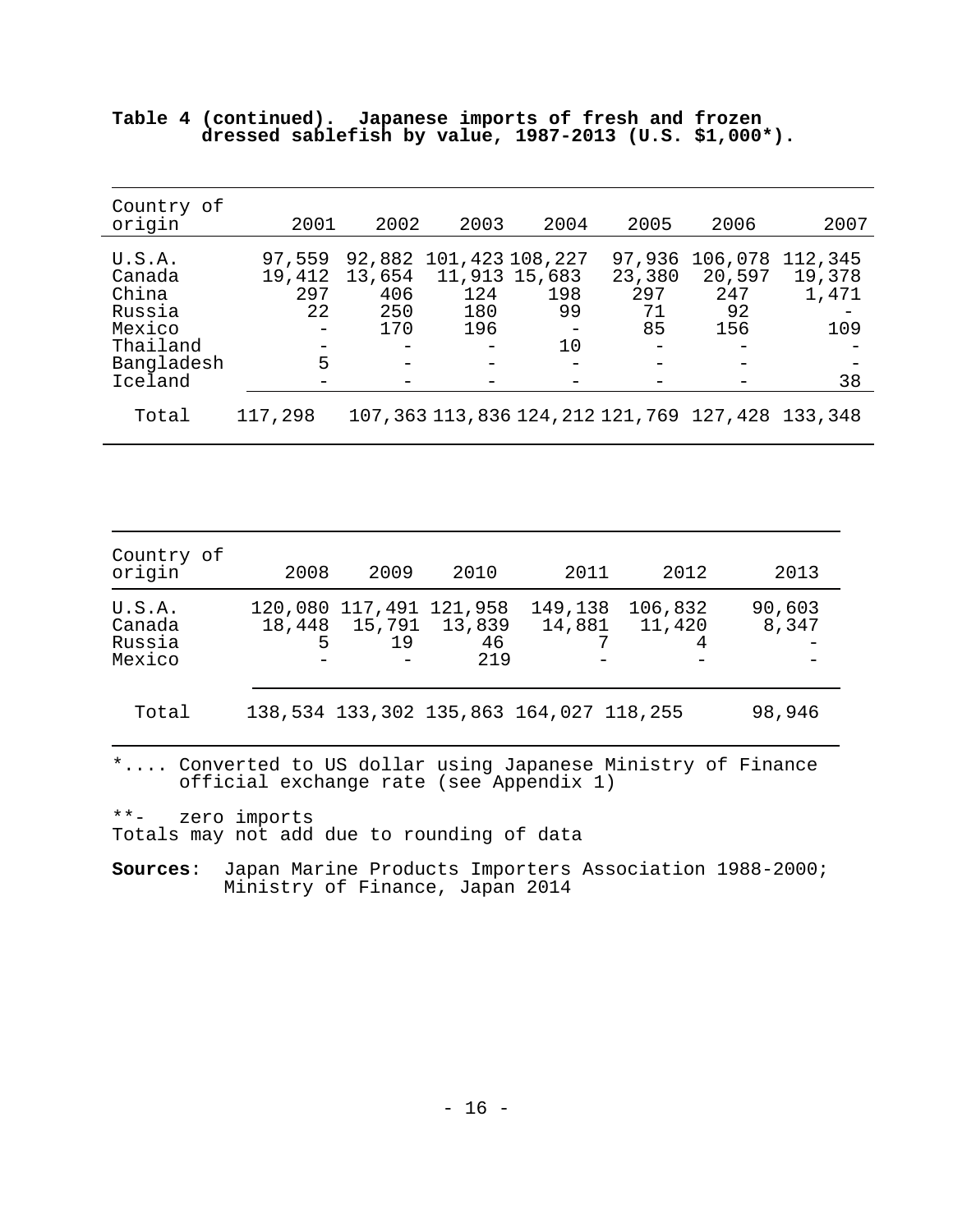**Table 4 (continued). Japanese imports of fresh and frozen dressed sablefish by value, 1987-2013 (U.S. $1,000*).**

| Country of origin | 2001 | 2002 | 2003 | 2004 | 2005 | 2006 | 2007 |
|---|---|---|---|---|---|---|---|
| U.S.A. | 97,559 | 92,882 | 101,423 | 108,227 | 97,936 | 106,078 | 112,345 |
| Canada | 19,412 | 13,654 | 11,913 | 15,683 | 23,380 | 20,597 | 19,378 |
| China | 297 | 406 | 124 | 198 | 297 | 247 | 1,471 |
| Russia | 22 | 250 | 180 | 99 | 71 | 92 | - |
| Mexico | - | 170 | 196 | - | 85 | 156 | 109 |
| Thailand | - | - | - | 10 | - | - | - |
| Bangladesh | 5 | - | - | - | - | - | - |
| Iceland | - | - | - | - | - | - | 38 |
| Total | 117,298 | 107,363 | 113,836 | 124,212 | 121,769 | 127,428 | 133,348 |

| Country of origin | 2008 | 2009 | 2010 | 2011 | 2012 | 2013 |
|---|---|---|---|---|---|---|
| U.S.A. | 120,080 | 117,491 | 121,958 | 149,138 | 106,832 | 90,603 |
| Canada | 18,448 | 15,791 | 13,839 | 14,881 | 11,420 | 8,347 |
| Russia | 5 | 19 | 46 | 7 | 4 | - |
| Mexico | - | - | 219 | - | - | - |
| Total | 138,534 | 133,302 | 135,863 | 164,027 | 118,255 | 98,946 |

*.... Converted to US dollar using Japanese Ministry of Finance official exchange rate (see Appendix 1)

**- zero imports
Totals may not add due to rounding of data

**Sources**: Japan Marine Products Importers Association 1988-2000; Ministry of Finance, Japan 2014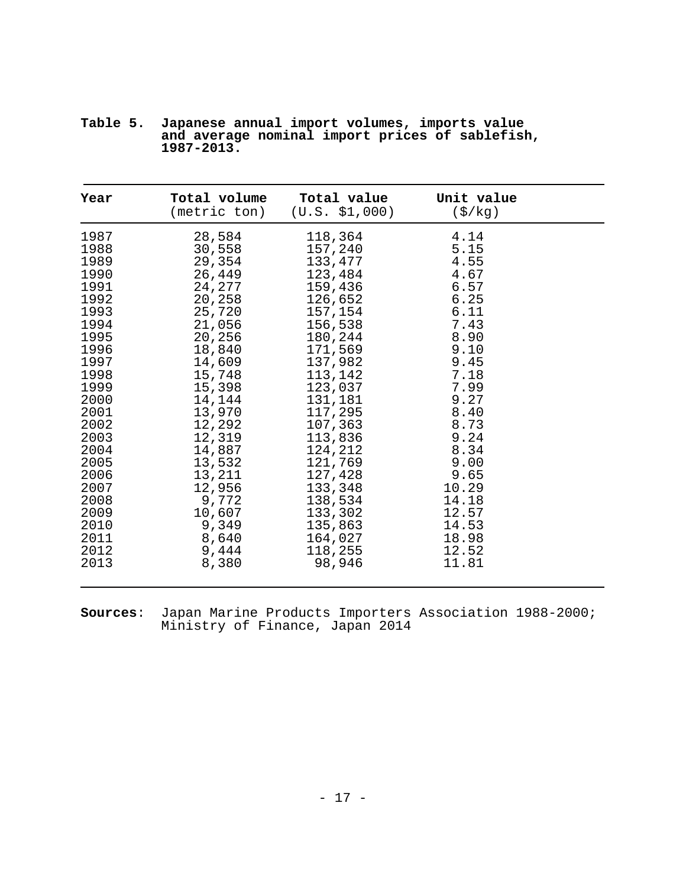**Table 5. Japanese annual import volumes, imports value and average nominal import prices of sablefish, 1987-2013.**

| Year | Total volume (metric ton) | Total value (U.S. $1,000) | Unit value ($/kg) |
|---|---|---|---|
| 1987 | 28,584 | 118,364 | 4.14 |
| 1988 | 30,558 | 157,240 | 5.15 |
| 1989 | 29,354 | 133,477 | 4.55 |
| 1990 | 26,449 | 123,484 | 4.67 |
| 1991 | 24,277 | 159,436 | 6.57 |
| 1992 | 20,258 | 126,652 | 6.25 |
| 1993 | 25,720 | 157,154 | 6.11 |
| 1994 | 21,056 | 156,538 | 7.43 |
| 1995 | 20,256 | 180,244 | 8.90 |
| 1996 | 18,840 | 171,569 | 9.10 |
| 1997 | 14,609 | 137,982 | 9.45 |
| 1998 | 15,748 | 113,142 | 7.18 |
| 1999 | 15,398 | 123,037 | 7.99 |
| 2000 | 14,144 | 131,181 | 9.27 |
| 2001 | 13,970 | 117,295 | 8.40 |
| 2002 | 12,292 | 107,363 | 8.73 |
| 2003 | 12,319 | 113,836 | 9.24 |
| 2004 | 14,887 | 124,212 | 8.34 |
| 2005 | 13,532 | 121,769 | 9.00 |
| 2006 | 13,211 | 127,428 | 9.65 |
| 2007 | 12,956 | 133,348 | 10.29 |
| 2008 | 9,772 | 138,534 | 14.18 |
| 2009 | 10,607 | 133,302 | 12.57 |
| 2010 | 9,349 | 135,863 | 14.53 |
| 2011 | 8,640 | 164,027 | 18.98 |
| 2012 | 9,444 | 118,255 | 12.52 |
| 2013 | 8,380 | 98,946 | 11.81 |

**Sources**: Japan Marine Products Importers Association 1988-2000; Ministry of Finance, Japan 2014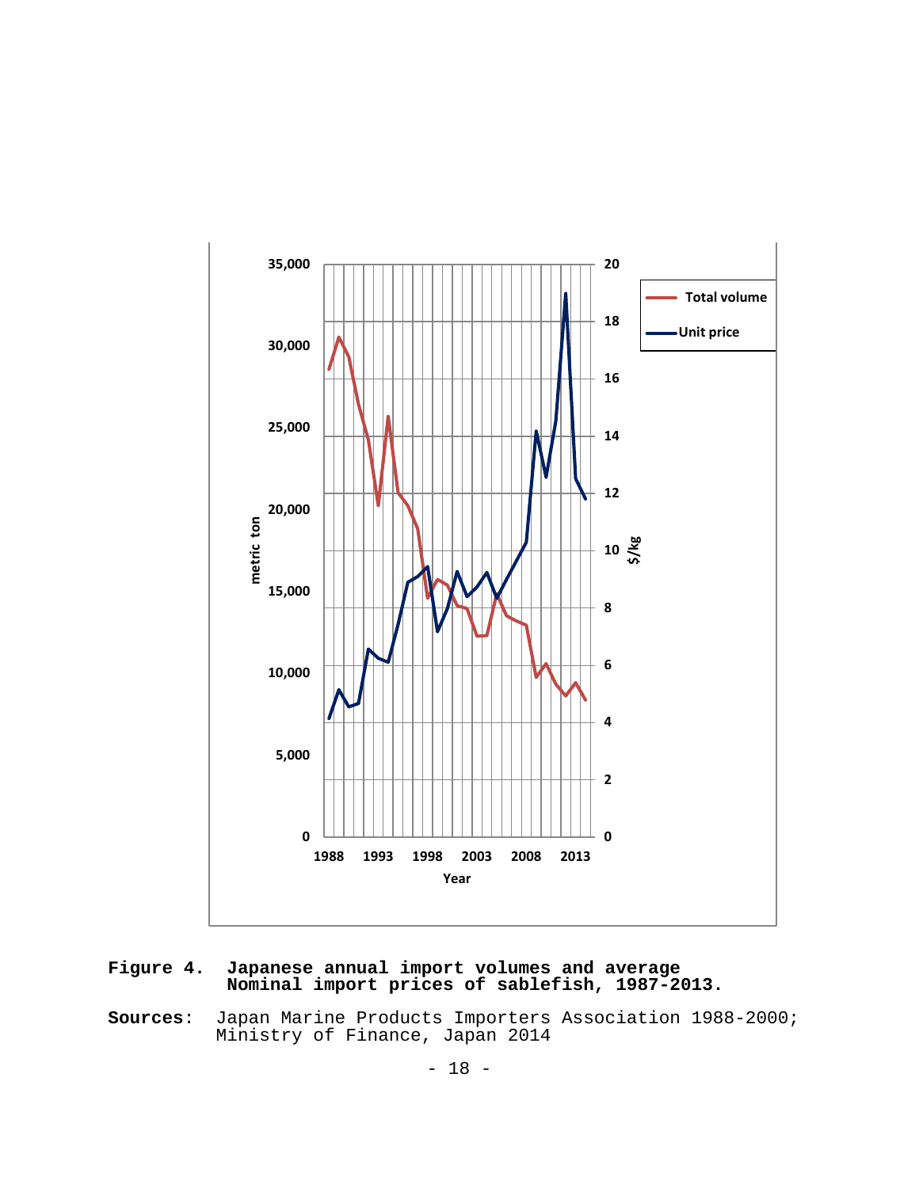**Figure 4.** Japanese annual import volumes and average Nominal import prices of sablefish, 1987-2013.

**Sources**: Japan Marine Products Importers Association 1988-2000; Ministry of Finance, Japan 2014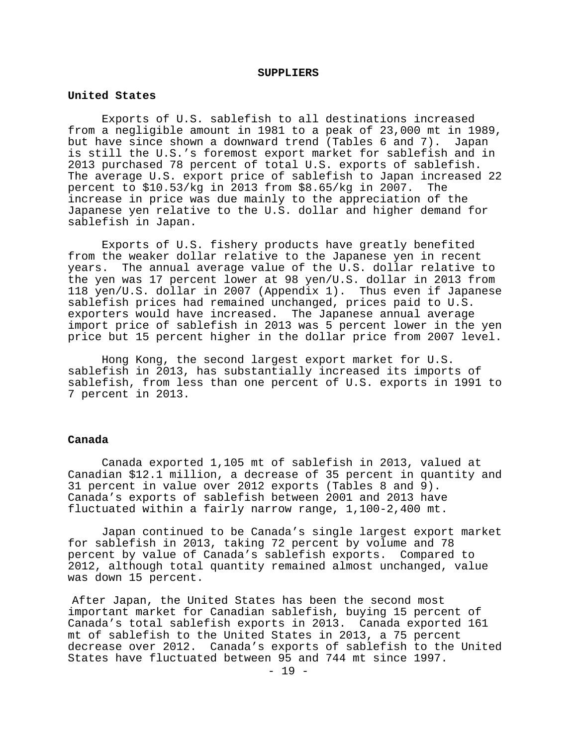# SUPPLIERS

## United States

Exports of U.S. sablefish to all destinations increased from a negligible amount in 1981 to a peak of 23,000 mt in 1989, but have since shown a downward trend (Tables 6 and 7). Japan is still the U.S.'s foremost export market for sablefish and in 2013 purchased 78 percent of total U.S. exports of sablefish. The average U.S. export price of sablefish to Japan increased 22 percent to $10.53/kg in 2013 from $8.65/kg in 2007. The increase in price was due mainly to the appreciation of the Japanese yen relative to the U.S. dollar and higher demand for sablefish in Japan.

Exports of U.S. fishery products have greatly benefited from the weaker dollar relative to the Japanese yen in recent years. The annual average value of the U.S. dollar relative to the yen was 17 percent lower at 98 yen/U.S. dollar in 2013 from 118 yen/U.S. dollar in 2007 (Appendix 1). Thus even if Japanese sablefish prices had remained unchanged, prices paid to U.S. exporters would have increased. The Japanese annual average import price of sablefish in 2013 was 5 percent lower in the yen price but 15 percent higher in the dollar price from 2007 level.

Hong Kong, the second largest export market for U.S. sablefish in 2013, has substantially increased its imports of sablefish, from less than one percent of U.S. exports in 1991 to 7 percent in 2013.

## Canada

Canada exported 1,105 mt of sablefish in 2013, valued at Canadian $12.1 million, a decrease of 35 percent in quantity and 31 percent in value over 2012 exports (Tables 8 and 9). Canada's exports of sablefish between 2001 and 2013 have fluctuated within a fairly narrow range, 1,100-2,400 mt.

Japan continued to be Canada's single largest export market for sablefish in 2013, taking 72 percent by volume and 78 percent by value of Canada's sablefish exports. Compared to 2012, although total quantity remained almost unchanged, value was down 15 percent.

After Japan, the United States has been the second most important market for Canadian sablefish, buying 15 percent of Canada's total sablefish exports in 2013. Canada exported 161 mt of sablefish to the United States in 2013, a 75 percent decrease over 2012. Canada's exports of sablefish to the United States have fluctuated between 95 and 744 mt since 1997.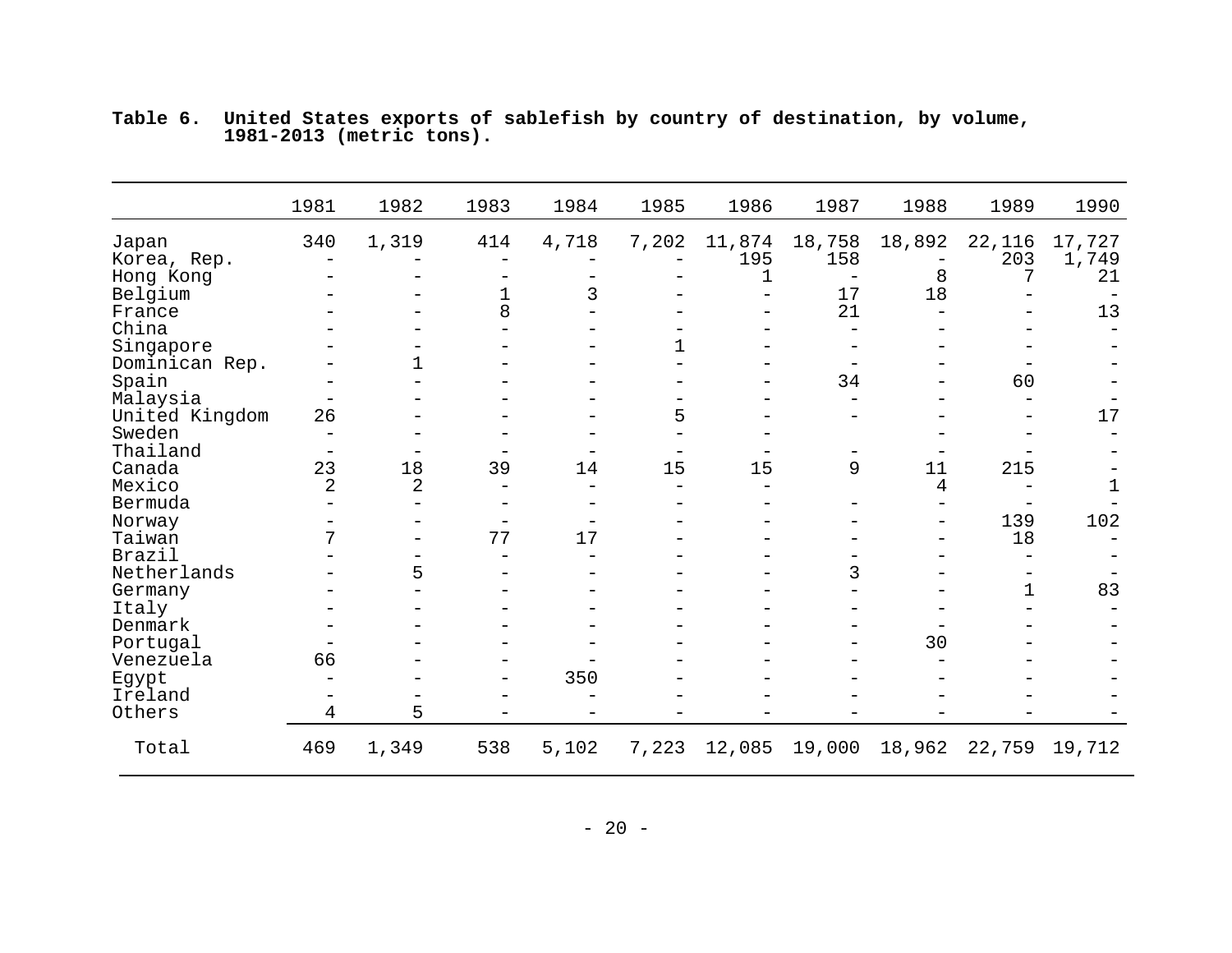**Table 6.  United States exports of sablefish by country of destination, by volume, 1981-2013 (metric tons).**

| | 1981 | 1982 | 1983 | 1984 | 1985 | 1986 | 1987 | 1988 | 1989 | 1990 |
|---|---|---|---|---|---|---|---|---|---|---|
| Japan | 340 | 1,319 | 414 | 4,718 | 7,202 | 11,874 | 18,758 | 18,892 | 22,116 | 17,727 |
| Korea, Rep. | - | - | - | - | - | 195 | 158 | - | 203 | 1,749 |
| Hong Kong | - | - | - | - | - | 1 | - | 8 | 7 | 21 |
| Belgium | - | - | 1 | 3 | - | - | 17 | 18 | - | - |
| France | - | - | 8 | - | - | - | 21 | - | - | 13 |
| China | - | - | - | - | - | - | - | - | - | - |
| Singapore | - | - | - | - | 1 | - | - | - | - | - |
| Dominican Rep. | - | 1 | - | - | - | - | - | - | - | - |
| Spain | - | - | - | - | - | - | 34 | - | 60 | - |
| Malaysia | - | - | - | - | - | - | - | - | - | - |
| United Kingdom | 26 | - | - | - | 5 | - | - | - | - | 17 |
| Sweden | - | - | - | - | - | - | | - | - | - |
| Thailand | - | - | - | - | - | - | - | - | - | - |
| Canada | 23 | 18 | 39 | 14 | 15 | 15 | 9 | 11 | 215 | - |
| Mexico | 2 | 2 | - | - | - | - | | 4 | - | 1 |
| Bermuda | - | - | - | - | - | - | - | - | - | - |
| Norway | - | - | - | - | - | - | - | - | 139 | 102 |
| Taiwan | 7 | - | 77 | 17 | - | - | - | - | 18 | - |
| Brazil | - | - | - | - | - | - | - | - | - | - |
| Netherlands | - | 5 | - | - | - | - | 3 | - | - | - |
| Germany | - | - | - | - | - | - | - | - | 1 | 83 |
| Italy | - | - | - | - | - | - | - | - | - | - |
| Denmark | - | - | - | - | - | - | - | - | - | - |
| Portugal | - | - | - | - | - | - | - | 30 | - | - |
| Venezuela | 66 | - | - | - | - | - | - | - | - | - |
| Egypt | - | - | - | 350 | - | - | - | - | - | - |
| Ireland | - | - | - | - | - | - | - | - | - | - |
| Others | 4 | 5 | - | - | - | - | - | - | - | - |
| Total | 469 | 1,349 | 538 | 5,102 | 7,223 | 12,085 | 19,000 | 18,962 | 22,759 | 19,712 |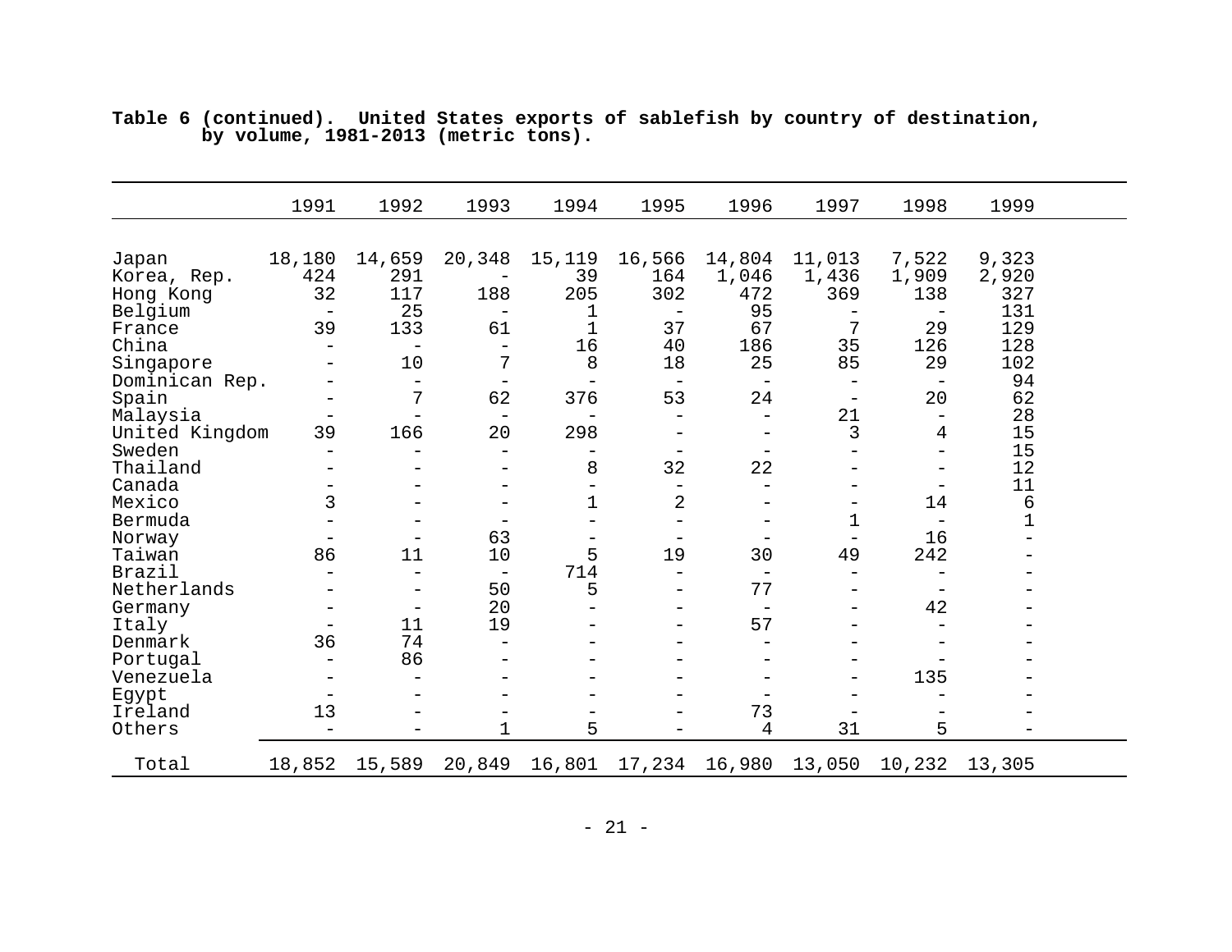**Table 6 (continued). United States exports of sablefish by country of destination, by volume, 1981-2013 (metric tons).**

| | 1991 | 1992 | 1993 | 1994 | 1995 | 1996 | 1997 | 1998 | 1999 |
|---|---|---|---|---|---|---|---|---|---|
| Japan | 18,180 | 14,659 | 20,348 | 15,119 | 16,566 | 14,804 | 11,013 | 7,522 | 9,323 |
| Korea, Rep. | 424 | 291 | - | 39 | 164 | 1,046 | 1,436 | 1,909 | 2,920 |
| Hong Kong | 32 | 117 | 188 | 205 | 302 | 472 | 369 | 138 | 327 |
| Belgium | - | 25 | - | 1 | - | 95 | - | - | 131 |
| France | 39 | 133 | 61 | 1 | 37 | 67 | 7 | 29 | 129 |
| China | - | - | - | 16 | 40 | 186 | 35 | 126 | 128 |
| Singapore | - | 10 | 7 | 8 | 18 | 25 | 85 | 29 | 102 |
| Dominican Rep. | - | - | - | - | - | - | - | - | 94 |
| Spain | - | 7 | 62 | 376 | 53 | 24 | - | 20 | 62 |
| Malaysia | - | - | - | - | - | - | 21 | - | 28 |
| United Kingdom | 39 | 166 | 20 | 298 | - | - | 3 | 4 | 15 |
| Sweden | - | - | - | - | - | - | - | - | 15 |
| Thailand | - | - | - | 8 | 32 | 22 | - | - | 12 |
| Canada | - | - | - | - | - | - | - | - | 11 |
| Mexico | 3 | - | - | 1 | 2 | - | - | 14 | 6 |
| Bermuda | - | - | - | - | - | - | 1 | - | 1 |
| Norway | - | - | 63 | - | - | - | - | 16 | - |
| Taiwan | 86 | 11 | 10 | 5 | 19 | 30 | 49 | 242 | - |
| Brazil | - | - | - | 714 | - | - | - | - | - |
| Netherlands | - | - | 50 | 5 | - | 77 | - | - | - |
| Germany | - | - | 20 | - | - | - | - | 42 | - |
| Italy | - | 11 | 19 | - | - | 57 | - | - | - |
| Denmark | 36 | 74 | - | - | - | - | - | - | - |
| Portugal | - | 86 | - | - | - | - | - | - | - |
| Venezuela | - | - | - | - | - | - | - | 135 | - |
| Egypt | - | - | - | - | - | - | - | - | - |
| Ireland | 13 | - | - | - | - | 73 | - | - | - |
| Others | - | - | 1 | 5 | - | 4 | 31 | 5 | - |
| Total | 18,852 | 15,589 | 20,849 | 16,801 | 17,234 | 16,980 | 13,050 | 10,232 | 13,305 |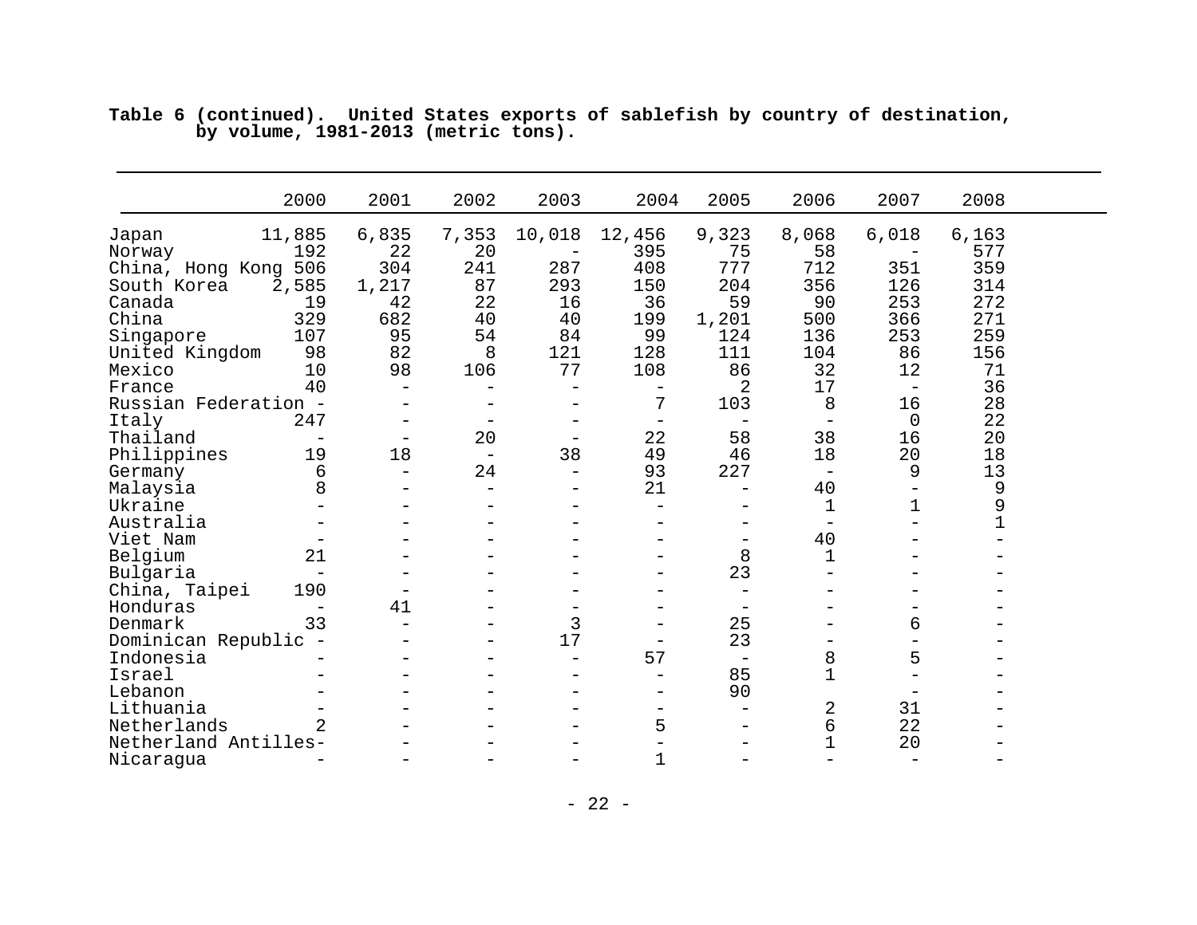**Table 6 (continued). United States exports of sablefish by country of destination, by volume, 1981-2013 (metric tons).**

| | 2000 | 2001 | 2002 | 2003 | 2004 | 2005 | 2006 | 2007 | 2008 |
|---|---|---|---|---|---|---|---|---|---|
| Japan | 11,885 | 6,835 | 7,353 | 10,018 | 12,456 | 9,323 | 8,068 | 6,018 | 6,163 |
| Norway | 192 | 22 | 20 | - | 395 | 75 | 58 | - | 577 |
| China, Hong Kong | 506 | 304 | 241 | 287 | 408 | 777 | 712 | 351 | 359 |
| South Korea | 2,585 | 1,217 | 87 | 293 | 150 | 204 | 356 | 126 | 314 |
| Canada | 19 | 42 | 22 | 16 | 36 | 59 | 90 | 253 | 272 |
| China | 329 | 682 | 40 | 40 | 199 | 1,201 | 500 | 366 | 271 |
| Singapore | 107 | 95 | 54 | 84 | 99 | 124 | 136 | 253 | 259 |
| United Kingdom | 98 | 82 | 8 | 121 | 128 | 111 | 104 | 86 | 156 |
| Mexico | 10 | 98 | 106 | 77 | 108 | 86 | 32 | 12 | 71 |
| France | 40 | - | - | - | - | 2 | 17 | - | 36 |
| Russian Federation | - | - | - | - | 7 | 103 | 8 | 16 | 28 |
| Italy | 247 | - | - | - | - | - | - | 0 | 22 |
| Thailand | - | - | 20 | - | 22 | 58 | 38 | 16 | 20 |
| Philippines | 19 | 18 | - | 38 | 49 | 46 | 18 | 20 | 18 |
| Germany | 6 | - | 24 | - | 93 | 227 | - | 9 | 13 |
| Malaysia | 8 | - | - | - | 21 | - | 40 | - | 9 |
| Ukraine | - | - | - | - | - | - | 1 | 1 | 9 |
| Australia | - | - | - | - | - | - | - | - | 1 |
| Viet Nam | - | - | - | - | - | - | 40 | - | - |
| Belgium | 21 | - | - | - | - | 8 | 1 | - | - |
| Bulgaria | - | - | - | - | - | 23 | - | - | - |
| China, Taipei | 190 | - | - | - | - | - | - | - | - |
| Honduras | - | 41 | - | - | - | - | - | - | - |
| Denmark | 33 | - | - | 3 | - | 25 | - | 6 | - |
| Dominican Republic | - | - | - | 17 | - | 23 | - | - | - |
| Indonesia | - | - | - | - | 57 | - | 8 | 5 | - |
| Israel | - | - | - | - | - | 85 | 1 | - | - |
| Lebanon | - | - | - | - | - | 90 | | - | - |
| Lithuania | - | - | - | - | - | - | 2 | 31 | - |
| Netherlands | 2 | - | - | - | 5 | - | 6 | 22 | - |
| Netherland Antilles | - | - | - | - | - | - | 1 | 20 | - |
| Nicaragua | - | - | - | - | 1 | - | - | - | - |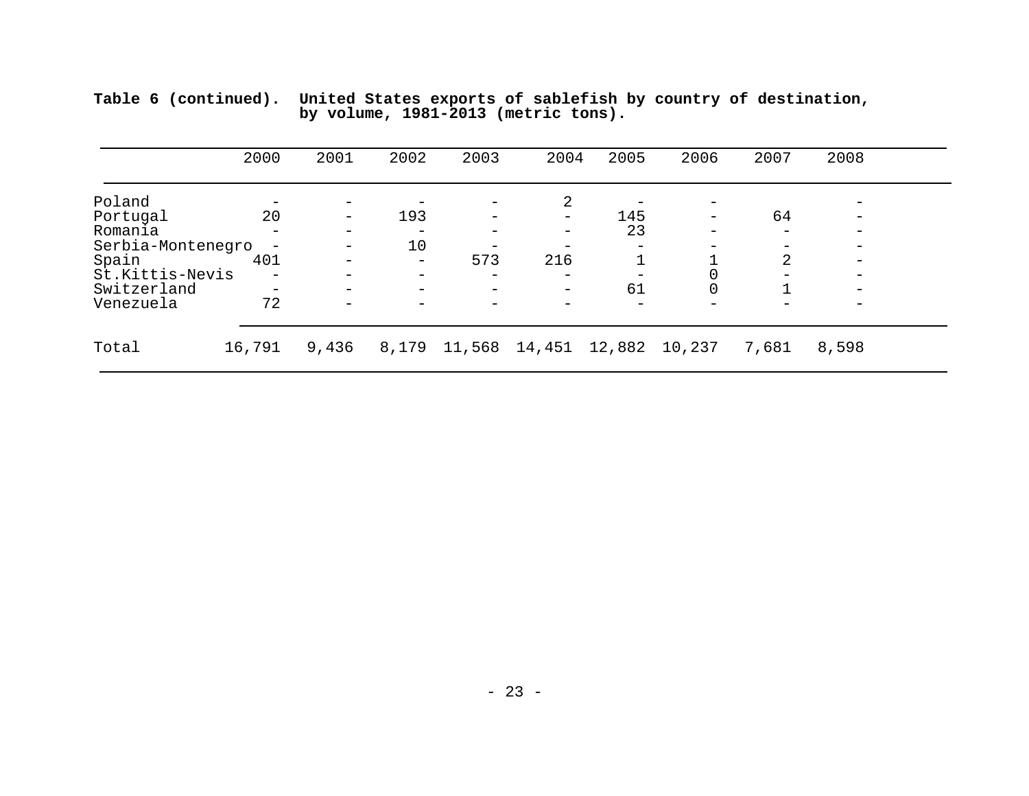**Table 6 (continued). United States exports of sablefish by country of destination, by volume, 1981-2013 (metric tons).**

| | 2000 | 2001 | 2002 | 2003 | 2004 | 2005 | 2006 | 2007 | 2008 |
|---|---|---|---|---|---|---|---|---|---|
| Poland | - | - | - | - | 2 | - | - | | - |
| Portugal | 20 | - | 193 | - | - | 145 | - | 64 | - |
| Romania | - | - | - | - | - | 23 | - | - | - |
| Serbia-Montenegro | - | - | 10 | - | - | - | - | - | - |
| Spain | 401 | - | - | 573 | 216 | 1 | 1 | 2 | - |
| St.Kittis-Nevis | - | - | - | - | - | - | 0 | - | - |
| Switzerland | - | - | - | - | - | 61 | 0 | 1 | - |
| Venezuela | 72 | - | - | - | - | - | - | - | - |
| Total | 16,791 | 9,436 | 8,179 | 11,568 | 14,451 | 12,882 | 10,237 | 7,681 | 8,598 |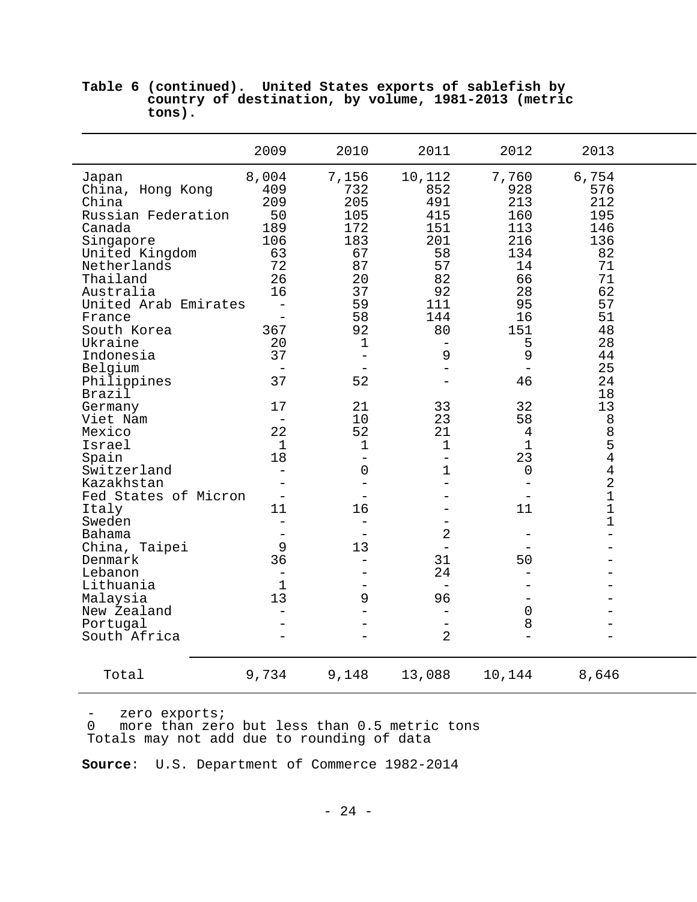**Table 6 (continued). United States exports of sablefish by country of destination, by volume, 1981-2013 (metric tons).**

| | 2009 | 2010 | 2011 | 2012 | 2013 |
|---|---|---|---|---|---|
| Japan | 8,004 | 7,156 | 10,112 | 7,760 | 6,754 |
| China, Hong Kong | 409 | 732 | 852 | 928 | 576 |
| China | 209 | 205 | 491 | 213 | 212 |
| Russian Federation | 50 | 105 | 415 | 160 | 195 |
| Canada | 189 | 172 | 151 | 113 | 146 |
| Singapore | 106 | 183 | 201 | 216 | 136 |
| United Kingdom | 63 | 67 | 58 | 134 | 82 |
| Netherlands | 72 | 87 | 57 | 14 | 71 |
| Thailand | 26 | 20 | 82 | 66 | 71 |
| Australia | 16 | 37 | 92 | 28 | 62 |
| United Arab Emirates | - | 59 | 111 | 95 | 57 |
| France | - | 58 | 144 | 16 | 51 |
| South Korea | 367 | 92 | 80 | 151 | 48 |
| Ukraine | 20 | 1 | - | 5 | 28 |
| Indonesia | 37 | - | 9 | 9 | 44 |
| Belgium | - | - | - | - | 25 |
| Philippines | 37 | 52 | - | 46 | 24 |
| Brazil | | | | | 18 |
| Germany | 17 | 21 | 33 | 32 | 13 |
| Viet Nam | - | 10 | 23 | 58 | 8 |
| Mexico | 22 | 52 | 21 | 4 | 8 |
| Israel | 1 | 1 | 1 | 1 | 5 |
| Spain | 18 | - | - | 23 | 4 |
| Switzerland | - | 0 | 1 | 0 | 4 |
| Kazakhstan | - | - | - | - | 2 |
| Fed States of Micron | - | - | - | - | 1 |
| Italy | 11 | 16 | - | 11 | 1 |
| Sweden | - | - | - | | 1 |
| Bahama | - | - | 2 | - | - |
| China, Taipei | 9 | 13 | - | - | - |
| Denmark | 36 | - | 31 | 50 | - |
| Lebanon | - | - | 24 | - | - |
| Lithuania | 1 | - | - | - | - |
| Malaysia | 13 | 9 | 96 | - | - |
| New Zealand | - | - | - | 0 | - |
| Portugal | - | - | - | 8 | - |
| South Africa | - | - | 2 | - | - |
| Total | 9,734 | 9,148 | 13,088 | 10,144 | 8,646 |

- zero exports;
0 more than zero but less than 0.5 metric tons
Totals may not add due to rounding of data

**Source**: U.S. Department of Commerce 1982-2014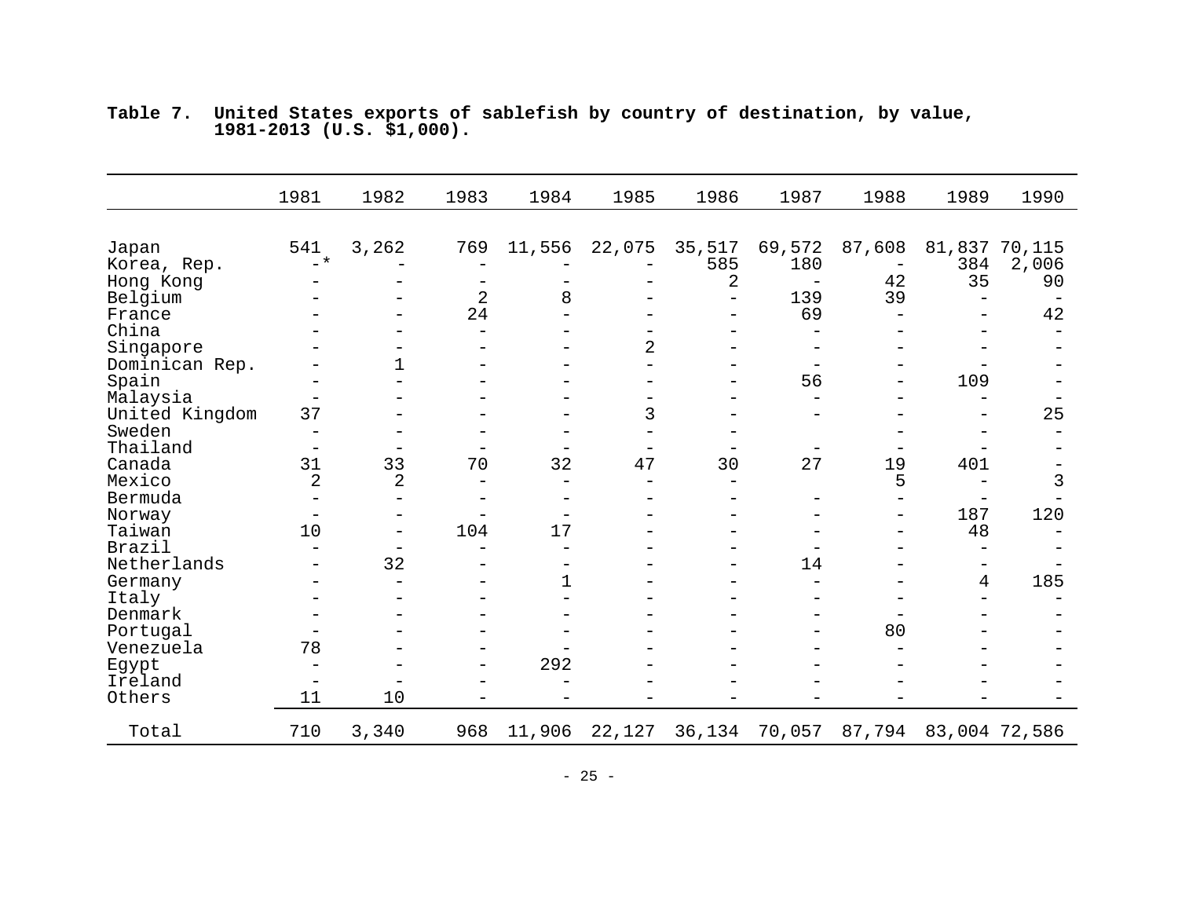**Table 7. United States exports of sablefish by country of destination, by value, 1981-2013 (U.S. $1,000).**

| | 1981 | 1982 | 1983 | 1984 | 1985 | 1986 | 1987 | 1988 | 1989 | 1990 |
|---|---|---|---|---|---|---|---|---|---|---|
| Japan | 541 | 3,262 | 769 | 11,556 | 22,075 | 35,517 | 69,572 | 87,608 | 81,837 | 70,115 |
| Korea, Rep. | -* | - | - | - | - | 585 | 180 | - | 384 | 2,006 |
| Hong Kong | - | - | - | - | - | 2 | - | 42 | 35 | 90 |
| Belgium | - | - | 2 | 8 | - | - | 139 | 39 | - | - |
| France | - | - | 24 | - | - | - | 69 | - | - | 42 |
| China | - | - | - | - | - | - | - | - | - | - |
| Singapore | - | - | - | - | 2 | - | - | - | - | - |
| Dominican Rep. | - | 1 | - | - | - | - | - | - | - | - |
| Spain | - | - | - | - | - | - | 56 | - | 109 | - |
| Malaysia | - | - | - | - | - | - | - | - | - | - |
| United Kingdom | 37 | - | - | - | 3 | - | - | - | - | 25 |
| Sweden | - | - | - | - | - | - | - | - | - | - |
| Thailand | - | - | - | - | - | - | - | - | - | - |
| Canada | 31 | 33 | 70 | 32 | 47 | 30 | 27 | 19 | 401 | - |
| Mexico | 2 | 2 | - | - | - | - | | 5 | - | 3 |
| Bermuda | - | - | - | - | - | - | - | - | - | - |
| Norway | - | - | - | - | - | - | - | - | 187 | 120 |
| Taiwan | 10 | - | 104 | 17 | - | - | - | - | 48 | - |
| Brazil | - | - | - | - | - | - | - | - | - | - |
| Netherlands | - | 32 | - | - | - | - | 14 | - | - | - |
| Germany | - | - | - | 1 | - | - | - | - | 4 | 185 |
| Italy | - | - | - | - | - | - | - | - | - | - |
| Denmark | - | - | - | - | - | - | - | - | - | - |
| Portugal | - | - | - | - | - | - | - | 80 | - | - |
| Venezuela | 78 | - | - | - | - | - | - | - | - | - |
| Egypt | - | - | - | 292 | - | - | - | - | - | - |
| Ireland | - | - | - | - | - | - | - | - | - | - |
| Others | 11 | 10 | - | - | - | - | - | - | - | - |
| Total | 710 | 3,340 | 968 | 11,906 | 22,127 | 36,134 | 70,057 | 87,794 | 83,004 | 72,586 |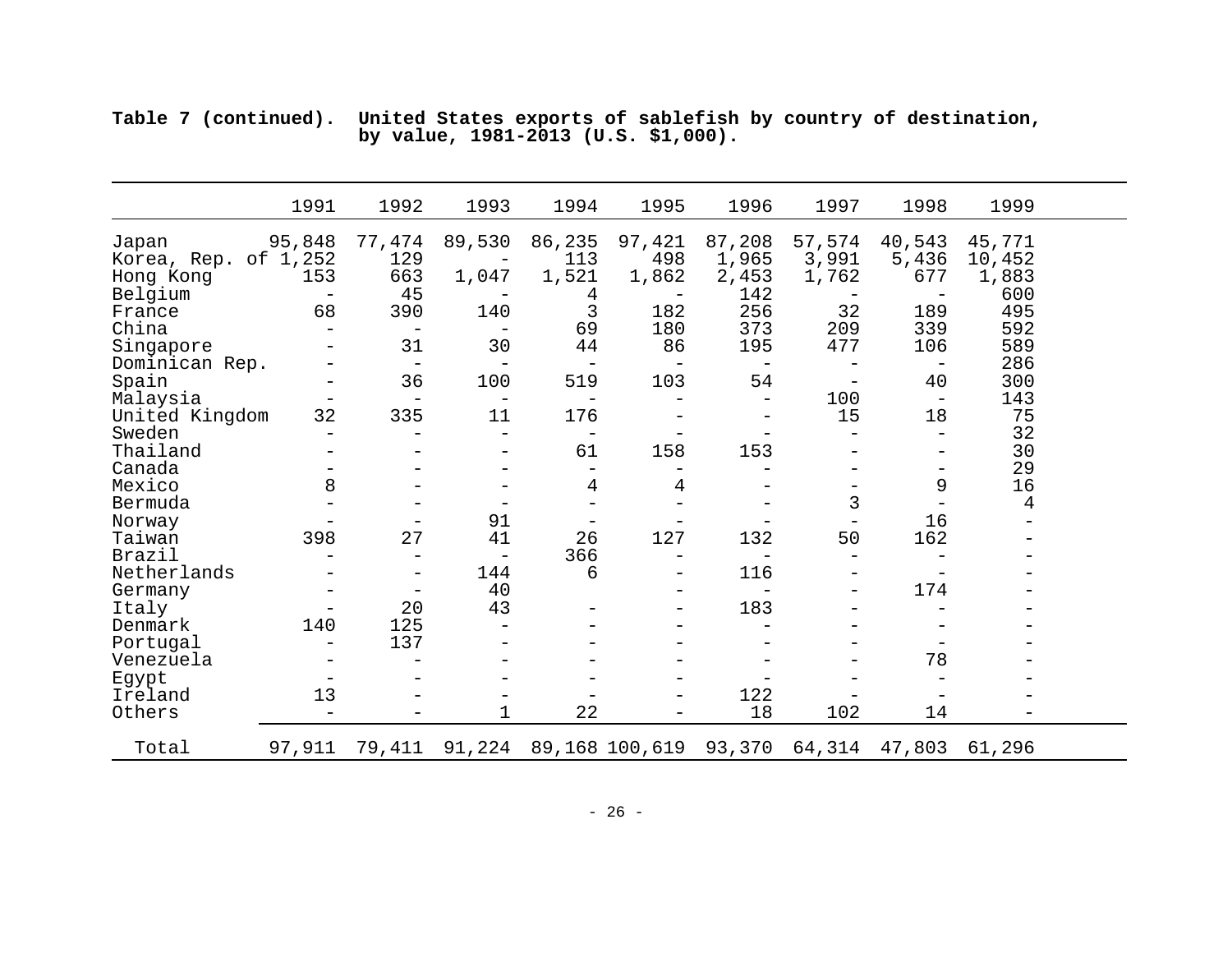**Table 7 (continued). United States exports of sablefish by country of destination, by value, 1981-2013 (U.S. $1,000).**

| | 1991 | 1992 | 1993 | 1994 | 1995 | 1996 | 1997 | 1998 | 1999 |
|---|---|---|---|---|---|---|---|---|---|
| Japan | 95,848 | 77,474 | 89,530 | 86,235 | 97,421 | 87,208 | 57,574 | 40,543 | 45,771 |
| Korea, Rep. of | 1,252 | 129 | - | 113 | 498 | 1,965 | 3,991 | 5,436 | 10,452 |
| Hong Kong | 153 | 663 | 1,047 | 1,521 | 1,862 | 2,453 | 1,762 | 677 | 1,883 |
| Belgium | - | 45 | - | 4 | - | 142 | - | - | 600 |
| France | 68 | 390 | 140 | 3 | 182 | 256 | 32 | 189 | 495 |
| China | - | - | - | 69 | 180 | 373 | 209 | 339 | 592 |
| Singapore | - | 31 | 30 | 44 | 86 | 195 | 477 | 106 | 589 |
| Dominican Rep. | - | - | - | - | - | - | - | - | 286 |
| Spain | - | 36 | 100 | 519 | 103 | 54 | - | 40 | 300 |
| Malaysia | - | - | - | - | - | - | 100 | - | 143 |
| United Kingdom | 32 | 335 | 11 | 176 | - | - | 15 | 18 | 75 |
| Sweden | - | - | - | - | - | - | - | - | 32 |
| Thailand | - | - | - | 61 | 158 | 153 | - | - | 30 |
| Canada | - | - | - | - | - | - | - | - | 29 |
| Mexico | 8 | - | - | 4 | 4 | - | - | 9 | 16 |
| Bermuda | - | - | - | - | - | - | 3 | - | 4 |
| Norway | - | - | 91 | - | - | - | - | 16 | - |
| Taiwan | 398 | 27 | 41 | 26 | 127 | 132 | 50 | 162 | - |
| Brazil | - | - | - | 366 | - | - | - | - | - |
| Netherlands | - | - | 144 | 6 | - | 116 | - | - | - |
| Germany | - | - | 40 | | - | - | - | 174 | - |
| Italy | - | 20 | 43 | - | - | 183 | - | - | - |
| Denmark | 140 | 125 | - | - | - | - | - | - | - |
| Portugal | - | 137 | - | - | - | - | - | - | - |
| Venezuela | - | - | - | - | - | - | - | 78 | - |
| Egypt | - | - | - | - | - | - | - | - | - |
| Ireland | 13 | - | - | - | - | 122 | - | - | - |
| Others | - | - | 1 | 22 | - | 18 | 102 | 14 | - |
| Total | 97,911 | 79,411 | 91,224 | 89,168 | 100,619 | 93,370 | 64,314 | 47,803 | 61,296 |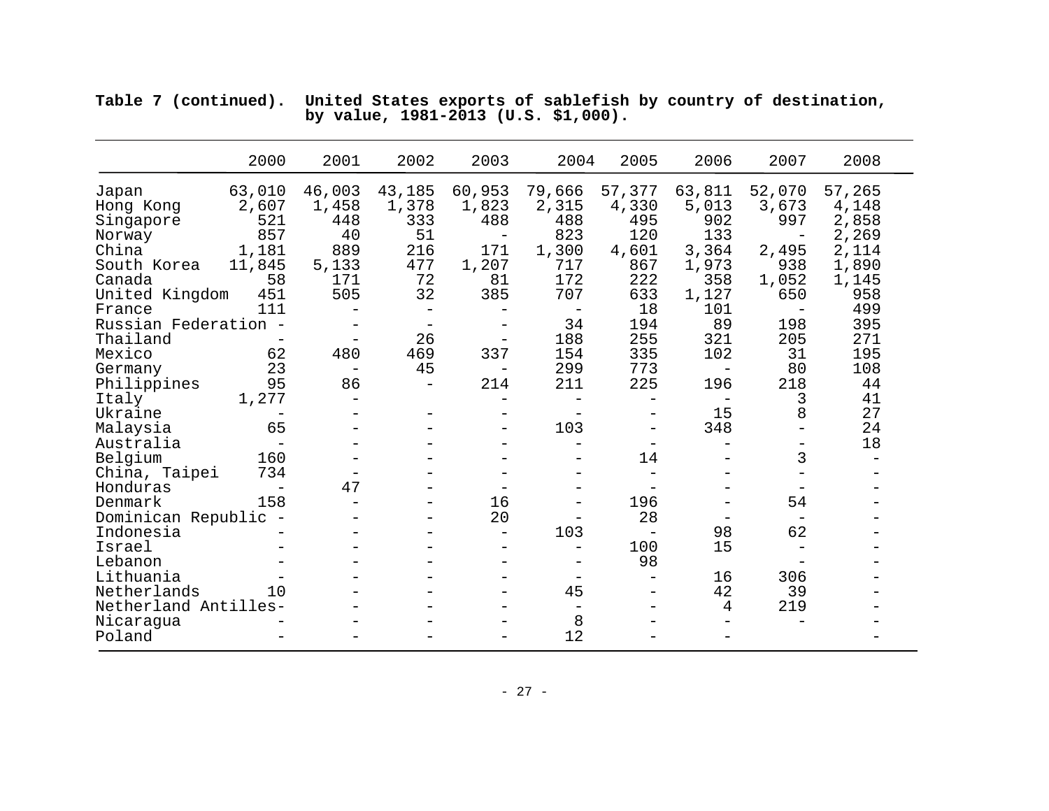**Table 7 (continued). United States exports of sablefish by country of destination, by value, 1981-2013 (U.S. $1,000).**

| | 2000 | 2001 | 2002 | 2003 | 2004 | 2005 | 2006 | 2007 | 2008 |
|---|---|---|---|---|---|---|---|---|---|
| Japan | 63,010 | 46,003 | 43,185 | 60,953 | 79,666 | 57,377 | 63,811 | 52,070 | 57,265 |
| Hong Kong | 2,607 | 1,458 | 1,378 | 1,823 | 2,315 | 4,330 | 5,013 | 3,673 | 4,148 |
| Singapore | 521 | 448 | 333 | 488 | 488 | 495 | 902 | 997 | 2,858 |
| Norway | 857 | 40 | 51 | - | 823 | 120 | 133 | - | 2,269 |
| China | 1,181 | 889 | 216 | 171 | 1,300 | 4,601 | 3,364 | 2,495 | 2,114 |
| South Korea | 11,845 | 5,133 | 477 | 1,207 | 717 | 867 | 1,973 | 938 | 1,890 |
| Canada | 58 | 171 | 72 | 81 | 172 | 222 | 358 | 1,052 | 1,145 |
| United Kingdom | 451 | 505 | 32 | 385 | 707 | 633 | 1,127 | 650 | 958 |
| France | 111 | - | - | - | - | 18 | 101 | - | 499 |
| Russian Federation | - | - | - | - | 34 | 194 | 89 | 198 | 395 |
| Thailand | - | - | 26 | - | 188 | 255 | 321 | 205 | 271 |
| Mexico | 62 | 480 | 469 | 337 | 154 | 335 | 102 | 31 | 195 |
| Germany | 23 | - | 45 | - | 299 | 773 | - | 80 | 108 |
| Philippines | 95 | 86 | - | 214 | 211 | 225 | 196 | 218 | 44 |
| Italy | 1,277 | - | | - | - | - | - | 3 | 41 |
| Ukraine | - | - | - | - | - | - | 15 | 8 | 27 |
| Malaysia | 65 | - | - | - | 103 | - | 348 | - | 24 |
| Australia | - | - | - | - | - | - | - | - | 18 |
| Belgium | 160 | - | - | - | - | 14 | - | 3 | - |
| China, Taipei | 734 | - | - | - | - | - | - | - | - |
| Honduras | - | 47 | - | - | - | - | - | - | - |
| Denmark | 158 | - | - | 16 | - | 196 | - | 54 | - |
| Dominican Republic | - | - | - | 20 | - | 28 | - | - | - |
| Indonesia | - | - | - | - | 103 | - | 98 | 62 | - |
| Israel | - | - | - | - | - | 100 | 15 | - | - |
| Lebanon | - | - | - | - | - | 98 | | - | - |
| Lithuania | - | - | - | - | - | - | 16 | 306 | - |
| Netherlands | 10 | - | - | - | 45 | - | 42 | 39 | - |
| Netherland Antilles | - | - | - | - | - | - | 4 | 219 | - |
| Nicaragua | - | - | - | - | 8 | - | - | - | - |
| Poland | - | - | - | - | 12 | - | - | | - |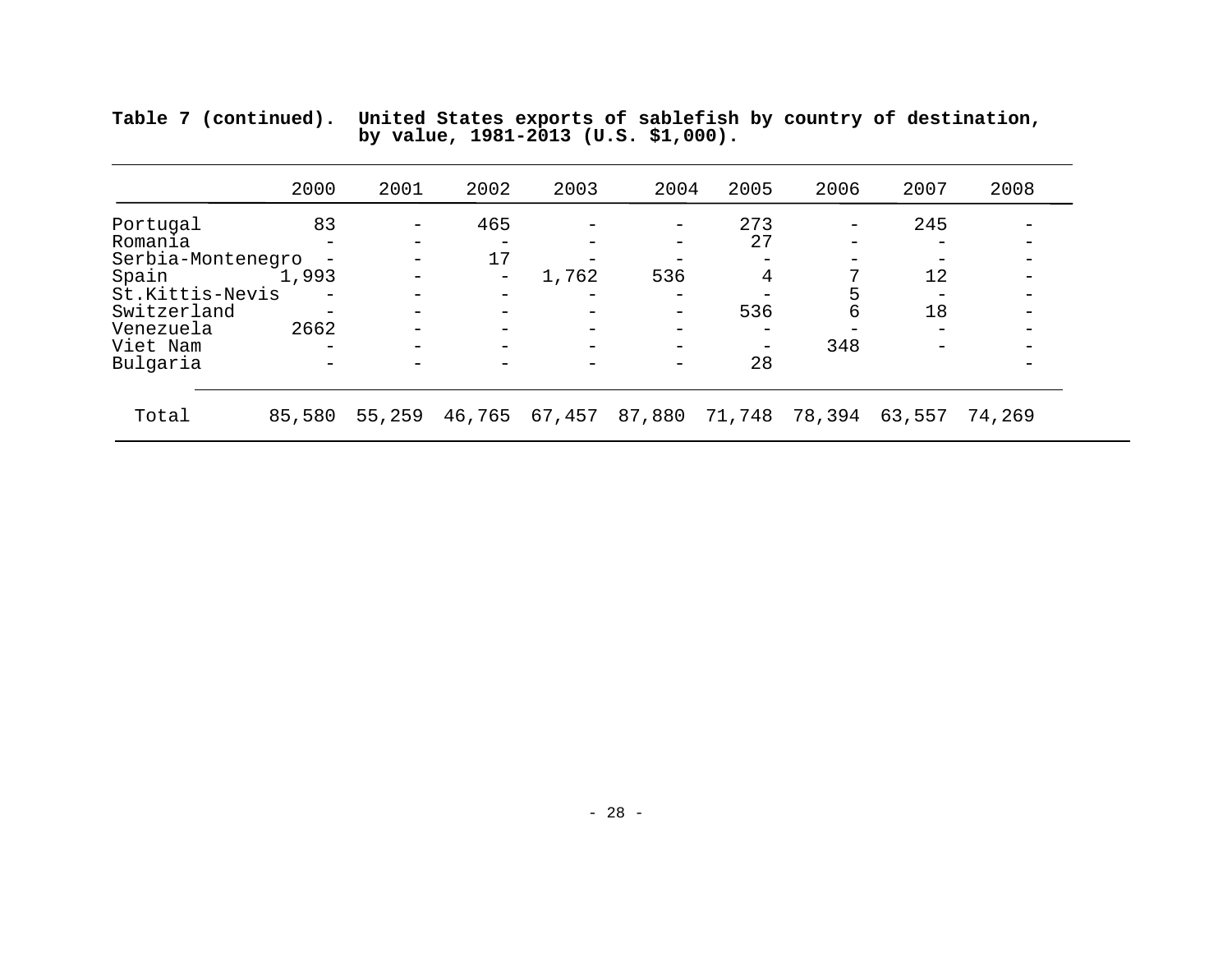**Table 7 (continued). United States exports of sablefish by country of destination, by value, 1981-2013 (U.S. $1,000).**

| | 2000 | 2001 | 2002 | 2003 | 2004 | 2005 | 2006 | 2007 | 2008 |
|---|---|---|---|---|---|---|---|---|---|
| Portugal | 83 | - | 465 | - | - | 273 | - | 245 | - |
| Romania | - | - | - | - | - | 27 | - | - | - |
| Serbia-Montenegro | - | - | 17 | - | - | - | - | - | - |
| Spain | 1,993 | - | - | 1,762 | 536 | 4 | 7 | 12 | - |
| St.Kittis-Nevis | - | - | - | - | - | - | 5 | - | - |
| Switzerland | - | - | - | - | - | 536 | 6 | 18 | - |
| Venezuela | 2662 | - | - | - | - | - | - | - | - |
| Viet Nam | - | - | - | - | - | - | 348 | - | - |
| Bulgaria | - | - | - | - | - | 28 | | | - |
| Total | 85,580 | 55,259 | 46,765 | 67,457 | 87,880 | 71,748 | 78,394 | 63,557 | 74,269 |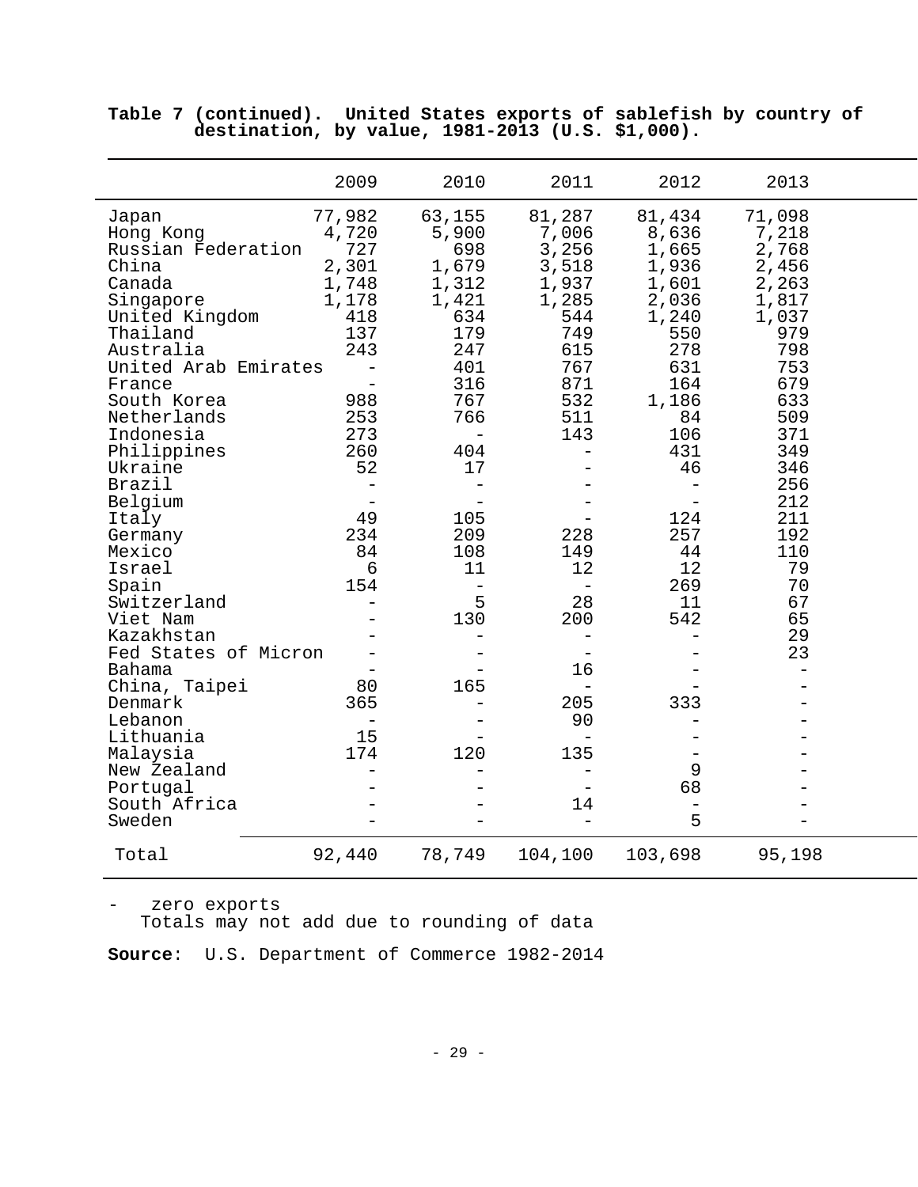**Table 7 (continued). United States exports of sablefish by country of destination, by value, 1981-2013 (U.S. $1,000).**

| | 2009 | 2010 | 2011 | 2012 | 2013 |
|---|---|---|---|---|---|
| Japan | 77,982 | 63,155 | 81,287 | 81,434 | 71,098 |
| Hong Kong | 4,720 | 5,900 | 7,006 | 8,636 | 7,218 |
| Russian Federation | 727 | 698 | 3,256 | 1,665 | 2,768 |
| China | 2,301 | 1,679 | 3,518 | 1,936 | 2,456 |
| Canada | 1,748 | 1,312 | 1,937 | 1,601 | 2,263 |
| Singapore | 1,178 | 1,421 | 1,285 | 2,036 | 1,817 |
| United Kingdom | 418 | 634 | 544 | 1,240 | 1,037 |
| Thailand | 137 | 179 | 749 | 550 | 979 |
| Australia | 243 | 247 | 615 | 278 | 798 |
| United Arab Emirates | - | 401 | 767 | 631 | 753 |
| France | - | 316 | 871 | 164 | 679 |
| South Korea | 988 | 767 | 532 | 1,186 | 633 |
| Netherlands | 253 | 766 | 511 | 84 | 509 |
| Indonesia | 273 | - | 143 | 106 | 371 |
| Philippines | 260 | 404 | - | 431 | 349 |
| Ukraine | 52 | 17 | - | 46 | 346 |
| Brazil | - | - | - | - | 256 |
| Belgium | - | - | - | - | 212 |
| Italy | 49 | 105 | - | 124 | 211 |
| Germany | 234 | 209 | 228 | 257 | 192 |
| Mexico | 84 | 108 | 149 | 44 | 110 |
| Israel | 6 | 11 | 12 | 12 | 79 |
| Spain | 154 | - | - | 269 | 70 |
| Switzerland | - | 5 | 28 | 11 | 67 |
| Viet Nam | - | 130 | 200 | 542 | 65 |
| Kazakhstan | - | - | - | - | 29 |
| Fed States of Micron | - | - | - | - | 23 |
| Bahama | - | - | 16 | - | - |
| China, Taipei | 80 | 165 | - | - | - |
| Denmark | 365 | - | 205 | 333 | - |
| Lebanon | - | - | 90 | - | - |
| Lithuania | 15 | - | - | - | - |
| Malaysia | 174 | 120 | 135 | - | - |
| New Zealand | - | - | - | 9 | - |
| Portugal | - | - | - | 68 | - |
| South Africa | - | - | 14 | - | - |
| Sweden | - | - | - | 5 | - |
| Total | 92,440 | 78,749 | 104,100 | 103,698 | 95,198 |

\- zero exports
Totals may not add due to rounding of data

**Source**: U.S. Department of Commerce 1982-2014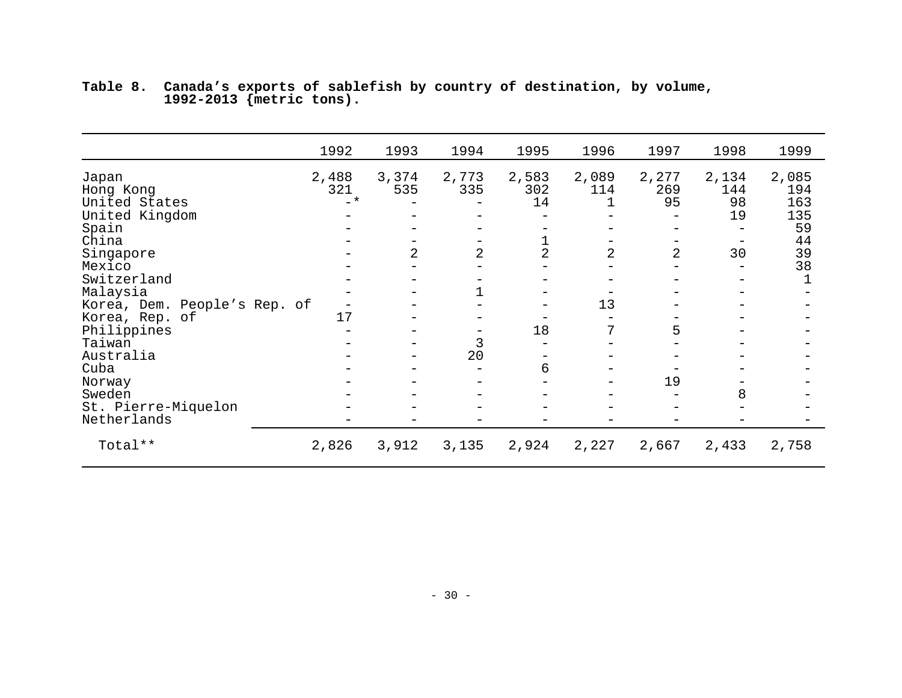**Table 8. Canada's exports of sablefish by country of destination, by volume, 1992-2013 {metric tons).**

| | 1992 | 1993 | 1994 | 1995 | 1996 | 1997 | 1998 | 1999 |
|---|---|---|---|---|---|---|---|---|
| Japan | 2,488 | 3,374 | 2,773 | 2,583 | 2,089 | 2,277 | 2,134 | 2,085 |
| Hong Kong | 321 | 535 | 335 | 302 | 114 | 269 | 144 | 194 |
| United States | -* | - | - | 14 | 1 | 95 | 98 | 163 |
| United Kingdom | - | - | - | - | - | - | 19 | 135 |
| Spain | - | - | - | - | - | - | - | 59 |
| China | - | - | - | 1 | - | - | - | 44 |
| Singapore | - | 2 | 2 | 2 | 2 | 2 | 30 | 39 |
| Mexico | - | - | - | - | - | - | - | 38 |
| Switzerland | - | - | - | - | - | - | - | 1 |
| Malaysia | - | - | 1 | - | - | - | - | - |
| Korea, Dem. People's Rep. of | - | - | - | - | 13 | - | - | - |
| Korea, Rep. of | 17 | - | - | - | - | - | - | - |
| Philippines | - | - | - | 18 | 7 | 5 | - | - |
| Taiwan | - | - | 3 | - | - | - | - | - |
| Australia | - | - | 20 | - | - | - | - | - |
| Cuba | - | - | - | 6 | - | - | - | - |
| Norway | - | - | - | - | - | 19 | - | - |
| Sweden | - | - | - | - | - | - | 8 | - |
| St. Pierre-Miquelon | - | - | - | - | - | - | - | - |
| Netherlands | - | - | - | - | - | - | - | - |
| Total** | 2,826 | 3,912 | 3,135 | 2,924 | 2,227 | 2,667 | 2,433 | 2,758 |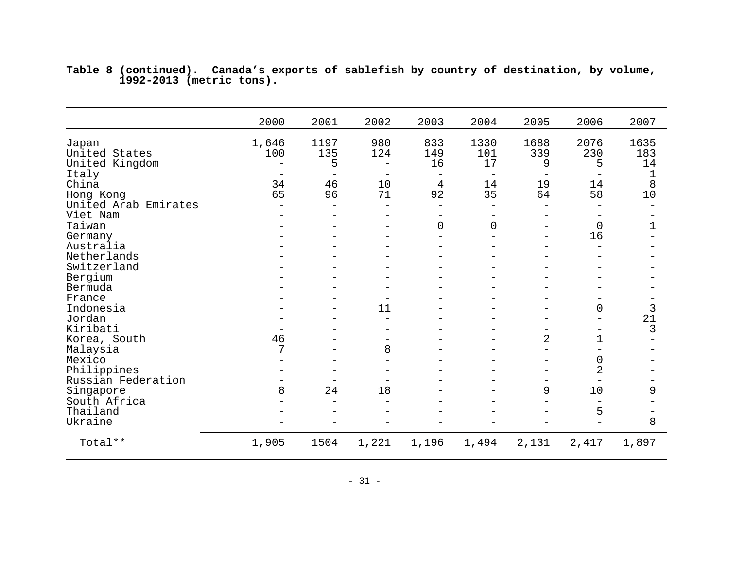**Table 8 (continued). Canada’s exports of sablefish by country of destination, by volume, 1992-2013 (metric tons).**

| | 2000 | 2001 | 2002 | 2003 | 2004 | 2005 | 2006 | 2007 |
|---|---|---|---|---|---|---|---|---|
| Japan | 1,646 | 1197 | 980 | 833 | 1330 | 1688 | 2076 | 1635 |
| United States | 100 | 135 | 124 | 149 | 101 | 339 | 230 | 183 |
| United Kingdom | - | 5 | - | 16 | 17 | 9 | 5 | 14 |
| Italy | - | - | - | - | - | - | - | 1 |
| China | 34 | 46 | 10 | 4 | 14 | 19 | 14 | 8 |
| Hong Kong | 65 | 96 | 71 | 92 | 35 | 64 | 58 | 10 |
| United Arab Emirates | - | - | - | - | - | - | - | - |
| Viet Nam | - | - | - | - | - | - | - | - |
| Taiwan | - | - | - | 0 | 0 | - | 0 | 1 |
| Germany | - | - | - | - | - | - | 16 | - |
| Australia | - | - | - | - | - | - | - | - |
| Netherlands | - | - | - | - | - | - | - | - |
| Switzerland | - | - | - | - | - | - | - | - |
| Bergium | - | - | - | - | - | - | - | - |
| Bermuda | - | - | - | - | - | - | - | - |
| France | - | - | - | - | - | - | - | - |
| Indonesia | - | - | 11 | - | - | - | 0 | 3 |
| Jordan | - | - | - | - | - | - | - | 21 |
| Kiribati | - | - | - | - | - | - | - | 3 |
| Korea, South | 46 | - | - | - | - | 2 | 1 | - |
| Malaysia | 7 | - | 8 | - | - | - | - | - |
| Mexico | - | - | - | - | - | - | 0 | - |
| Philippines | - | - | - | - | - | - | 2 | - |
| Russian Federation | - | - | - | - | - | - | - | - |
| Singapore | 8 | 24 | 18 | - | - | 9 | 10 | 9 |
| South Africa | - | - | - | - | - | - | - | - |
| Thailand | - | - | - | - | - | - | 5 | - |
| Ukraine | - | - | - | - | - | - | - | 8 |
| Total** | 1,905 | 1504 | 1,221 | 1,196 | 1,494 | 2,131 | 2,417 | 1,897 |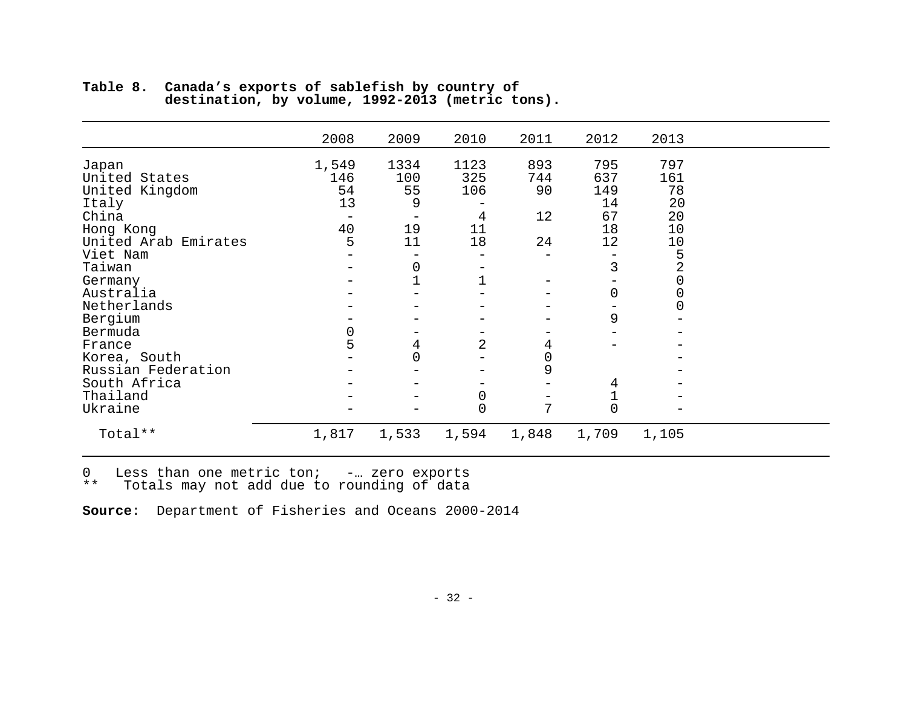**Table 8. Canada's exports of sablefish by country of destination, by volume, 1992-2013 (metric tons).**

| | 2008 | 2009 | 2010 | 2011 | 2012 | 2013 |
|---|---|---|---|---|---|---|
| Japan | 1,549 | 1334 | 1123 | 893 | 795 | 797 |
| United States | 146 | 100 | 325 | 744 | 637 | 161 |
| United Kingdom | 54 | 55 | 106 | 90 | 149 | 78 |
| Italy | 13 | 9 | - | | 14 | 20 |
| China | - | - | 4 | 12 | 67 | 20 |
| Hong Kong | 40 | 19 | 11 | | 18 | 10 |
| United Arab Emirates | 5 | 11 | 18 | 24 | 12 | 10 |
| Viet Nam | - | - | - | - | - | 5 |
| Taiwan | - | 0 | - | | 3 | 2 |
| Germany | - | 1 | 1 | - | - | 0 |
| Australia | - | - | - | - | 0 | 0 |
| Netherlands | - | - | - | - | - | 0 |
| Bergium | - | - | - | - | 9 | - |
| Bermuda | 0 | - | - | - | - | - |
| France | 5 | 4 | 2 | 4 | - | - |
| Korea, South | - | 0 | - | 0 | | - |
| Russian Federation | - | - | - | 9 | | - |
| South Africa | - | - | - | - | 4 | - |
| Thailand | - | - | 0 | - | 1 | - |
| Ukraine | - | - | 0 | 7 | 0 | - |
| Total** | 1,817 | 1,533 | 1,594 | 1,848 | 1,709 | 1,105 |

0 Less than one metric ton; -… zero exports
** Totals may not add due to rounding of data

**Source**: Department of Fisheries and Oceans 2000-2014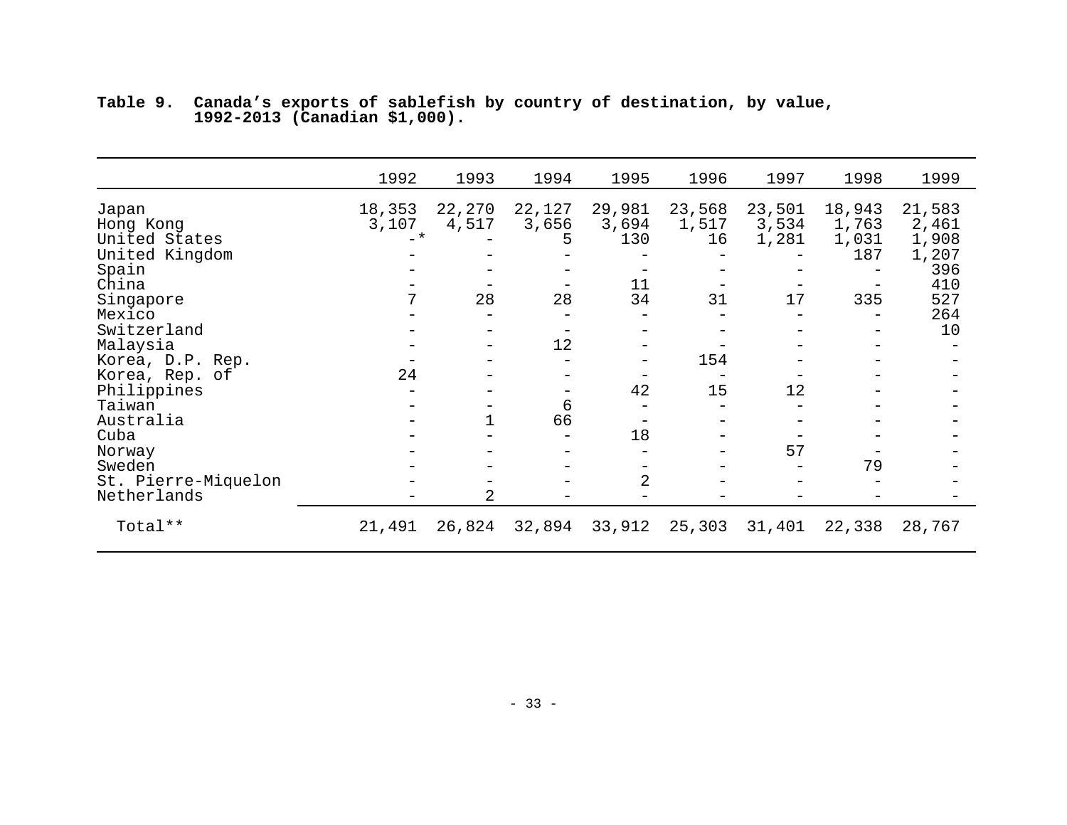**Table 9. Canada's exports of sablefish by country of destination, by value, 1992-2013 (Canadian $1,000).**

| | 1992 | 1993 | 1994 | 1995 | 1996 | 1997 | 1998 | 1999 |
|---|---|---|---|---|---|---|---|---|
| Japan | 18,353 | 22,270 | 22,127 | 29,981 | 23,568 | 23,501 | 18,943 | 21,583 |
| Hong Kong | 3,107 | 4,517 | 3,656 | 3,694 | 1,517 | 3,534 | 1,763 | 2,461 |
| United States | -* | - | 5 | 130 | 16 | 1,281 | 1,031 | 1,908 |
| United Kingdom | - | - | - | - | - | - | 187 | 1,207 |
| Spain | - | - | - | - | - | - | - | 396 |
| China | - | - | - | 11 | - | - | - | 410 |
| Singapore | 7 | 28 | 28 | 34 | 31 | 17 | 335 | 527 |
| Mexico | - | - | - | - | - | - | - | 264 |
| Switzerland | - | - | - | - | - | - | - | 10 |
| Malaysia | - | - | 12 | - | - | - | - | - |
| Korea, D.P. Rep. | - | - | - | - | 154 | - | - | - |
| Korea, Rep. of | 24 | - | - | - | - | - | - | - |
| Philippines | - | - | - | 42 | 15 | 12 | - | - |
| Taiwan | - | - | 6 | - | - | - | - | - |
| Australia | - | 1 | 66 | - | - | - | - | - |
| Cuba | - | - | - | 18 | - | - | - | - |
| Norway | - | - | - | - | - | 57 | - | - |
| Sweden | - | - | - | - | - | - | 79 | - |
| St. Pierre-Miquelon | - | - | - | 2 | - | - | - | - |
| Netherlands | - | 2 | - | - | - | - | - | - |
| Total** | 21,491 | 26,824 | 32,894 | 33,912 | 25,303 | 31,401 | 22,338 | 28,767 |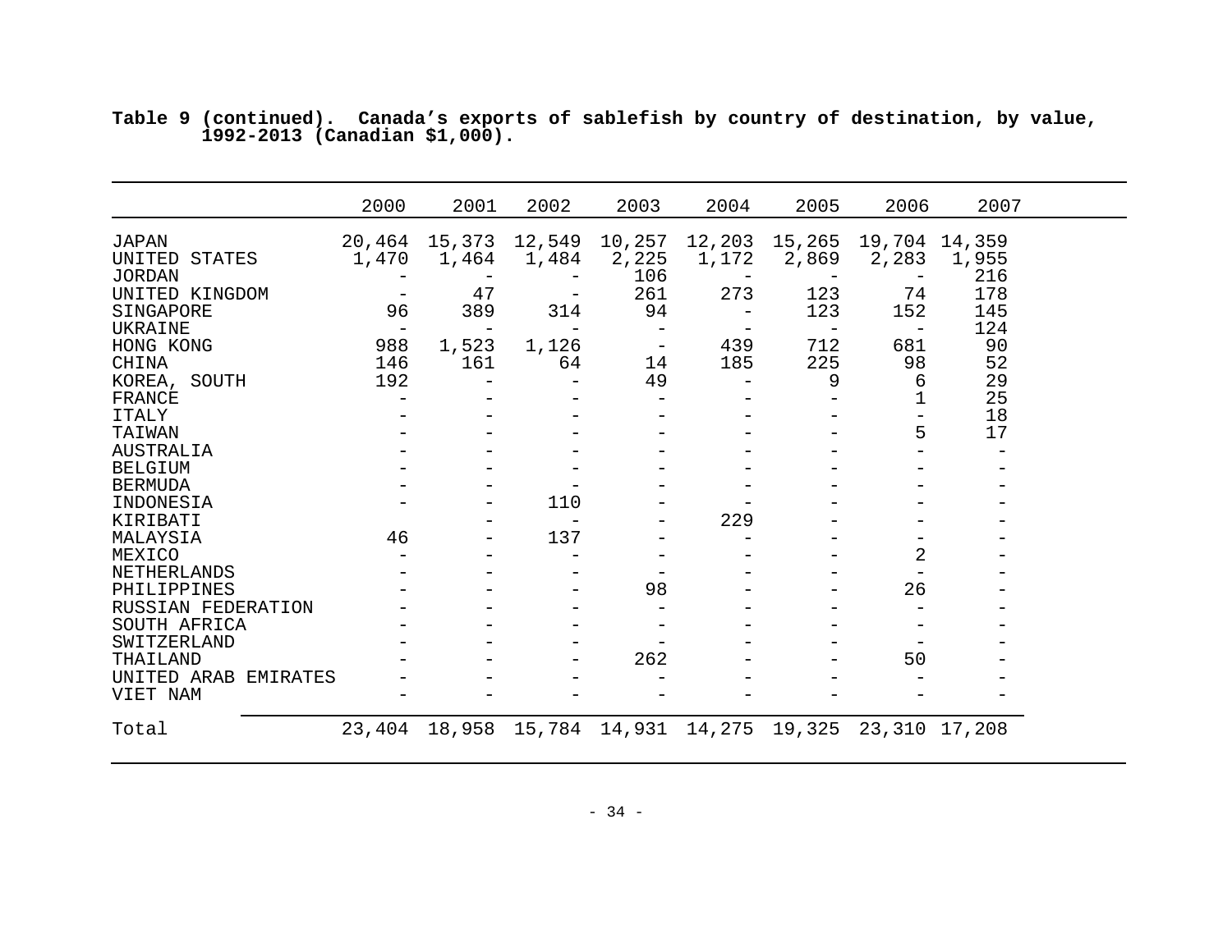**Table 9 (continued). Canada's exports of sablefish by country of destination, by value, 1992-2013 (Canadian $1,000).**

| | 2000 | 2001 | 2002 | 2003 | 2004 | 2005 | 2006 | 2007 |
|---|---|---|---|---|---|---|---|---|
| JAPAN | 20,464 | 15,373 | 12,549 | 10,257 | 12,203 | 15,265 | 19,704 | 14,359 |
| UNITED STATES | 1,470 | 1,464 | 1,484 | 2,225 | 1,172 | 2,869 | 2,283 | 1,955 |
| JORDAN | - | - | - | 106 | - | - | - | 216 |
| UNITED KINGDOM | - | 47 | - | 261 | 273 | 123 | 74 | 178 |
| SINGAPORE | 96 | 389 | 314 | 94 | - | 123 | 152 | 145 |
| UKRAINE | - | - | - | - | - | - | - | 124 |
| HONG KONG | 988 | 1,523 | 1,126 | - | 439 | 712 | 681 | 90 |
| CHINA | 146 | 161 | 64 | 14 | 185 | 225 | 98 | 52 |
| KOREA, SOUTH | 192 | - | - | 49 | - | 9 | 6 | 29 |
| FRANCE | - | - | - | - | - | - | 1 | 25 |
| ITALY | - | - | - | - | - | - | - | 18 |
| TAIWAN | - | - | - | - | - | - | 5 | 17 |
| AUSTRALIA | - | - | - | - | - | - | - | - |
| BELGIUM | - | - | - | - | - | - | - | - |
| BERMUDA | - | - | - | - | - | - | - | - |
| INDONESIA | - | - | 110 | - | - | - | - | - |
| KIRIBATI | | - | - | - | 229 | - | - | - |
| MALAYSIA | 46 | - | 137 | - | - | - | - | - |
| MEXICO | - | - | - | - | - | - | 2 | - |
| NETHERLANDS | - | - | - | - | - | - | - | - |
| PHILIPPINES | - | - | - | 98 | - | - | 26 | - |
| RUSSIAN FEDERATION | - | - | - | - | - | - | - | - |
| SOUTH AFRICA | - | - | - | - | - | - | - | - |
| SWITZERLAND | - | - | - | - | - | - | - | - |
| THAILAND | - | - | - | 262 | - | - | 50 | - |
| UNITED ARAB EMIRATES | - | - | - | - | - | - | - | - |
| VIET NAM | - | - | - | - | - | - | - | - |
| Total | 23,404 | 18,958 | 15,784 | 14,931 | 14,275 | 19,325 | 23,310 | 17,208 |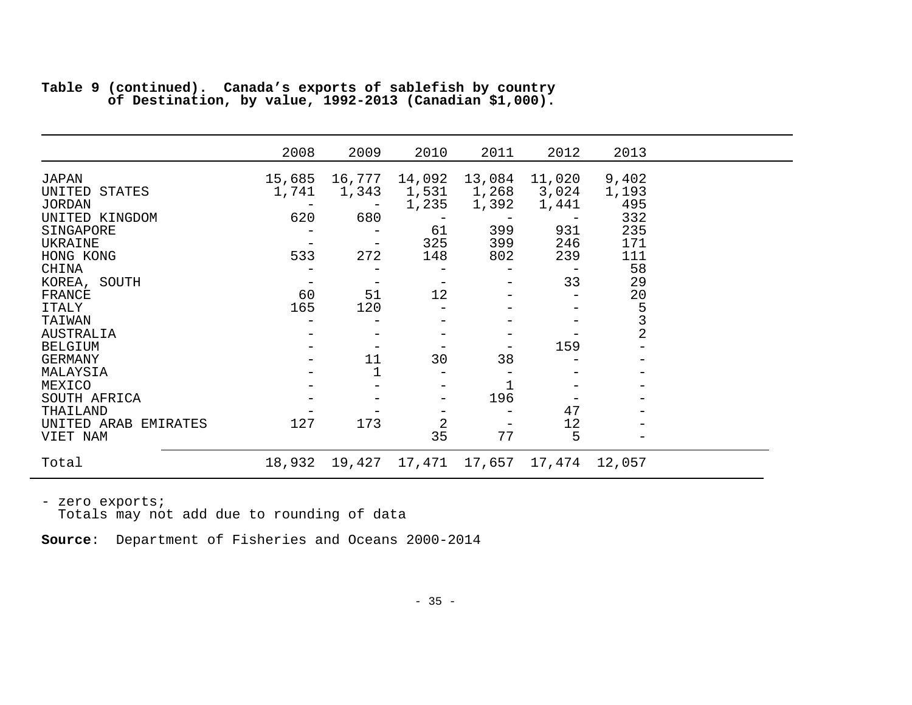**Table 9 (continued). Canada's exports of sablefish by country of Destination, by value, 1992-2013 (Canadian $1,000).**

| | 2008 | 2009 | 2010 | 2011 | 2012 | 2013 |
|---|---|---|---|---|---|---|
| JAPAN | 15,685 | 16,777 | 14,092 | 13,084 | 11,020 | 9,402 |
| UNITED STATES | 1,741 | 1,343 | 1,531 | 1,268 | 3,024 | 1,193 |
| JORDAN | - | - | 1,235 | 1,392 | 1,441 | 495 |
| UNITED KINGDOM | 620 | 680 | - | - | - | 332 |
| SINGAPORE | - | - | 61 | 399 | 931 | 235 |
| UKRAINE | - | - | 325 | 399 | 246 | 171 |
| HONG KONG | 533 | 272 | 148 | 802 | 239 | 111 |
| CHINA | - | - | - | - | - | 58 |
| KOREA, SOUTH | - | - | - | - | 33 | 29 |
| FRANCE | 60 | 51 | 12 | - | - | 20 |
| ITALY | 165 | 120 | - | - | - | 5 |
| TAIWAN | - | - | - | - | - | 3 |
| AUSTRALIA | - | - | - | - | - | 2 |
| BELGIUM | - | - | - | - | 159 | - |
| GERMANY | - | 11 | 30 | 38 | - | - |
| MALAYSIA | - | 1 | - | - | - | - |
| MEXICO | - | - | - | 1 | - | - |
| SOUTH AFRICA | - | - | - | 196 | - | - |
| THAILAND | - | - | - | - | 47 | - |
| UNITED ARAB EMIRATES | 127 | 173 | 2 | - | 12 | - |
| VIET NAM | | | 35 | 77 | 5 | - |
| Total | 18,932 | 19,427 | 17,471 | 17,657 | 17,474 | 12,057 |

- zero exports;
Totals may not add due to rounding of data

**Source**: Department of Fisheries and Oceans 2000-2014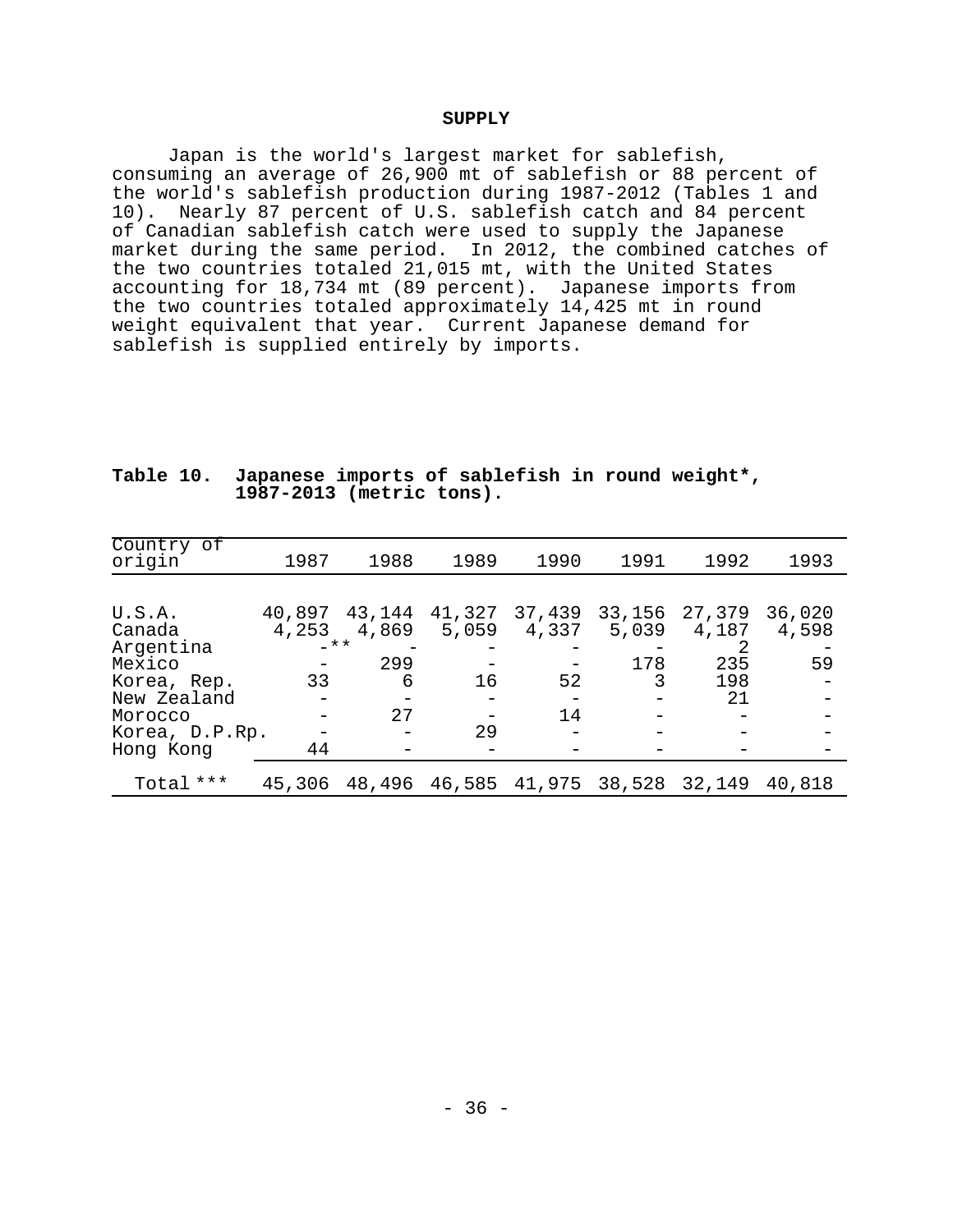## SUPPLY

Japan is the world's largest market for sablefish, consuming an average of 26,900 mt of sablefish or 88 percent of the world's sablefish production during 1987-2012 (Tables 1 and 10). Nearly 87 percent of U.S. sablefish catch and 84 percent of Canadian sablefish catch were used to supply the Japanese market during the same period. In 2012, the combined catches of the two countries totaled 21,015 mt, with the United States accounting for 18,734 mt (89 percent). Japanese imports from the two countries totaled approximately 14,425 mt in round weight equivalent that year. Current Japanese demand for sablefish is supplied entirely by imports.

**Table 10. Japanese imports of sablefish in round weight*, 1987-2013 (metric tons).**

| Country of origin | 1987 | 1988 | 1989 | 1990 | 1991 | 1992 | 1993 |
|---|---|---|---|---|---|---|---|
| U.S.A. | 40,897 | 43,144 | 41,327 | 37,439 | 33,156 | 27,379 | 36,020 |
| Canada | 4,253 | 4,869 | 5,059 | 4,337 | 5,039 | 4,187 | 4,598 |
| Argentina | -** | - | - | - | - | 2 | - |
| Mexico | - | 299 | - | - | 178 | 235 | 59 |
| Korea, Rep. | 33 | 6 | 16 | 52 | 3 | 198 | - |
| New Zealand | - | - | - | - | - | 21 | - |
| Morocco | - | 27 | - | 14 | - | - | - |
| Korea, D.P.Rp. | - | - | 29 | - | - | - | - |
| Hong Kong | 44 | - | - | - | - | - | - |
| Total *** | 45,306 | 48,496 | 46,585 | 41,975 | 38,528 | 32,149 | 40,818 |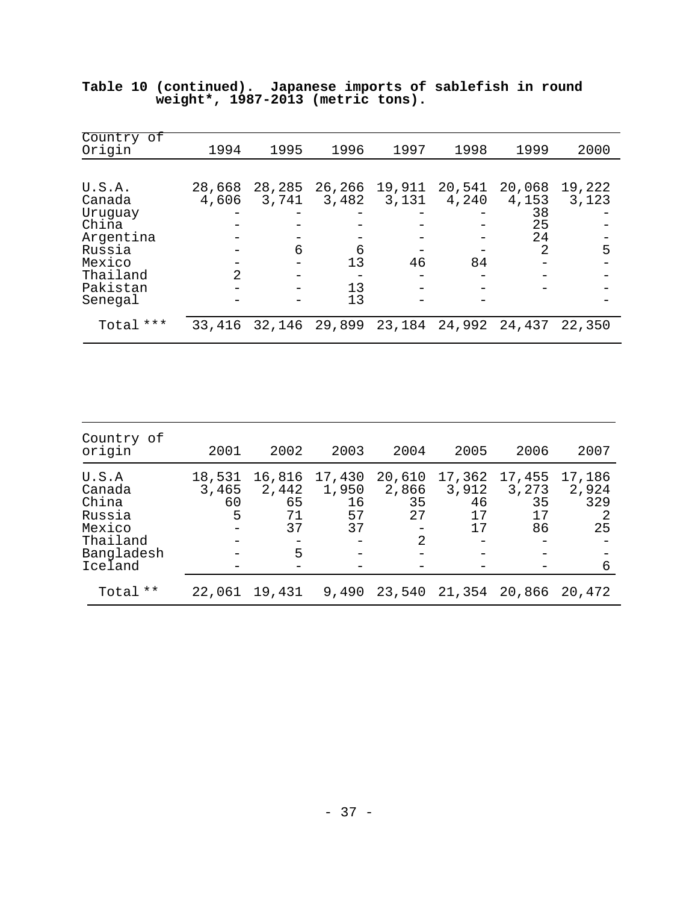**Table 10 (continued). Japanese imports of sablefish in round weight*, 1987-2013 (metric tons).**

| Country of Origin | 1994 | 1995 | 1996 | 1997 | 1998 | 1999 | 2000 |
|---|---|---|---|---|---|---|---|
| U.S.A. | 28,668 | 28,285 | 26,266 | 19,911 | 20,541 | 20,068 | 19,222 |
| Canada | 4,606 | 3,741 | 3,482 | 3,131 | 4,240 | 4,153 | 3,123 |
| Uruguay | - | - | - | - | - | 38 | - |
| China | - | - | - | - | - | 25 | - |
| Argentina | - | - | - | - | - | 24 | - |
| Russia | - | 6 | 6 | - | - | 2 | 5 |
| Mexico | - | - | 13 | 46 | 84 | - | - |
| Thailand | 2 | - | - | - | - | - | - |
| Pakistan | - | - | 13 | - | - | - | - |
| Senegal | - | - | 13 | - | - | | - |
| Total *** | 33,416 | 32,146 | 29,899 | 23,184 | 24,992 | 24,437 | 22,350 |

| Country of origin | 2001 | 2002 | 2003 | 2004 | 2005 | 2006 | 2007 |
|---|---|---|---|---|---|---|---|
| U.S.A | 18,531 | 16,816 | 17,430 | 20,610 | 17,362 | 17,455 | 17,186 |
| Canada | 3,465 | 2,442 | 1,950 | 2,866 | 3,912 | 3,273 | 2,924 |
| China | 60 | 65 | 16 | 35 | 46 | 35 | 329 |
| Russia | 5 | 71 | 57 | 27 | 17 | 17 | 2 |
| Mexico | - | 37 | 37 | - | 17 | 86 | 25 |
| Thailand | - | - | - | 2 | - | - | - |
| Bangladesh | - | 5 | - | - | - | - | - |
| Iceland | - | - | - | - | - | - | 6 |
| Total ** | 22,061 | 19,431 | 9,490 | 23,540 | 21,354 | 20,866 | 20,472 |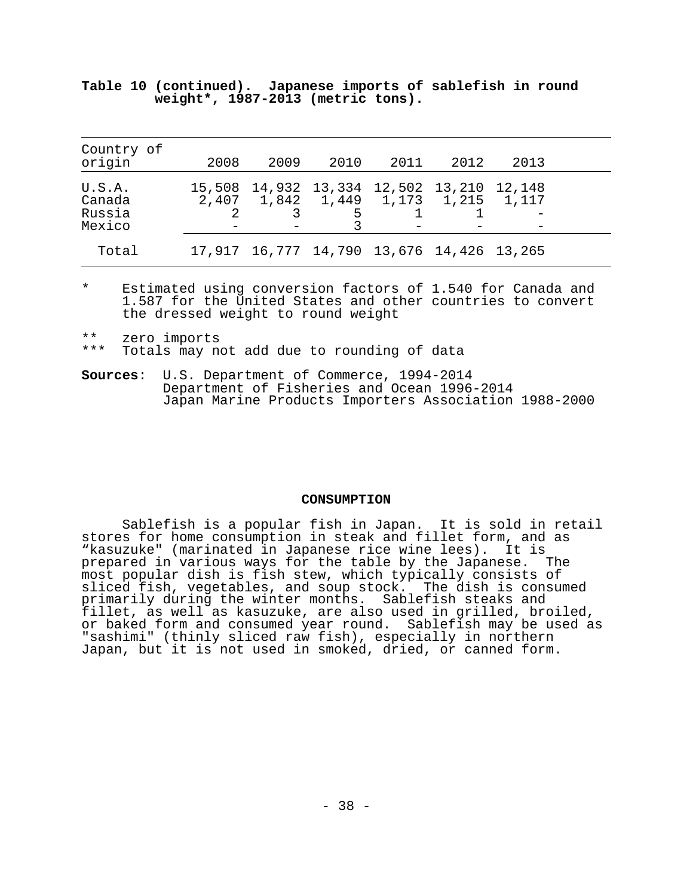**Table 10 (continued). Japanese imports of sablefish in round weight*, 1987-2013 (metric tons).**

| Country of origin | 2008 | 2009 | 2010 | 2011 | 2012 | 2013 |
|---|---|---|---|---|---|---|
| U.S.A. | 15,508 | 14,932 | 13,334 | 12,502 | 13,210 | 12,148 |
| Canada | 2,407 | 1,842 | 1,449 | 1,173 | 1,215 | 1,117 |
| Russia | 2 | 3 | 5 | 1 | 1 | - |
| Mexico | - | - | 3 | - | - | - |
| Total | 17,917 | 16,777 | 14,790 | 13,676 | 14,426 | 13,265 |

\* Estimated using conversion factors of 1.540 for Canada and 1.587 for the United States and other countries to convert the dressed weight to round weight

** zero imports

*** Totals may not add due to rounding of data

**Sources**: U.S. Department of Commerce, 1994-2014
Department of Fisheries and Ocean 1996-2014
Japan Marine Products Importers Association 1988-2000

**CONSUMPTION**

Sablefish is a popular fish in Japan. It is sold in retail stores for home consumption in steak and fillet form, and as "kasuzuke" (marinated in Japanese rice wine lees). It is prepared in various ways for the table by the Japanese. The most popular dish is fish stew, which typically consists of sliced fish, vegetables, and soup stock. The dish is consumed primarily during the winter months. Sablefish steaks and fillet, as well as kasuzuke, are also used in grilled, broiled, or baked form and consumed year round. Sablefish may be used as "sashimi" (thinly sliced raw fish), especially in northern Japan, but it is not used in smoked, dried, or canned form.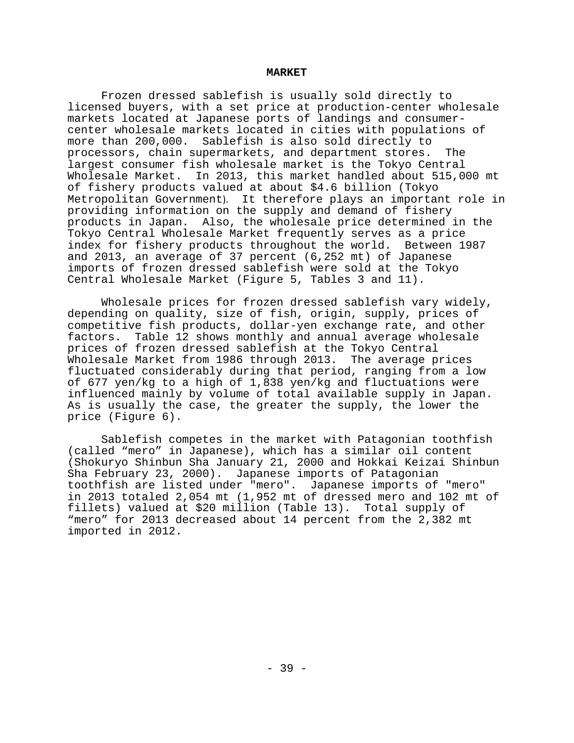## MARKET

Frozen dressed sablefish is usually sold directly to licensed buyers, with a set price at production-center wholesale markets located at Japanese ports of landings and consumer-center wholesale markets located in cities with populations of more than 200,000. Sablefish is also sold directly to processors, chain supermarkets, and department stores. The largest consumer fish wholesale market is the Tokyo Central Wholesale Market. In 2013, this market handled about 515,000 mt of fishery products valued at about $4.6 billion (Tokyo Metropolitan Government). It therefore plays an important role in providing information on the supply and demand of fishery products in Japan. Also, the wholesale price determined in the Tokyo Central Wholesale Market frequently serves as a price index for fishery products throughout the world. Between 1987 and 2013, an average of 37 percent (6,252 mt) of Japanese imports of frozen dressed sablefish were sold at the Tokyo Central Wholesale Market (Figure 5, Tables 3 and 11).

Wholesale prices for frozen dressed sablefish vary widely, depending on quality, size of fish, origin, supply, prices of competitive fish products, dollar-yen exchange rate, and other factors. Table 12 shows monthly and annual average wholesale prices of frozen dressed sablefish at the Tokyo Central Wholesale Market from 1986 through 2013. The average prices fluctuated considerably during that period, ranging from a low of 677 yen/kg to a high of 1,838 yen/kg and fluctuations were influenced mainly by volume of total available supply in Japan. As is usually the case, the greater the supply, the lower the price (Figure 6).

Sablefish competes in the market with Patagonian toothfish (called "mero" in Japanese), which has a similar oil content (Shokuryo Shinbun Sha January 21, 2000 and Hokkai Keizai Shinbun Sha February 23, 2000). Japanese imports of Patagonian toothfish are listed under "mero". Japanese imports of "mero" in 2013 totaled 2,054 mt (1,952 mt of dressed mero and 102 mt of fillets) valued at $20 million (Table 13). Total supply of "mero" for 2013 decreased about 14 percent from the 2,382 mt imported in 2012.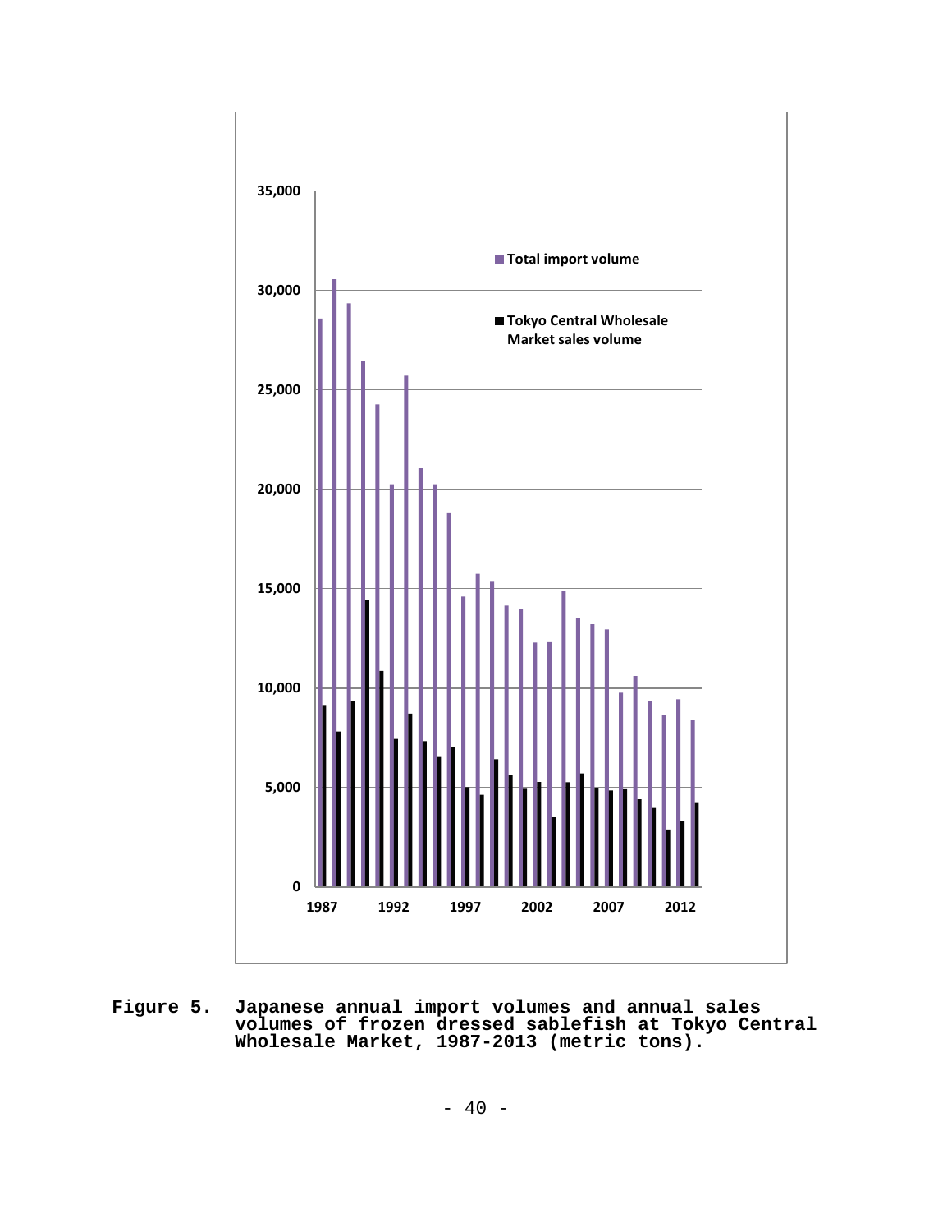Figure 5. Japanese annual import volumes and annual sales volumes of frozen dressed sablefish at Tokyo Central Wholesale Market, 1987-2013 (metric tons).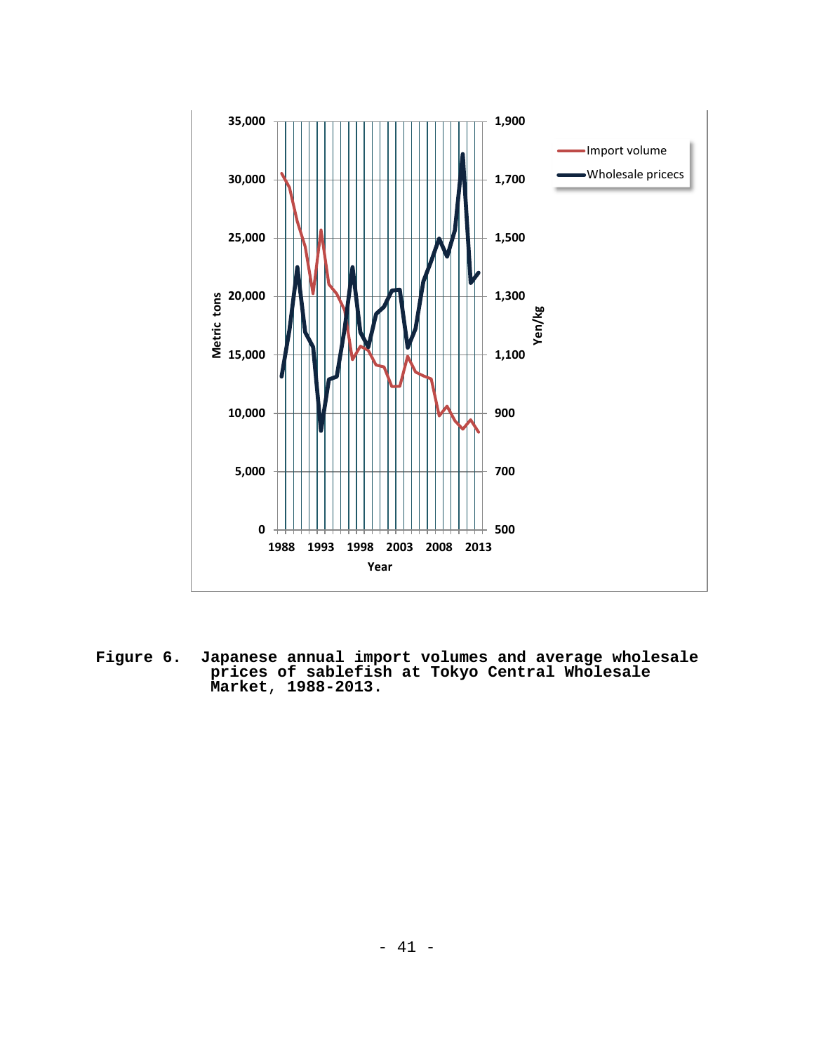Figure 6. Japanese annual import volumes and average wholesale prices of sablefish at Tokyo Central Wholesale Market, 1988-2013.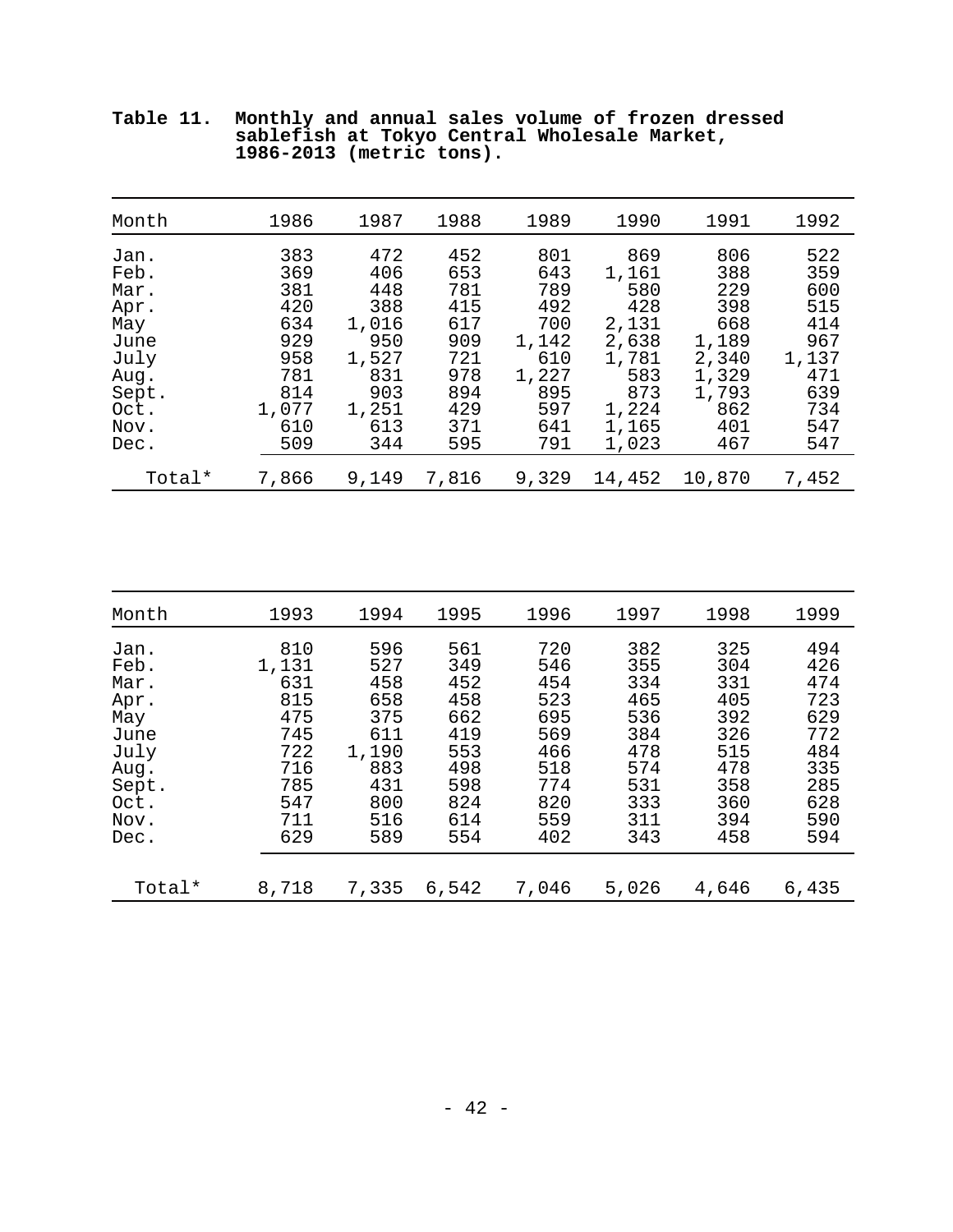**Table 11. Monthly and annual sales volume of frozen dressed sablefish at Tokyo Central Wholesale Market, 1986-2013 (metric tons).**

| Month | 1986 | 1987 | 1988 | 1989 | 1990 | 1991 | 1992 |
|---|---|---|---|---|---|---|---|
| Jan. | 383 | 472 | 452 | 801 | 869 | 806 | 522 |
| Feb. | 369 | 406 | 653 | 643 | 1,161 | 388 | 359 |
| Mar. | 381 | 448 | 781 | 789 | 580 | 229 | 600 |
| Apr. | 420 | 388 | 415 | 492 | 428 | 398 | 515 |
| May | 634 | 1,016 | 617 | 700 | 2,131 | 668 | 414 |
| June | 929 | 950 | 909 | 1,142 | 2,638 | 1,189 | 967 |
| July | 958 | 1,527 | 721 | 610 | 1,781 | 2,340 | 1,137 |
| Aug. | 781 | 831 | 978 | 1,227 | 583 | 1,329 | 471 |
| Sept. | 814 | 903 | 894 | 895 | 873 | 1,793 | 639 |
| Oct. | 1,077 | 1,251 | 429 | 597 | 1,224 | 862 | 734 |
| Nov. | 610 | 613 | 371 | 641 | 1,165 | 401 | 547 |
| Dec. | 509 | 344 | 595 | 791 | 1,023 | 467 | 547 |
| Total* | 7,866 | 9,149 | 7,816 | 9,329 | 14,452 | 10,870 | 7,452 |

| Month | 1993 | 1994 | 1995 | 1996 | 1997 | 1998 | 1999 |
|---|---|---|---|---|---|---|---|
| Jan. | 810 | 596 | 561 | 720 | 382 | 325 | 494 |
| Feb. | 1,131 | 527 | 349 | 546 | 355 | 304 | 426 |
| Mar. | 631 | 458 | 452 | 454 | 334 | 331 | 474 |
| Apr. | 815 | 658 | 458 | 523 | 465 | 405 | 723 |
| May | 475 | 375 | 662 | 695 | 536 | 392 | 629 |
| June | 745 | 611 | 419 | 569 | 384 | 326 | 772 |
| July | 722 | 1,190 | 553 | 466 | 478 | 515 | 484 |
| Aug. | 716 | 883 | 498 | 518 | 574 | 478 | 335 |
| Sept. | 785 | 431 | 598 | 774 | 531 | 358 | 285 |
| Oct. | 547 | 800 | 824 | 820 | 333 | 360 | 628 |
| Nov. | 711 | 516 | 614 | 559 | 311 | 394 | 590 |
| Dec. | 629 | 589 | 554 | 402 | 343 | 458 | 594 |
| Total* | 8,718 | 7,335 | 6,542 | 7,046 | 5,026 | 4,646 | 6,435 |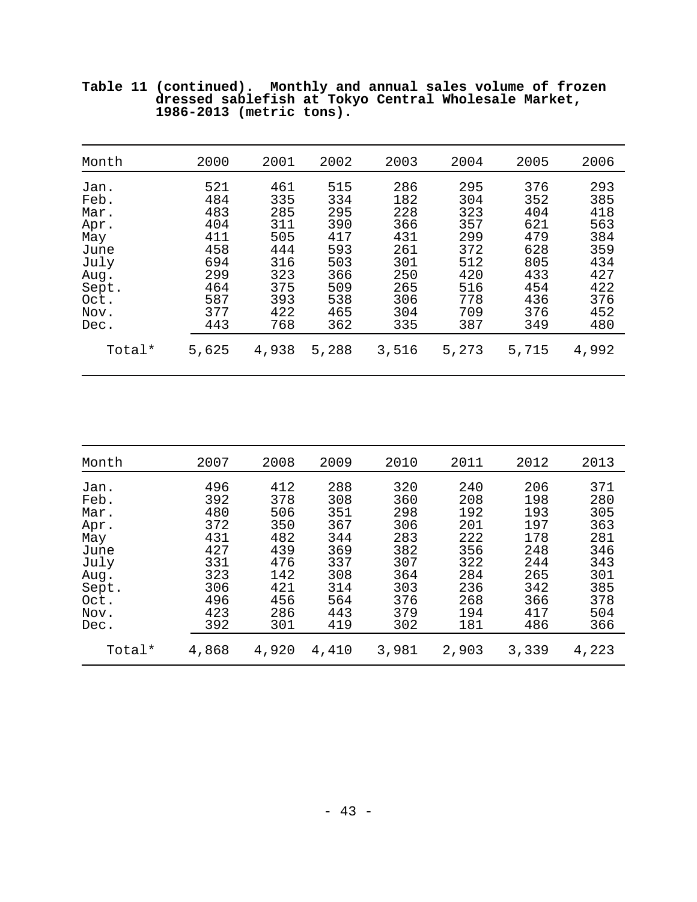**Table 11 (continued). Monthly and annual sales volume of frozen dressed sablefish at Tokyo Central Wholesale Market, 1986-2013 (metric tons).**

| Month | 2000 | 2001 | 2002 | 2003 | 2004 | 2005 | 2006 |
|---|---|---|---|---|---|---|---|
| Jan. | 521 | 461 | 515 | 286 | 295 | 376 | 293 |
| Feb. | 484 | 335 | 334 | 182 | 304 | 352 | 385 |
| Mar. | 483 | 285 | 295 | 228 | 323 | 404 | 418 |
| Apr. | 404 | 311 | 390 | 366 | 357 | 621 | 563 |
| May | 411 | 505 | 417 | 431 | 299 | 479 | 384 |
| June | 458 | 444 | 593 | 261 | 372 | 628 | 359 |
| July | 694 | 316 | 503 | 301 | 512 | 805 | 434 |
| Aug. | 299 | 323 | 366 | 250 | 420 | 433 | 427 |
| Sept. | 464 | 375 | 509 | 265 | 516 | 454 | 422 |
| Oct. | 587 | 393 | 538 | 306 | 778 | 436 | 376 |
| Nov. | 377 | 422 | 465 | 304 | 709 | 376 | 452 |
| Dec. | 443 | 768 | 362 | 335 | 387 | 349 | 480 |
| Total* | 5,625 | 4,938 | 5,288 | 3,516 | 5,273 | 5,715 | 4,992 |

| Month | 2007 | 2008 | 2009 | 2010 | 2011 | 2012 | 2013 |
|---|---|---|---|---|---|---|---|
| Jan. | 496 | 412 | 288 | 320 | 240 | 206 | 371 |
| Feb. | 392 | 378 | 308 | 360 | 208 | 198 | 280 |
| Mar. | 480 | 506 | 351 | 298 | 192 | 193 | 305 |
| Apr. | 372 | 350 | 367 | 306 | 201 | 197 | 363 |
| May | 431 | 482 | 344 | 283 | 222 | 178 | 281 |
| June | 427 | 439 | 369 | 382 | 356 | 248 | 346 |
| July | 331 | 476 | 337 | 307 | 322 | 244 | 343 |
| Aug. | 323 | 142 | 308 | 364 | 284 | 265 | 301 |
| Sept. | 306 | 421 | 314 | 303 | 236 | 342 | 385 |
| Oct. | 496 | 456 | 564 | 376 | 268 | 366 | 378 |
| Nov. | 423 | 286 | 443 | 379 | 194 | 417 | 504 |
| Dec. | 392 | 301 | 419 | 302 | 181 | 486 | 366 |
| Total* | 4,868 | 4,920 | 4,410 | 3,981 | 2,903 | 3,339 | 4,223 |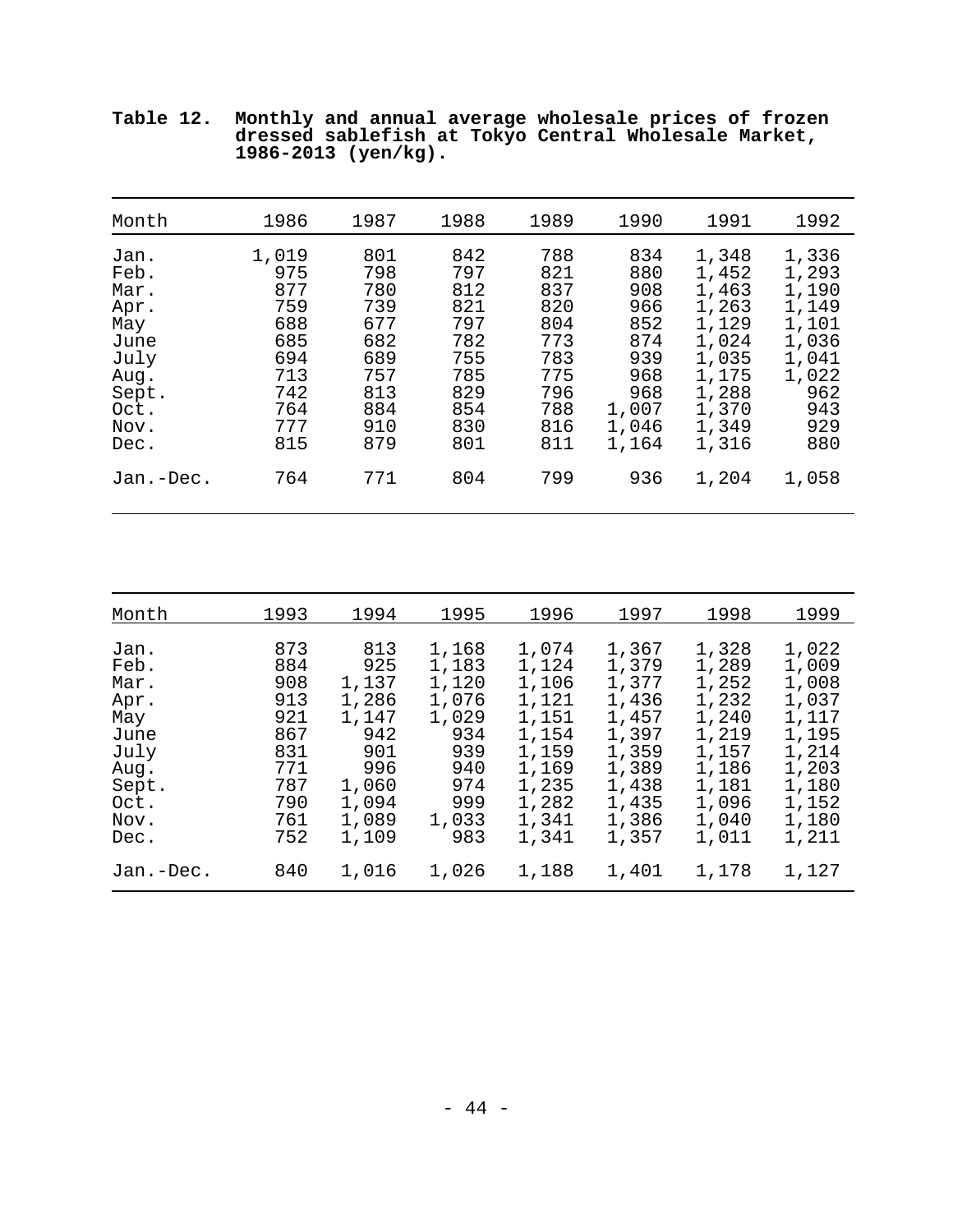**Table 12. Monthly and annual average wholesale prices of frozen dressed sablefish at Tokyo Central Wholesale Market, 1986-2013 (yen/kg).**

| Month | 1986 | 1987 | 1988 | 1989 | 1990 | 1991 | 1992 |
|---|---|---|---|---|---|---|---|
| Jan. | 1,019 | 801 | 842 | 788 | 834 | 1,348 | 1,336 |
| Feb. | 975 | 798 | 797 | 821 | 880 | 1,452 | 1,293 |
| Mar. | 877 | 780 | 812 | 837 | 908 | 1,463 | 1,190 |
| Apr. | 759 | 739 | 821 | 820 | 966 | 1,263 | 1,149 |
| May | 688 | 677 | 797 | 804 | 852 | 1,129 | 1,101 |
| June | 685 | 682 | 782 | 773 | 874 | 1,024 | 1,036 |
| July | 694 | 689 | 755 | 783 | 939 | 1,035 | 1,041 |
| Aug. | 713 | 757 | 785 | 775 | 968 | 1,175 | 1,022 |
| Sept. | 742 | 813 | 829 | 796 | 968 | 1,288 | 962 |
| Oct. | 764 | 884 | 854 | 788 | 1,007 | 1,370 | 943 |
| Nov. | 777 | 910 | 830 | 816 | 1,046 | 1,349 | 929 |
| Dec. | 815 | 879 | 801 | 811 | 1,164 | 1,316 | 880 |
| Jan.-Dec. | 764 | 771 | 804 | 799 | 936 | 1,204 | 1,058 |

| Month | 1993 | 1994 | 1995 | 1996 | 1997 | 1998 | 1999 |
|---|---|---|---|---|---|---|---|
| Jan. | 873 | 813 | 1,168 | 1,074 | 1,367 | 1,328 | 1,022 |
| Feb. | 884 | 925 | 1,183 | 1,124 | 1,379 | 1,289 | 1,009 |
| Mar. | 908 | 1,137 | 1,120 | 1,106 | 1,377 | 1,252 | 1,008 |
| Apr. | 913 | 1,286 | 1,076 | 1,121 | 1,436 | 1,232 | 1,037 |
| May | 921 | 1,147 | 1,029 | 1,151 | 1,457 | 1,240 | 1,117 |
| June | 867 | 942 | 934 | 1,154 | 1,397 | 1,219 | 1,195 |
| July | 831 | 901 | 939 | 1,159 | 1,359 | 1,157 | 1,214 |
| Aug. | 771 | 996 | 940 | 1,169 | 1,389 | 1,186 | 1,203 |
| Sept. | 787 | 1,060 | 974 | 1,235 | 1,438 | 1,181 | 1,180 |
| Oct. | 790 | 1,094 | 999 | 1,282 | 1,435 | 1,096 | 1,152 |
| Nov. | 761 | 1,089 | 1,033 | 1,341 | 1,386 | 1,040 | 1,180 |
| Dec. | 752 | 1,109 | 983 | 1,341 | 1,357 | 1,011 | 1,211 |
| Jan.-Dec. | 840 | 1,016 | 1,026 | 1,188 | 1,401 | 1,178 | 1,127 |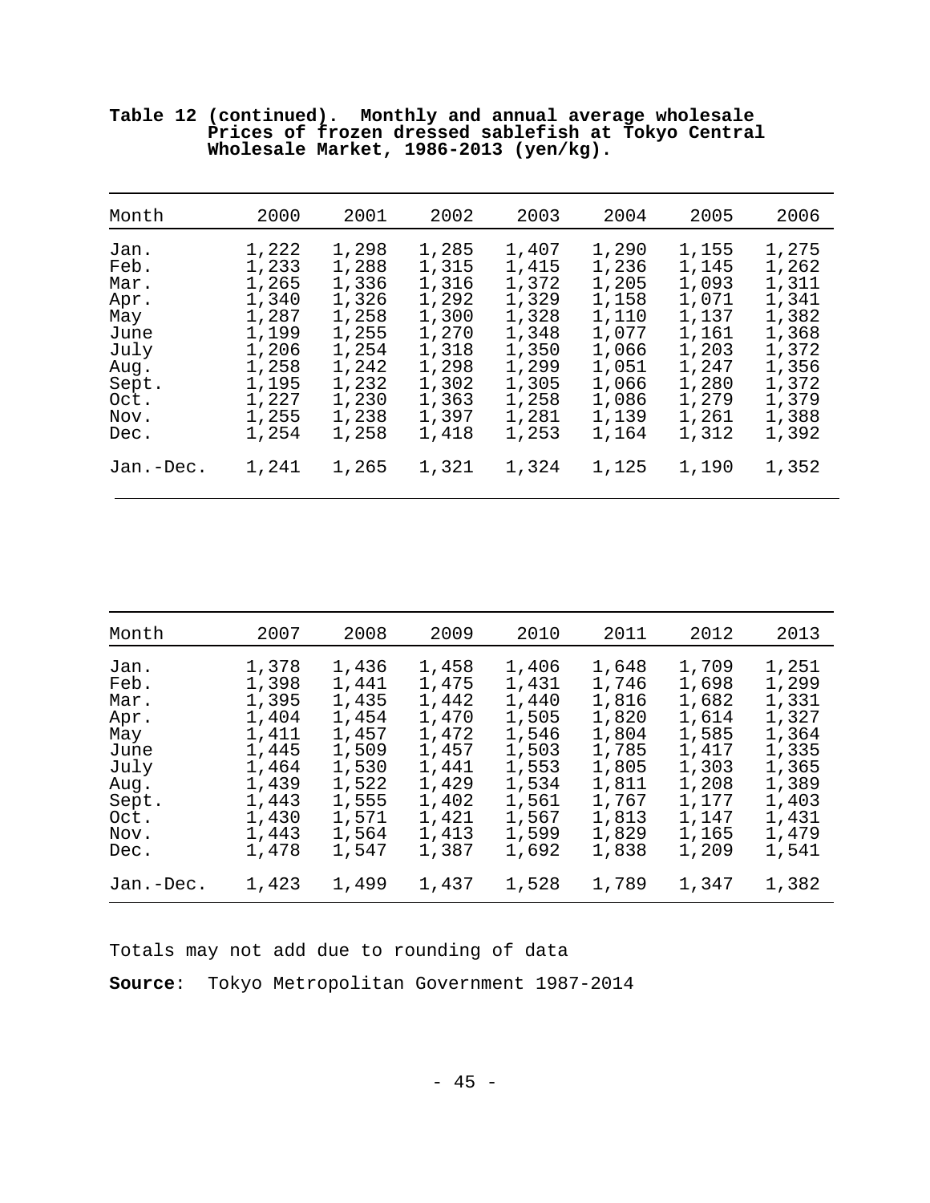**Table 12 (continued). Monthly and annual average wholesale Prices of frozen dressed sablefish at Tokyo Central Wholesale Market, 1986-2013 (yen/kg).**

| Month | 2000 | 2001 | 2002 | 2003 | 2004 | 2005 | 2006 |
|---|---|---|---|---|---|---|---|
| Jan. | 1,222 | 1,298 | 1,285 | 1,407 | 1,290 | 1,155 | 1,275 |
| Feb. | 1,233 | 1,288 | 1,315 | 1,415 | 1,236 | 1,145 | 1,262 |
| Mar. | 1,265 | 1,336 | 1,316 | 1,372 | 1,205 | 1,093 | 1,311 |
| Apr. | 1,340 | 1,326 | 1,292 | 1,329 | 1,158 | 1,071 | 1,341 |
| May | 1,287 | 1,258 | 1,300 | 1,328 | 1,110 | 1,137 | 1,382 |
| June | 1,199 | 1,255 | 1,270 | 1,348 | 1,077 | 1,161 | 1,368 |
| July | 1,206 | 1,254 | 1,318 | 1,350 | 1,066 | 1,203 | 1,372 |
| Aug. | 1,258 | 1,242 | 1,298 | 1,299 | 1,051 | 1,247 | 1,356 |
| Sept. | 1,195 | 1,232 | 1,302 | 1,305 | 1,066 | 1,280 | 1,372 |
| Oct. | 1,227 | 1,230 | 1,363 | 1,258 | 1,086 | 1,279 | 1,379 |
| Nov. | 1,255 | 1,238 | 1,397 | 1,281 | 1,139 | 1,261 | 1,388 |
| Dec. | 1,254 | 1,258 | 1,418 | 1,253 | 1,164 | 1,312 | 1,392 |
| Jan.-Dec. | 1,241 | 1,265 | 1,321 | 1,324 | 1,125 | 1,190 | 1,352 |

| Month | 2007 | 2008 | 2009 | 2010 | 2011 | 2012 | 2013 |
|---|---|---|---|---|---|---|---|
| Jan. | 1,378 | 1,436 | 1,458 | 1,406 | 1,648 | 1,709 | 1,251 |
| Feb. | 1,398 | 1,441 | 1,475 | 1,431 | 1,746 | 1,698 | 1,299 |
| Mar. | 1,395 | 1,435 | 1,442 | 1,440 | 1,816 | 1,682 | 1,331 |
| Apr. | 1,404 | 1,454 | 1,470 | 1,505 | 1,820 | 1,614 | 1,327 |
| May | 1,411 | 1,457 | 1,472 | 1,546 | 1,804 | 1,585 | 1,364 |
| June | 1,445 | 1,509 | 1,457 | 1,503 | 1,785 | 1,417 | 1,335 |
| July | 1,464 | 1,530 | 1,441 | 1,553 | 1,805 | 1,303 | 1,365 |
| Aug. | 1,439 | 1,522 | 1,429 | 1,534 | 1,811 | 1,208 | 1,389 |
| Sept. | 1,443 | 1,555 | 1,402 | 1,561 | 1,767 | 1,177 | 1,403 |
| Oct. | 1,430 | 1,571 | 1,421 | 1,567 | 1,813 | 1,147 | 1,431 |
| Nov. | 1,443 | 1,564 | 1,413 | 1,599 | 1,829 | 1,165 | 1,479 |
| Dec. | 1,478 | 1,547 | 1,387 | 1,692 | 1,838 | 1,209 | 1,541 |
| Jan.-Dec. | 1,423 | 1,499 | 1,437 | 1,528 | 1,789 | 1,347 | 1,382 |

Totals may not add due to rounding of data

**Source**: Tokyo Metropolitan Government 1987-2014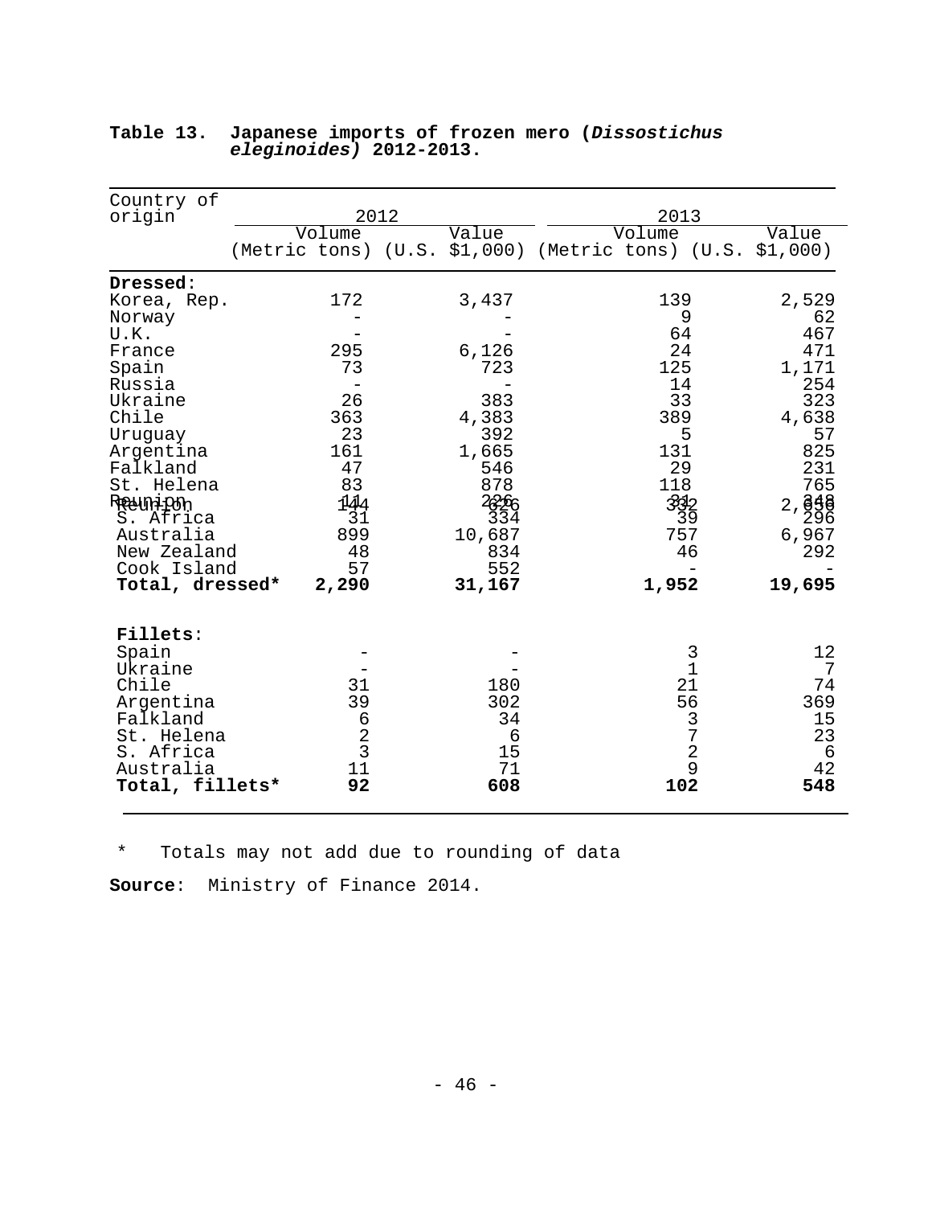**Table 13. Japanese imports of frozen mero (*Dissostichus eleginoides*) 2012-2013.**

| Country of origin | 2012 | | 2013 | |
|---|---|---|---|---|
| | Volume (Metric tons) | Value (U.S. $1,000) | Volume (Metric tons) | Value (U.S. $1,000) |
| **Dressed**: | | | | |
| Korea, Rep. | 172 | 3,437 | 139 | 2,529 |
| Norway | - | - | 9 | 62 |
| U.K. | - | - | 64 | 467 |
| France | 295 | 6,126 | 24 | 471 |
| Spain | 73 | 723 | 125 | 1,171 |
| Russia | - | - | 14 | 254 |
| Ukraine | 26 | 383 | 33 | 323 |
| Chile | 363 | 4,383 | 389 | 4,638 |
| Uruguay | 23 | 392 | 5 | 57 |
| Argentina | 161 | 1,665 | 131 | 825 |
| Falkland | 47 | 546 | 29 | 231 |
| St. Helena | 83 | 878 | 118 | 765 |
| Reunion | 11 | 226 | 31 | 348 |
| S. Africa | 31 | 334 | 39 | 296 |
| Australia | 899 | 10,687 | 757 | 6,967 |
| New Zealand | 48 | 834 | 46 | 292 |
| Cook Island | 57 | 552 | - | - |
| **Total, dressed*** | **2,290** | **31,167** | **1,952** | **19,695** |
| **Fillets**: | | | | |
| Spain | - | - | 3 | 12 |
| Ukraine | - | - | 1 | 7 |
| Chile | 31 | 180 | 21 | 74 |
| Argentina | 39 | 302 | 56 | 369 |
| Falkland | 6 | 34 | 3 | 15 |
| St. Helena | 2 | 6 | 7 | 23 |
| S. Africa | 3 | 15 | 2 | 6 |
| Australia | 11 | 71 | 9 | 42 |
| **Total, fillets*** | **92** | **608** | **102** | **548** |

\* Totals may not add due to rounding of data

**Source**: Ministry of Finance 2014.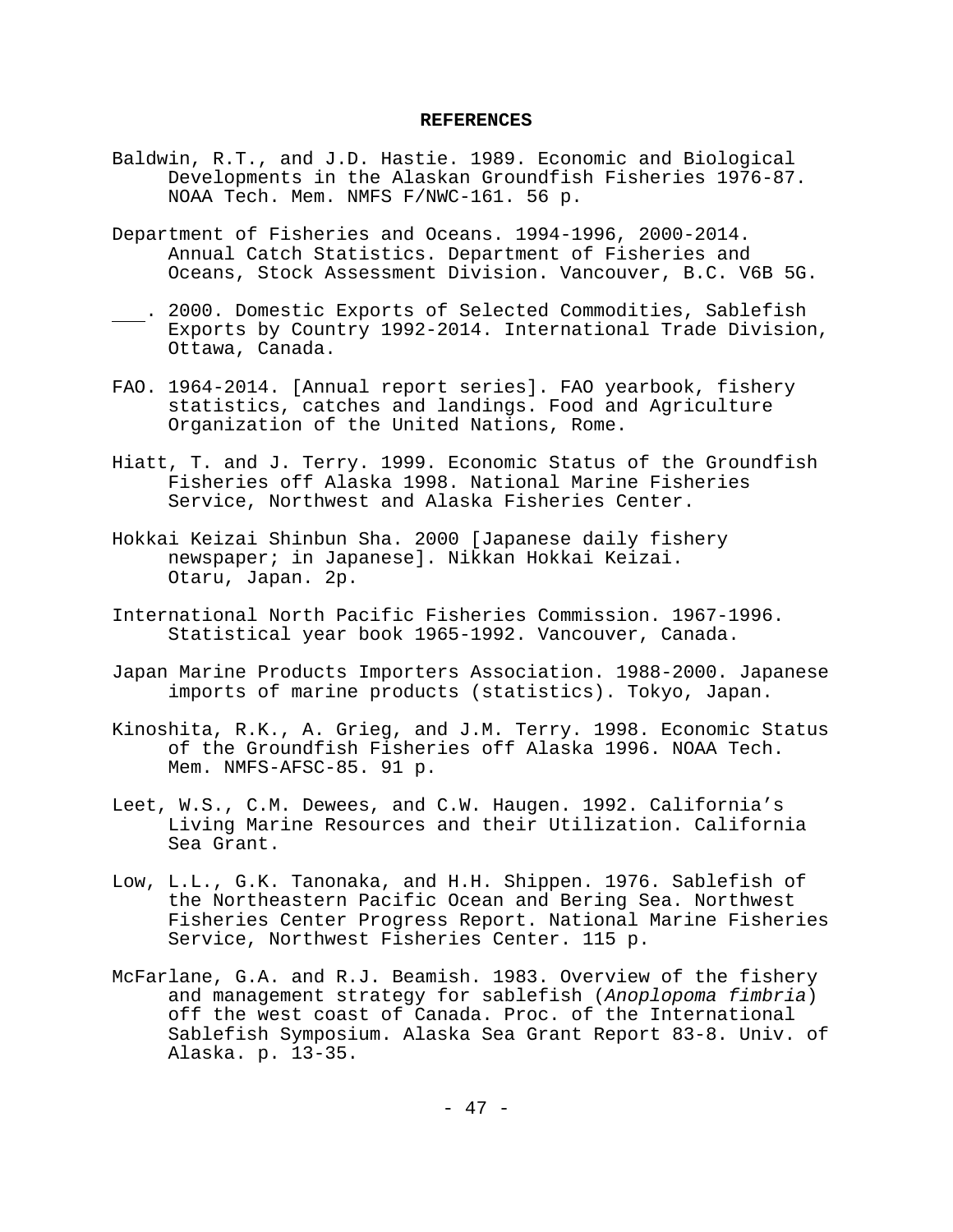# REFERENCES

Baldwin, R.T., and J.D. Hastie. 1989. Economic and Biological Developments in the Alaskan Groundfish Fisheries 1976-87. NOAA Tech. Mem. NMFS F/NWC-161. 56 p.

Department of Fisheries and Oceans. 1994-1996, 2000-2014. Annual Catch Statistics. Department of Fisheries and Oceans, Stock Assessment Division. Vancouver, B.C. V6B 5G.

___. 2000. Domestic Exports of Selected Commodities, Sablefish Exports by Country 1992-2014. International Trade Division, Ottawa, Canada.

FAO. 1964-2014. [Annual report series]. FAO yearbook, fishery statistics, catches and landings. Food and Agriculture Organization of the United Nations, Rome.

Hiatt, T. and J. Terry. 1999. Economic Status of the Groundfish Fisheries off Alaska 1998. National Marine Fisheries Service, Northwest and Alaska Fisheries Center.

Hokkai Keizai Shinbun Sha. 2000 [Japanese daily fishery newspaper; in Japanese]. Nikkan Hokkai Keizai. Otaru, Japan. 2p.

International North Pacific Fisheries Commission. 1967-1996. Statistical year book 1965-1992. Vancouver, Canada.

Japan Marine Products Importers Association. 1988-2000. Japanese imports of marine products (statistics). Tokyo, Japan.

Kinoshita, R.K., A. Grieg, and J.M. Terry. 1998. Economic Status of the Groundfish Fisheries off Alaska 1996. NOAA Tech. Mem. NMFS-AFSC-85. 91 p.

Leet, W.S., C.M. Dewees, and C.W. Haugen. 1992. California's Living Marine Resources and their Utilization. California Sea Grant.

Low, L.L., G.K. Tanonaka, and H.H. Shippen. 1976. Sablefish of the Northeastern Pacific Ocean and Bering Sea. Northwest Fisheries Center Progress Report. National Marine Fisheries Service, Northwest Fisheries Center. 115 p.

McFarlane, G.A. and R.J. Beamish. 1983. Overview of the fishery and management strategy for sablefish (*Anoplopoma fimbria*) off the west coast of Canada. Proc. of the International Sablefish Symposium. Alaska Sea Grant Report 83-8. Univ. of Alaska. p. 13-35.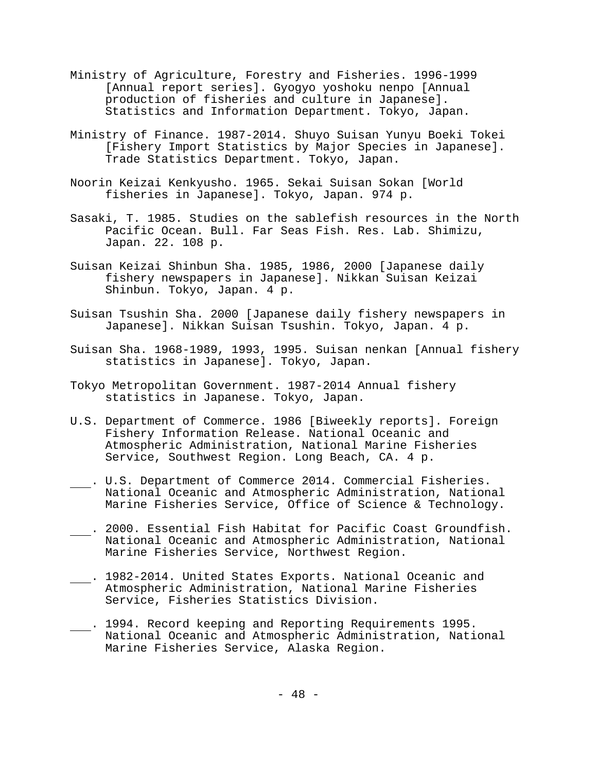Ministry of Agriculture, Forestry and Fisheries. 1996-1999 [Annual report series]. Gyogyo yoshoku nenpo [Annual production of fisheries and culture in Japanese]. Statistics and Information Department. Tokyo, Japan.

Ministry of Finance. 1987-2014. Shuyo Suisan Yunyu Boeki Tokei [Fishery Import Statistics by Major Species in Japanese]. Trade Statistics Department. Tokyo, Japan.

Noorin Keizai Kenkyusho. 1965. Sekai Suisan Sokan [World fisheries in Japanese]. Tokyo, Japan. 974 p.

Sasaki, T. 1985. Studies on the sablefish resources in the North Pacific Ocean. Bull. Far Seas Fish. Res. Lab. Shimizu, Japan. 22. 108 p.

Suisan Keizai Shinbun Sha. 1985, 1986, 2000 [Japanese daily fishery newspapers in Japanese]. Nikkan Suisan Keizai Shinbun. Tokyo, Japan. 4 p.

Suisan Tsushin Sha. 2000 [Japanese daily fishery newspapers in Japanese]. Nikkan Suisan Tsushin. Tokyo, Japan. 4 p.

Suisan Sha. 1968-1989, 1993, 1995. Suisan nenkan [Annual fishery statistics in Japanese]. Tokyo, Japan.

Tokyo Metropolitan Government. 1987-2014 Annual fishery statistics in Japanese. Tokyo, Japan.

U.S. Department of Commerce. 1986 [Biweekly reports]. Foreign Fishery Information Release. National Oceanic and Atmospheric Administration, National Marine Fisheries Service, Southwest Region. Long Beach, CA. 4 p.

\_\_\_. U.S. Department of Commerce 2014. Commercial Fisheries. National Oceanic and Atmospheric Administration, National Marine Fisheries Service, Office of Science & Technology.

\_\_\_. 2000. Essential Fish Habitat for Pacific Coast Groundfish. National Oceanic and Atmospheric Administration, National Marine Fisheries Service, Northwest Region.

\_\_\_. 1982-2014. United States Exports. National Oceanic and Atmospheric Administration, National Marine Fisheries Service, Fisheries Statistics Division.

\_\_\_. 1994. Record keeping and Reporting Requirements 1995. National Oceanic and Atmospheric Administration, National Marine Fisheries Service, Alaska Region.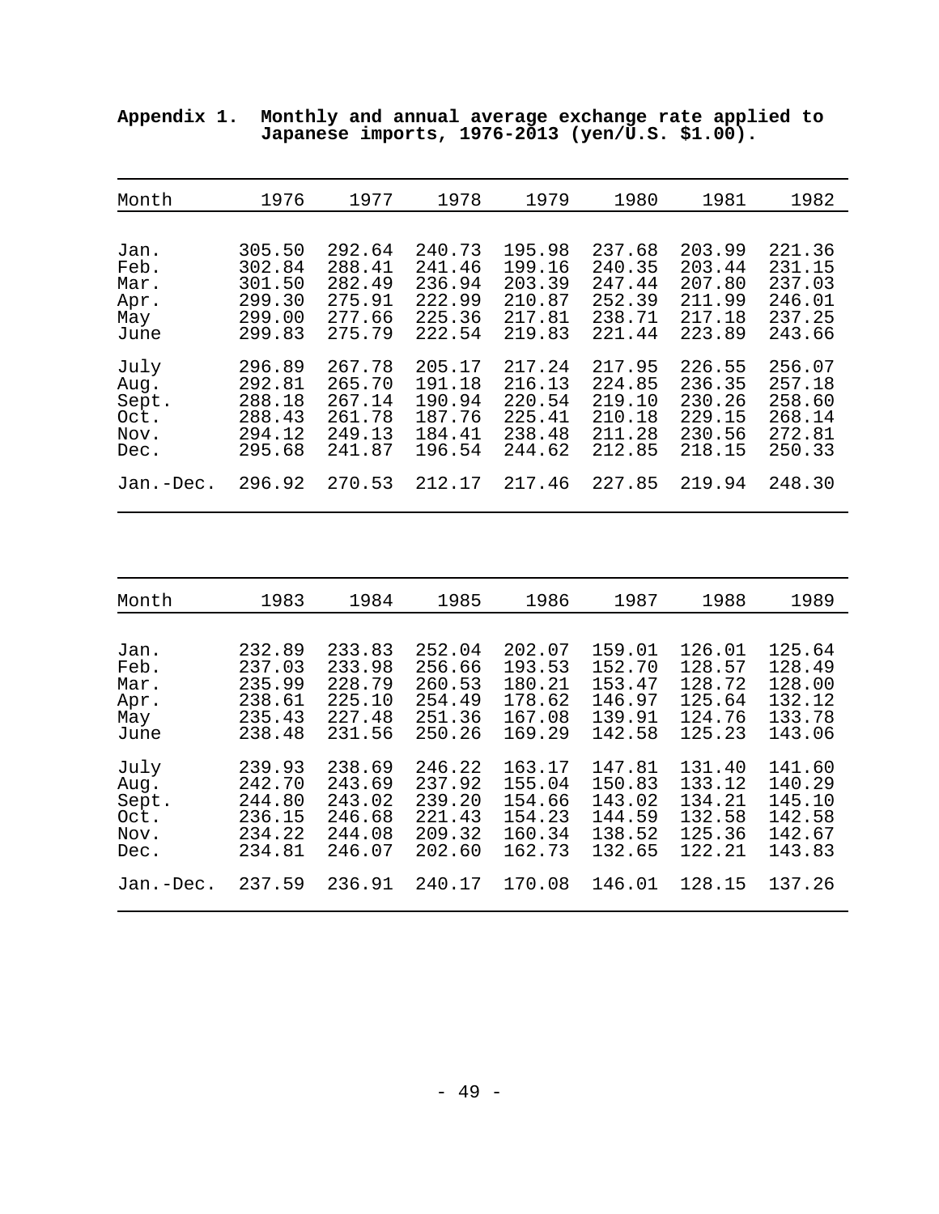**Appendix 1. Monthly and annual average exchange rate applied to Japanese imports, 1976-2013 (yen/U.S. $1.00).**

| Month | 1976 | 1977 | 1978 | 1979 | 1980 | 1981 | 1982 |
|---|---|---|---|---|---|---|---|
| Jan. | 305.50 | 292.64 | 240.73 | 195.98 | 237.68 | 203.99 | 221.36 |
| Feb. | 302.84 | 288.41 | 241.46 | 199.16 | 240.35 | 203.44 | 231.15 |
| Mar. | 301.50 | 282.49 | 236.94 | 203.39 | 247.44 | 207.80 | 237.03 |
| Apr. | 299.30 | 275.91 | 222.99 | 210.87 | 252.39 | 211.99 | 246.01 |
| May | 299.00 | 277.66 | 225.36 | 217.81 | 238.71 | 217.18 | 237.25 |
| June | 299.83 | 275.79 | 222.54 | 219.83 | 221.44 | 223.89 | 243.66 |
| July | 296.89 | 267.78 | 205.17 | 217.24 | 217.95 | 226.55 | 256.07 |
| Aug. | 292.81 | 265.70 | 191.18 | 216.13 | 224.85 | 236.35 | 257.18 |
| Sept. | 288.18 | 267.14 | 190.94 | 220.54 | 219.10 | 230.26 | 258.60 |
| Oct. | 288.43 | 261.78 | 187.76 | 225.41 | 210.18 | 229.15 | 268.14 |
| Nov. | 294.12 | 249.13 | 184.41 | 238.48 | 211.28 | 230.56 | 272.81 |
| Dec. | 295.68 | 241.87 | 196.54 | 244.62 | 212.85 | 218.15 | 250.33 |
| Jan.-Dec. | 296.92 | 270.53 | 212.17 | 217.46 | 227.85 | 219.94 | 248.30 |

| Month | 1983 | 1984 | 1985 | 1986 | 1987 | 1988 | 1989 |
|---|---|---|---|---|---|---|---|
| Jan. | 232.89 | 233.83 | 252.04 | 202.07 | 159.01 | 126.01 | 125.64 |
| Feb. | 237.03 | 233.98 | 256.66 | 193.53 | 152.70 | 128.57 | 128.49 |
| Mar. | 235.99 | 228.79 | 260.53 | 180.21 | 153.47 | 128.72 | 128.00 |
| Apr. | 238.61 | 225.10 | 254.49 | 178.62 | 146.97 | 125.64 | 132.12 |
| May | 235.43 | 227.48 | 251.36 | 167.08 | 139.91 | 124.76 | 133.78 |
| June | 238.48 | 231.56 | 250.26 | 169.29 | 142.58 | 125.23 | 143.06 |
| July | 239.93 | 238.69 | 246.22 | 163.17 | 147.81 | 131.40 | 141.60 |
| Aug. | 242.70 | 243.69 | 237.92 | 155.04 | 150.83 | 133.12 | 140.29 |
| Sept. | 244.80 | 243.02 | 239.20 | 154.66 | 143.02 | 134.21 | 145.10 |
| Oct. | 236.15 | 246.68 | 221.43 | 154.23 | 144.59 | 132.58 | 142.58 |
| Nov. | 234.22 | 244.08 | 209.32 | 160.34 | 138.52 | 125.36 | 142.67 |
| Dec. | 234.81 | 246.07 | 202.60 | 162.73 | 132.65 | 122.21 | 143.83 |
| Jan.-Dec. | 237.59 | 236.91 | 240.17 | 170.08 | 146.01 | 128.15 | 137.26 |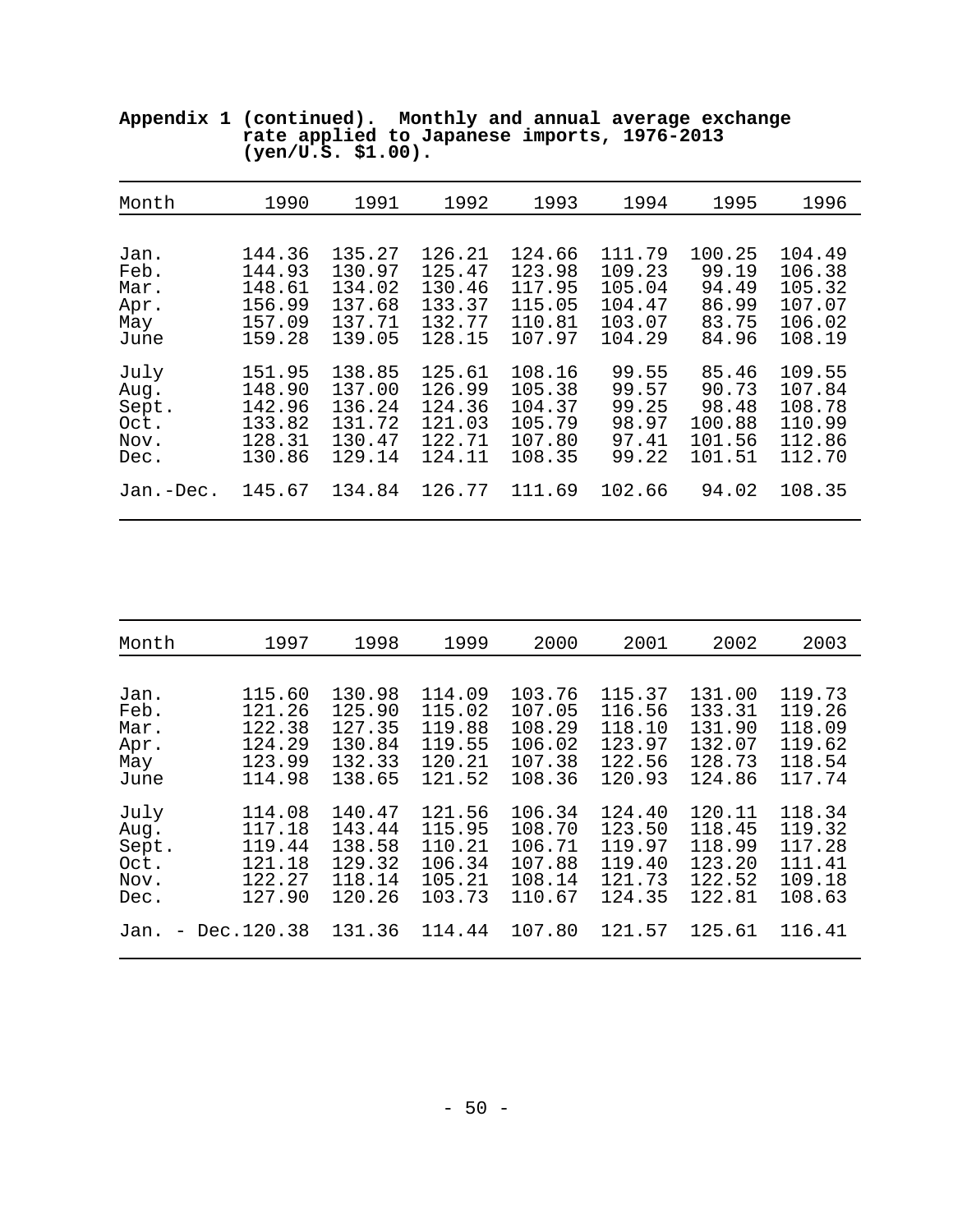**Appendix 1 (continued). Monthly and annual average exchange rate applied to Japanese imports, 1976-2013 (yen/U.S. $1.00).**

| Month | 1990 | 1991 | 1992 | 1993 | 1994 | 1995 | 1996 |
|---|---|---|---|---|---|---|---|
| Jan. | 144.36 | 135.27 | 126.21 | 124.66 | 111.79 | 100.25 | 104.49 |
| Feb. | 144.93 | 130.97 | 125.47 | 123.98 | 109.23 | 99.19 | 106.38 |
| Mar. | 148.61 | 134.02 | 130.46 | 117.95 | 105.04 | 94.49 | 105.32 |
| Apr. | 156.99 | 137.68 | 133.37 | 115.05 | 104.47 | 86.99 | 107.07 |
| May | 157.09 | 137.71 | 132.77 | 110.81 | 103.07 | 83.75 | 106.02 |
| June | 159.28 | 139.05 | 128.15 | 107.97 | 104.29 | 84.96 | 108.19 |
| July | 151.95 | 138.85 | 125.61 | 108.16 | 99.55 | 85.46 | 109.55 |
| Aug. | 148.90 | 137.00 | 126.99 | 105.38 | 99.57 | 90.73 | 107.84 |
| Sept. | 142.96 | 136.24 | 124.36 | 104.37 | 99.25 | 98.48 | 108.78 |
| Oct. | 133.82 | 131.72 | 121.03 | 105.79 | 98.97 | 100.88 | 110.99 |
| Nov. | 128.31 | 130.47 | 122.71 | 107.80 | 97.41 | 101.56 | 112.86 |
| Dec. | 130.86 | 129.14 | 124.11 | 108.35 | 99.22 | 101.51 | 112.70 |
| Jan.-Dec. | 145.67 | 134.84 | 126.77 | 111.69 | 102.66 | 94.02 | 108.35 |

| Month | 1997 | 1998 | 1999 | 2000 | 2001 | 2002 | 2003 |
|---|---|---|---|---|---|---|---|
| Jan. | 115.60 | 130.98 | 114.09 | 103.76 | 115.37 | 131.00 | 119.73 |
| Feb. | 121.26 | 125.90 | 115.02 | 107.05 | 116.56 | 133.31 | 119.26 |
| Mar. | 122.38 | 127.35 | 119.88 | 108.29 | 118.10 | 131.90 | 118.09 |
| Apr. | 124.29 | 130.84 | 119.55 | 106.02 | 123.97 | 132.07 | 119.62 |
| May | 123.99 | 132.33 | 120.21 | 107.38 | 122.56 | 128.73 | 118.54 |
| June | 114.98 | 138.65 | 121.52 | 108.36 | 120.93 | 124.86 | 117.74 |
| July | 114.08 | 140.47 | 121.56 | 106.34 | 124.40 | 120.11 | 118.34 |
| Aug. | 117.18 | 143.44 | 115.95 | 108.70 | 123.50 | 118.45 | 119.32 |
| Sept. | 119.44 | 138.58 | 110.21 | 106.71 | 119.97 | 118.99 | 117.28 |
| Oct. | 121.18 | 129.32 | 106.34 | 107.88 | 119.40 | 123.20 | 111.41 |
| Nov. | 122.27 | 118.14 | 105.21 | 108.14 | 121.73 | 122.52 | 109.18 |
| Dec. | 127.90 | 120.26 | 103.73 | 110.67 | 124.35 | 122.81 | 108.63 |
| Jan. - Dec. | 120.38 | 131.36 | 114.44 | 107.80 | 121.57 | 125.61 | 116.41 |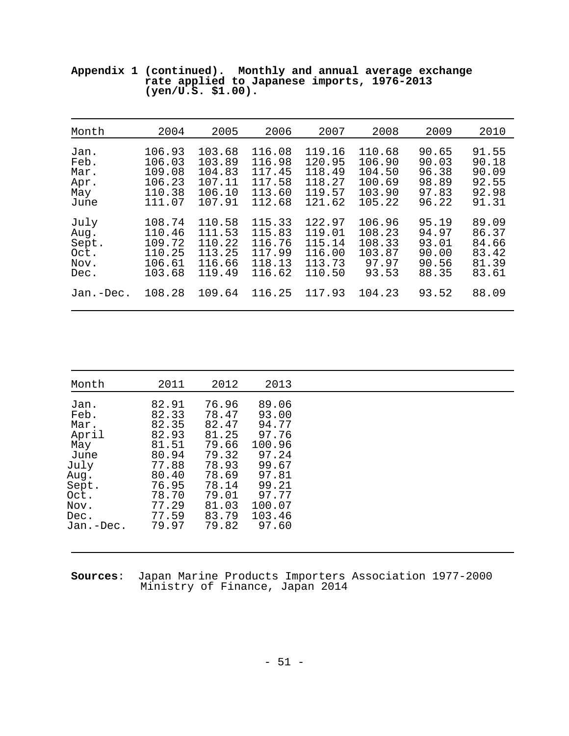**Appendix 1 (continued). Monthly and annual average exchange rate applied to Japanese imports, 1976-2013 (yen/U.S. $1.00).**

| Month | 2004 | 2005 | 2006 | 2007 | 2008 | 2009 | 2010 |
|---|---|---|---|---|---|---|---|
| Jan. | 106.93 | 103.68 | 116.08 | 119.16 | 110.68 | 90.65 | 91.55 |
| Feb. | 106.03 | 103.89 | 116.98 | 120.95 | 106.90 | 90.03 | 90.18 |
| Mar. | 109.08 | 104.83 | 117.45 | 118.49 | 104.50 | 96.38 | 90.09 |
| Apr. | 106.23 | 107.11 | 117.58 | 118.27 | 100.69 | 98.89 | 92.55 |
| May | 110.38 | 106.10 | 113.60 | 119.57 | 103.90 | 97.83 | 92.98 |
| June | 111.07 | 107.91 | 112.68 | 121.62 | 105.22 | 96.22 | 91.31 |
| July | 108.74 | 110.58 | 115.33 | 122.97 | 106.96 | 95.19 | 89.09 |
| Aug. | 110.46 | 111.53 | 115.83 | 119.01 | 108.23 | 94.97 | 86.37 |
| Sept. | 109.72 | 110.22 | 116.76 | 115.14 | 108.33 | 93.01 | 84.66 |
| Oct. | 110.25 | 113.25 | 117.99 | 116.00 | 103.87 | 90.00 | 83.42 |
| Nov. | 106.61 | 116.66 | 118.13 | 113.73 | 97.97 | 90.56 | 81.39 |
| Dec. | 103.68 | 119.49 | 116.62 | 110.50 | 93.53 | 88.35 | 83.61 |
| Jan.-Dec. | 108.28 | 109.64 | 116.25 | 117.93 | 104.23 | 93.52 | 88.09 |

| Month | 2011 | 2012 | 2013 |
|---|---|---|---|
| Jan. | 82.91 | 76.96 | 89.06 |
| Feb. | 82.33 | 78.47 | 93.00 |
| Mar. | 82.35 | 82.47 | 94.77 |
| April | 82.93 | 81.25 | 97.76 |
| May | 81.51 | 79.66 | 100.96 |
| June | 80.94 | 79.32 | 97.24 |
| July | 77.88 | 78.93 | 99.67 |
| Aug. | 80.40 | 78.69 | 97.81 |
| Sept. | 76.95 | 78.14 | 99.21 |
| Oct. | 78.70 | 79.01 | 97.77 |
| Nov. | 77.29 | 81.03 | 100.07 |
| Dec. | 77.59 | 83.79 | 103.46 |
| Jan.-Dec. | 79.97 | 79.82 | 97.60 |

**Sources**: Japan Marine Products Importers Association 1977-2000
Ministry of Finance, Japan 2014